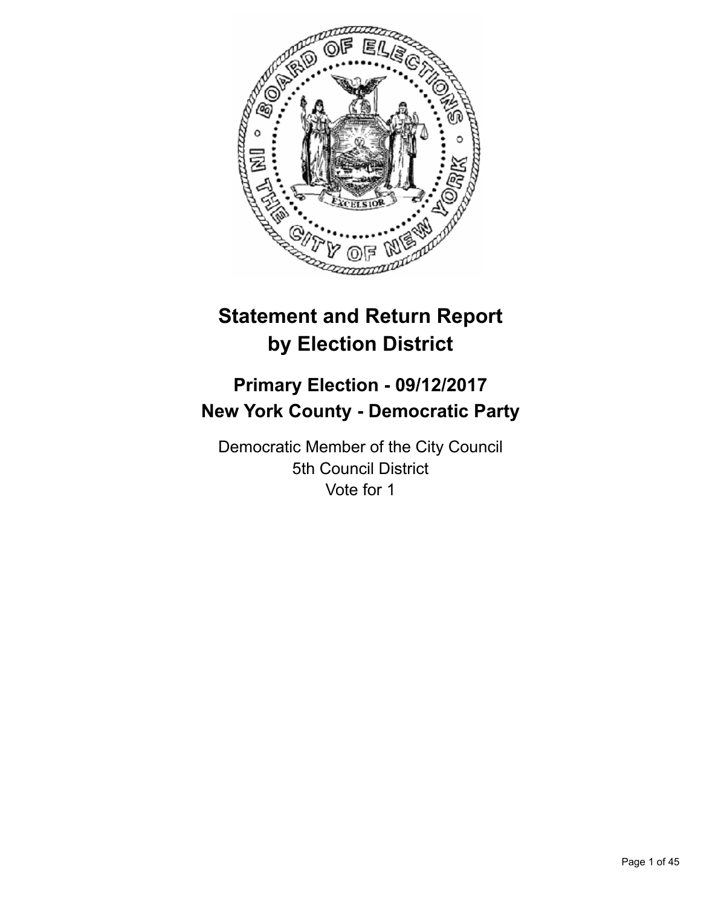# Statement and Return Report by Election District

## Primary Election - 09/12/2017
## New York County - Democratic Party

Democratic Member of the City Council
5th Council District
Vote for 1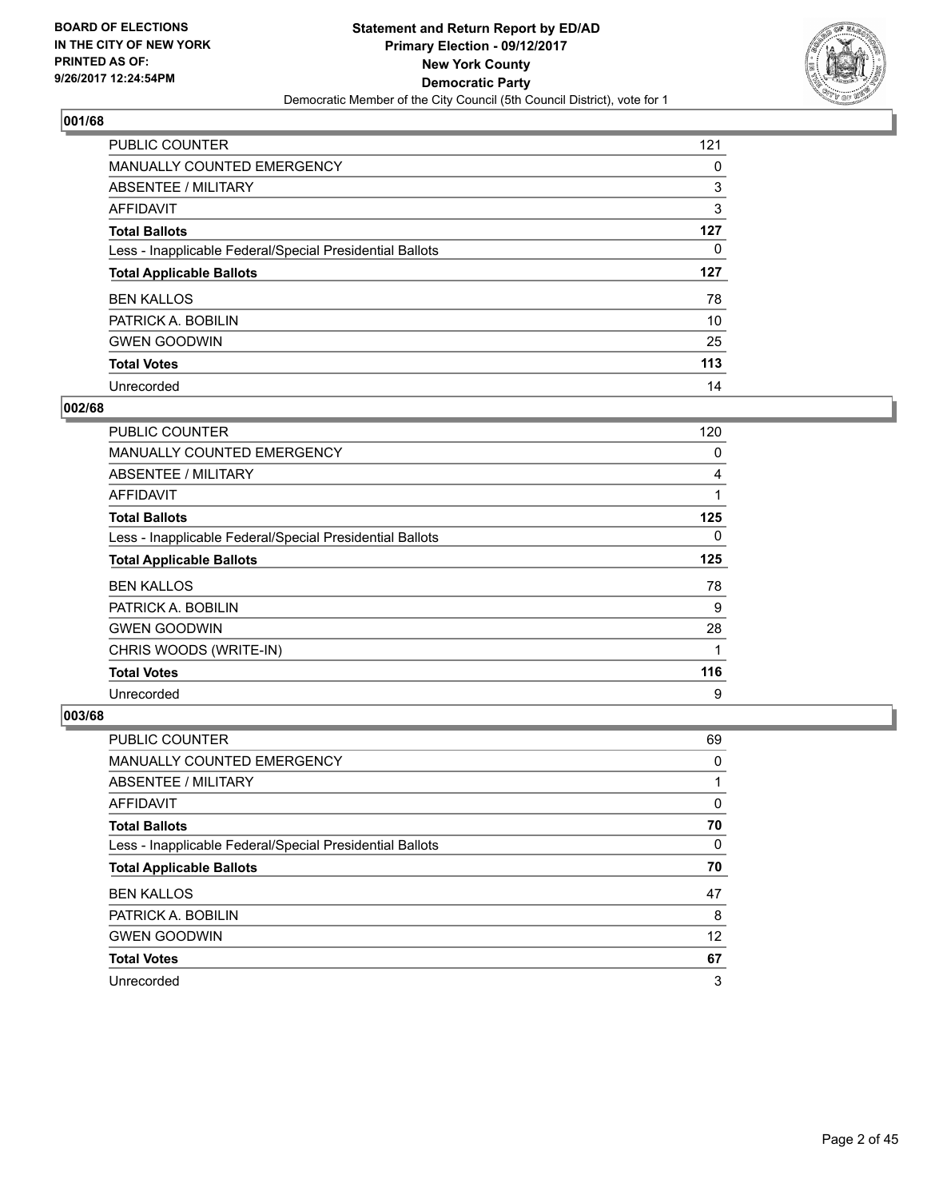BOARD OF ELECTIONS
IN THE CITY OF NEW YORK
PRINTED AS OF:
9/26/2017 12:24:54PM

**Statement and Return Report by ED/AD**
**Primary Election - 09/12/2017**
**New York County**
**Democratic Party**
Democratic Member of the City Council (5th Council District), vote for 1

### 001/68

| | |
|---|---|
| PUBLIC COUNTER | 121 |
| MANUALLY COUNTED EMERGENCY | 0 |
| ABSENTEE / MILITARY | 3 |
| AFFIDAVIT | 3 |
| **Total Ballots** | **127** |
| Less - Inapplicable Federal/Special Presidential Ballots | 0 |
| **Total Applicable Ballots** | **127** |
| BEN KALLOS | 78 |
| PATRICK A. BOBILIN | 10 |
| GWEN GOODWIN | 25 |
| **Total Votes** | **113** |
| Unrecorded | 14 |

### 002/68

| | |
|---|---|
| PUBLIC COUNTER | 120 |
| MANUALLY COUNTED EMERGENCY | 0 |
| ABSENTEE / MILITARY | 4 |
| AFFIDAVIT | 1 |
| **Total Ballots** | **125** |
| Less - Inapplicable Federal/Special Presidential Ballots | 0 |
| **Total Applicable Ballots** | **125** |
| BEN KALLOS | 78 |
| PATRICK A. BOBILIN | 9 |
| GWEN GOODWIN | 28 |
| CHRIS WOODS (WRITE-IN) | 1 |
| **Total Votes** | **116** |
| Unrecorded | 9 |

### 003/68

| | |
|---|---|
| PUBLIC COUNTER | 69 |
| MANUALLY COUNTED EMERGENCY | 0 |
| ABSENTEE / MILITARY | 1 |
| AFFIDAVIT | 0 |
| **Total Ballots** | **70** |
| Less - Inapplicable Federal/Special Presidential Ballots | 0 |
| **Total Applicable Ballots** | **70** |
| BEN KALLOS | 47 |
| PATRICK A. BOBILIN | 8 |
| GWEN GOODWIN | 12 |
| **Total Votes** | **67** |
| Unrecorded | 3 |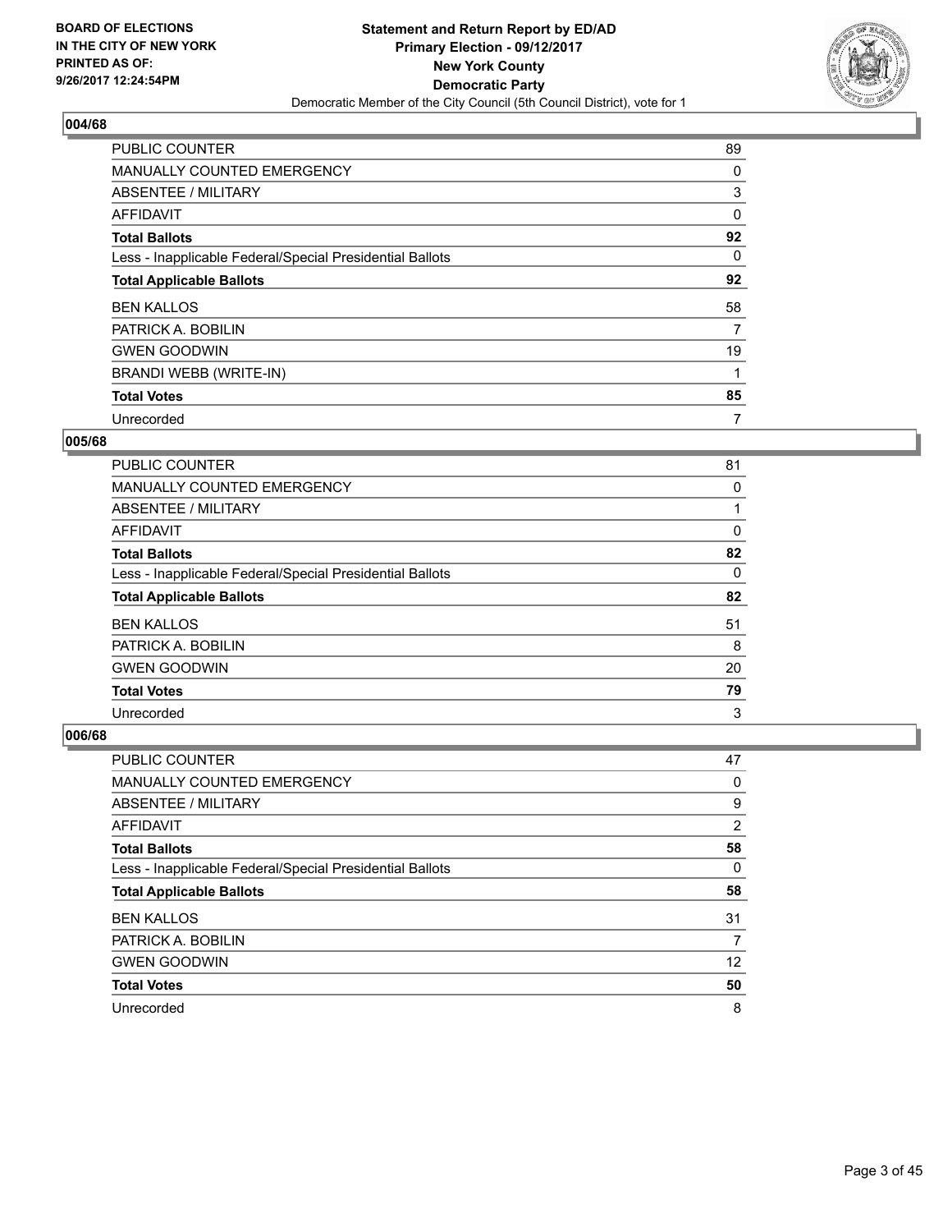**BOARD OF ELECTIONS IN THE CITY OF NEW YORK PRINTED AS OF: 9/26/2017 12:24:54PM**

**Statement and Return Report by ED/AD**
**Primary Election - 09/12/2017**
**New York County**
**Democratic Party**
Democratic Member of the City Council (5th Council District), vote for 1

## 004/68

| | |
|---|---|
| PUBLIC COUNTER | 89 |
| MANUALLY COUNTED EMERGENCY | 0 |
| ABSENTEE / MILITARY | 3 |
| AFFIDAVIT | 0 |
| **Total Ballots** | **92** |
| Less - Inapplicable Federal/Special Presidential Ballots | 0 |
| **Total Applicable Ballots** | **92** |
| BEN KALLOS | 58 |
| PATRICK A. BOBILIN | 7 |
| GWEN GOODWIN | 19 |
| BRANDI WEBB (WRITE-IN) | 1 |
| **Total Votes** | **85** |
| Unrecorded | 7 |

## 005/68

| | |
|---|---|
| PUBLIC COUNTER | 81 |
| MANUALLY COUNTED EMERGENCY | 0 |
| ABSENTEE / MILITARY | 1 |
| AFFIDAVIT | 0 |
| **Total Ballots** | **82** |
| Less - Inapplicable Federal/Special Presidential Ballots | 0 |
| **Total Applicable Ballots** | **82** |
| BEN KALLOS | 51 |
| PATRICK A. BOBILIN | 8 |
| GWEN GOODWIN | 20 |
| **Total Votes** | **79** |
| Unrecorded | 3 |

## 006/68

| | |
|---|---|
| PUBLIC COUNTER | 47 |
| MANUALLY COUNTED EMERGENCY | 0 |
| ABSENTEE / MILITARY | 9 |
| AFFIDAVIT | 2 |
| **Total Ballots** | **58** |
| Less - Inapplicable Federal/Special Presidential Ballots | 0 |
| **Total Applicable Ballots** | **58** |
| BEN KALLOS | 31 |
| PATRICK A. BOBILIN | 7 |
| GWEN GOODWIN | 12 |
| **Total Votes** | **50** |
| Unrecorded | 8 |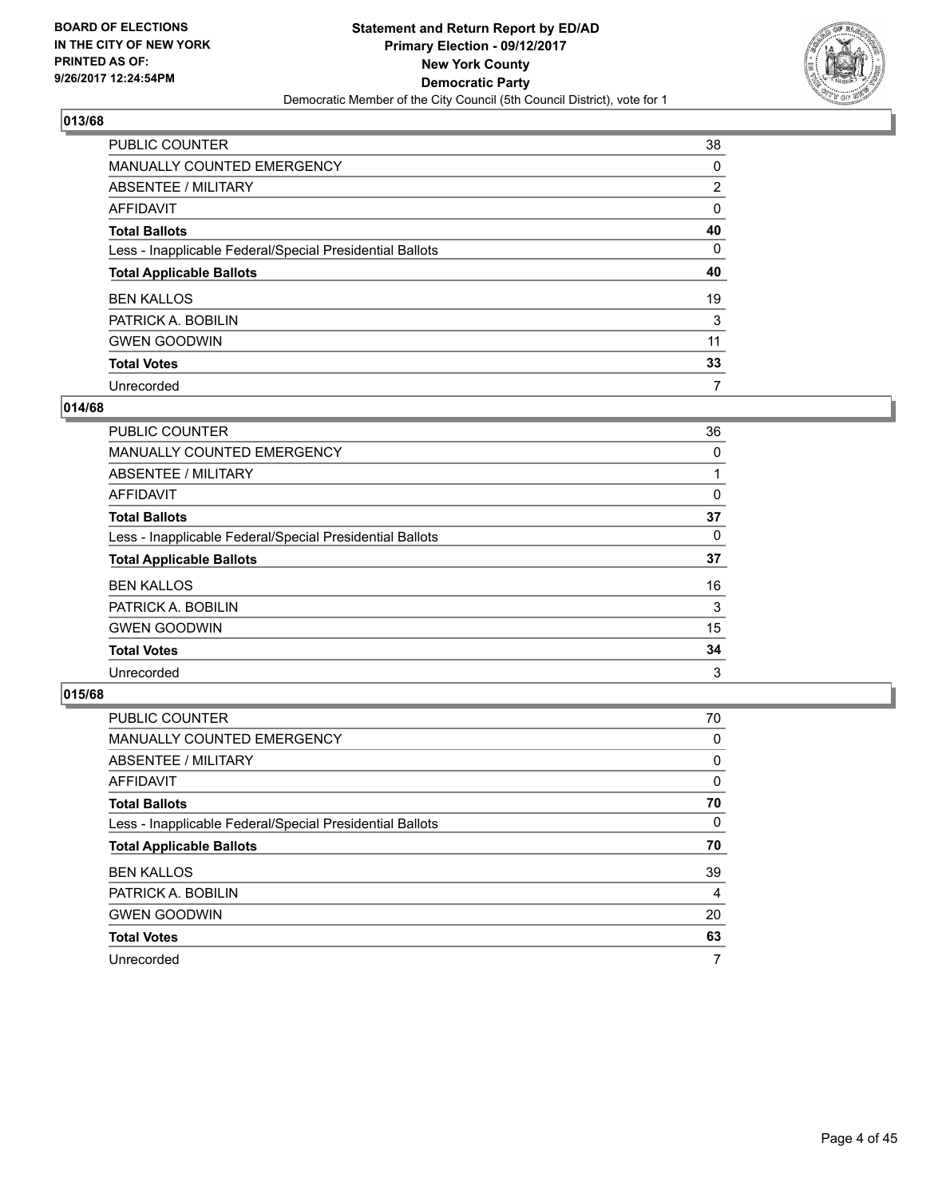**BOARD OF ELECTIONS IN THE CITY OF NEW YORK PRINTED AS OF: 9/26/2017 12:24:54PM**

**Statement and Return Report by ED/AD**
**Primary Election - 09/12/2017**
**New York County**
**Democratic Party**
Democratic Member of the City Council (5th Council District), vote for 1

## 013/68

| | |
|---|---|
| PUBLIC COUNTER | 38 |
| MANUALLY COUNTED EMERGENCY | 0 |
| ABSENTEE / MILITARY | 2 |
| AFFIDAVIT | 0 |
| **Total Ballots** | **40** |
| Less - Inapplicable Federal/Special Presidential Ballots | 0 |
| **Total Applicable Ballots** | **40** |
| BEN KALLOS | 19 |
| PATRICK A. BOBILIN | 3 |
| GWEN GOODWIN | 11 |
| **Total Votes** | **33** |
| Unrecorded | 7 |

## 014/68

| | |
|---|---|
| PUBLIC COUNTER | 36 |
| MANUALLY COUNTED EMERGENCY | 0 |
| ABSENTEE / MILITARY | 1 |
| AFFIDAVIT | 0 |
| **Total Ballots** | **37** |
| Less - Inapplicable Federal/Special Presidential Ballots | 0 |
| **Total Applicable Ballots** | **37** |
| BEN KALLOS | 16 |
| PATRICK A. BOBILIN | 3 |
| GWEN GOODWIN | 15 |
| **Total Votes** | **34** |
| Unrecorded | 3 |

## 015/68

| | |
|---|---|
| PUBLIC COUNTER | 70 |
| MANUALLY COUNTED EMERGENCY | 0 |
| ABSENTEE / MILITARY | 0 |
| AFFIDAVIT | 0 |
| **Total Ballots** | **70** |
| Less - Inapplicable Federal/Special Presidential Ballots | 0 |
| **Total Applicable Ballots** | **70** |
| BEN KALLOS | 39 |
| PATRICK A. BOBILIN | 4 |
| GWEN GOODWIN | 20 |
| **Total Votes** | **63** |
| Unrecorded | 7 |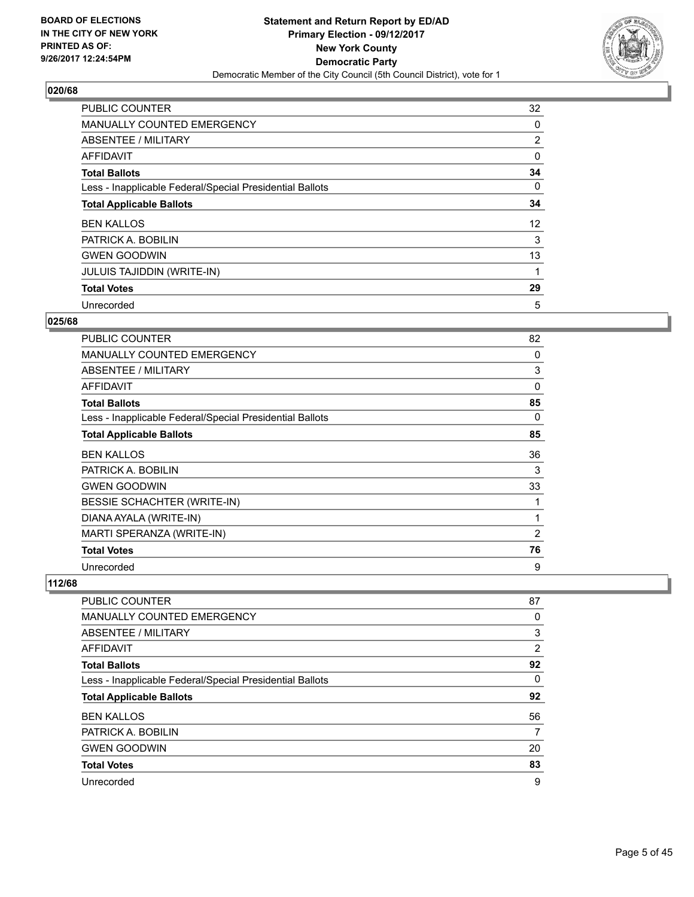**BOARD OF ELECTIONS IN THE CITY OF NEW YORK PRINTED AS OF: 9/26/2017 12:24:54PM**

**Statement and Return Report by ED/AD Primary Election - 09/12/2017 New York County Democratic Party**

Democratic Member of the City Council (5th Council District), vote for 1

## 020/68

| | |
|---|---|
| PUBLIC COUNTER | 32 |
| MANUALLY COUNTED EMERGENCY | 0 |
| ABSENTEE / MILITARY | 2 |
| AFFIDAVIT | 0 |
| **Total Ballots** | **34** |
| Less - Inapplicable Federal/Special Presidential Ballots | 0 |
| **Total Applicable Ballots** | **34** |
| BEN KALLOS | 12 |
| PATRICK A. BOBILIN | 3 |
| GWEN GOODWIN | 13 |
| JULUIS TAJIDDIN (WRITE-IN) | 1 |
| **Total Votes** | **29** |
| Unrecorded | 5 |

## 025/68

| | |
|---|---|
| PUBLIC COUNTER | 82 |
| MANUALLY COUNTED EMERGENCY | 0 |
| ABSENTEE / MILITARY | 3 |
| AFFIDAVIT | 0 |
| **Total Ballots** | **85** |
| Less - Inapplicable Federal/Special Presidential Ballots | 0 |
| **Total Applicable Ballots** | **85** |
| BEN KALLOS | 36 |
| PATRICK A. BOBILIN | 3 |
| GWEN GOODWIN | 33 |
| BESSIE SCHACHTER (WRITE-IN) | 1 |
| DIANA AYALA (WRITE-IN) | 1 |
| MARTI SPERANZA (WRITE-IN) | 2 |
| **Total Votes** | **76** |
| Unrecorded | 9 |

## 112/68

| | |
|---|---|
| PUBLIC COUNTER | 87 |
| MANUALLY COUNTED EMERGENCY | 0 |
| ABSENTEE / MILITARY | 3 |
| AFFIDAVIT | 2 |
| **Total Ballots** | **92** |
| Less - Inapplicable Federal/Special Presidential Ballots | 0 |
| **Total Applicable Ballots** | **92** |
| BEN KALLOS | 56 |
| PATRICK A. BOBILIN | 7 |
| GWEN GOODWIN | 20 |
| **Total Votes** | **83** |
| Unrecorded | 9 |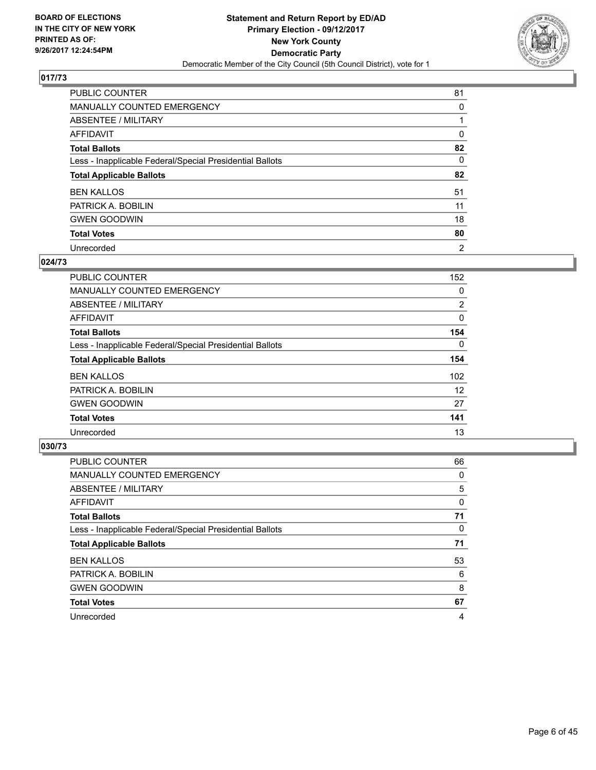**BOARD OF ELECTIONS IN THE CITY OF NEW YORK PRINTED AS OF: 9/26/2017 12:24:54PM**

**Statement and Return Report by ED/AD**
**Primary Election - 09/12/2017**
**New York County**
**Democratic Party**
Democratic Member of the City Council (5th Council District), vote for 1

## 017/73

| | |
|---|---|
| PUBLIC COUNTER | 81 |
| MANUALLY COUNTED EMERGENCY | 0 |
| ABSENTEE / MILITARY | 1 |
| AFFIDAVIT | 0 |
| **Total Ballots** | **82** |
| Less - Inapplicable Federal/Special Presidential Ballots | 0 |
| **Total Applicable Ballots** | **82** |
| BEN KALLOS | 51 |
| PATRICK A. BOBILIN | 11 |
| GWEN GOODWIN | 18 |
| **Total Votes** | **80** |
| Unrecorded | 2 |

## 024/73

| | |
|---|---|
| PUBLIC COUNTER | 152 |
| MANUALLY COUNTED EMERGENCY | 0 |
| ABSENTEE / MILITARY | 2 |
| AFFIDAVIT | 0 |
| **Total Ballots** | **154** |
| Less - Inapplicable Federal/Special Presidential Ballots | 0 |
| **Total Applicable Ballots** | **154** |
| BEN KALLOS | 102 |
| PATRICK A. BOBILIN | 12 |
| GWEN GOODWIN | 27 |
| **Total Votes** | **141** |
| Unrecorded | 13 |

## 030/73

| | |
|---|---|
| PUBLIC COUNTER | 66 |
| MANUALLY COUNTED EMERGENCY | 0 |
| ABSENTEE / MILITARY | 5 |
| AFFIDAVIT | 0 |
| **Total Ballots** | **71** |
| Less - Inapplicable Federal/Special Presidential Ballots | 0 |
| **Total Applicable Ballots** | **71** |
| BEN KALLOS | 53 |
| PATRICK A. BOBILIN | 6 |
| GWEN GOODWIN | 8 |
| **Total Votes** | **67** |
| Unrecorded | 4 |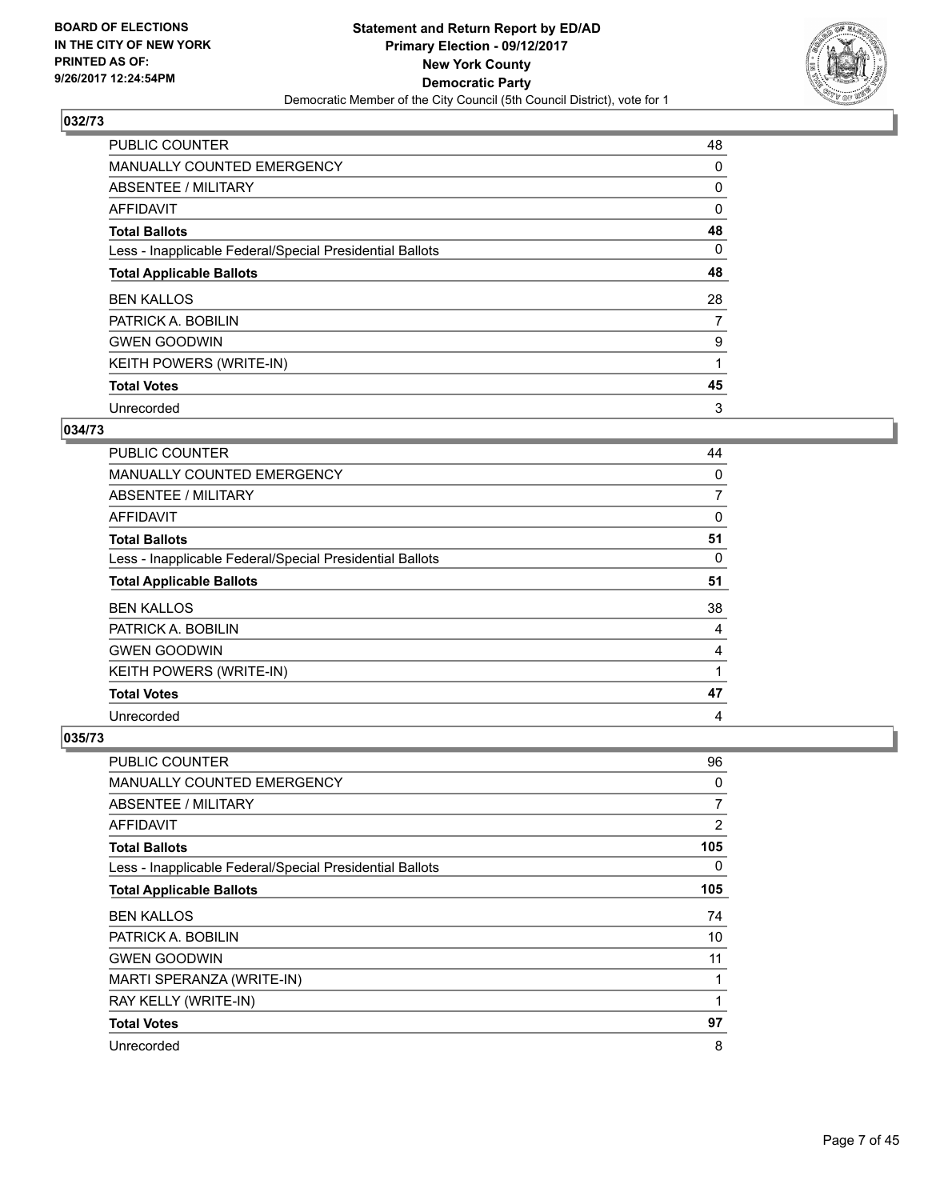**BOARD OF ELECTIONS IN THE CITY OF NEW YORK PRINTED AS OF: 9/26/2017 12:24:54PM**

**Statement and Return Report by ED/AD**
**Primary Election - 09/12/2017**
**New York County**
**Democratic Party**
Democratic Member of the City Council (5th Council District), vote for 1

### 032/73

| | |
|---|---|
| PUBLIC COUNTER | 48 |
| MANUALLY COUNTED EMERGENCY | 0 |
| ABSENTEE / MILITARY | 0 |
| AFFIDAVIT | 0 |
| **Total Ballots** | **48** |
| Less - Inapplicable Federal/Special Presidential Ballots | 0 |
| **Total Applicable Ballots** | **48** |
| BEN KALLOS | 28 |
| PATRICK A. BOBILIN | 7 |
| GWEN GOODWIN | 9 |
| KEITH POWERS (WRITE-IN) | 1 |
| **Total Votes** | **45** |
| Unrecorded | 3 |

### 034/73

| | |
|---|---|
| PUBLIC COUNTER | 44 |
| MANUALLY COUNTED EMERGENCY | 0 |
| ABSENTEE / MILITARY | 7 |
| AFFIDAVIT | 0 |
| **Total Ballots** | **51** |
| Less - Inapplicable Federal/Special Presidential Ballots | 0 |
| **Total Applicable Ballots** | **51** |
| BEN KALLOS | 38 |
| PATRICK A. BOBILIN | 4 |
| GWEN GOODWIN | 4 |
| KEITH POWERS (WRITE-IN) | 1 |
| **Total Votes** | **47** |
| Unrecorded | 4 |

### 035/73

| | |
|---|---|
| PUBLIC COUNTER | 96 |
| MANUALLY COUNTED EMERGENCY | 0 |
| ABSENTEE / MILITARY | 7 |
| AFFIDAVIT | 2 |
| **Total Ballots** | **105** |
| Less - Inapplicable Federal/Special Presidential Ballots | 0 |
| **Total Applicable Ballots** | **105** |
| BEN KALLOS | 74 |
| PATRICK A. BOBILIN | 10 |
| GWEN GOODWIN | 11 |
| MARTI SPERANZA (WRITE-IN) | 1 |
| RAY KELLY (WRITE-IN) | 1 |
| **Total Votes** | **97** |
| Unrecorded | 8 |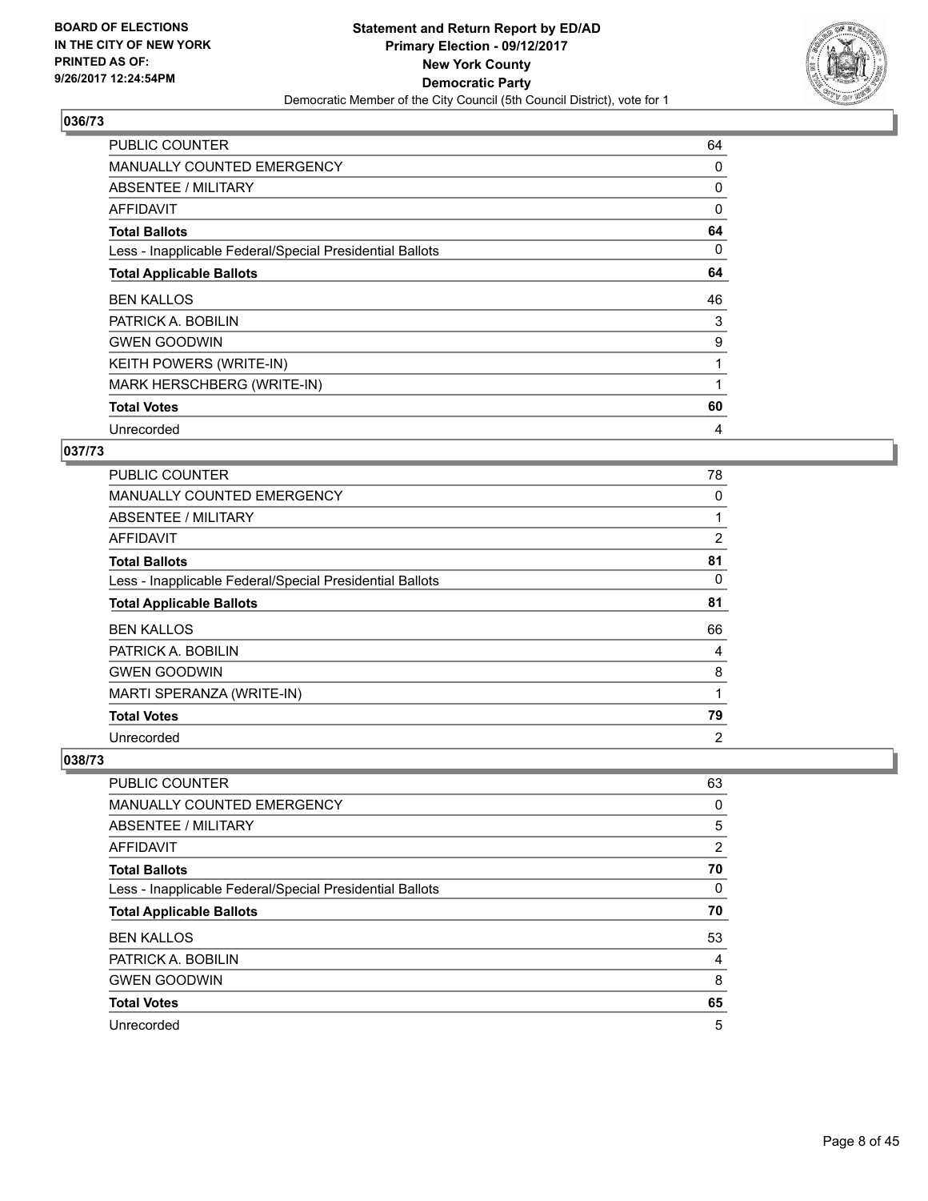## 036/73

| | |
|---|---|
| PUBLIC COUNTER | 64 |
| MANUALLY COUNTED EMERGENCY | 0 |
| ABSENTEE / MILITARY | 0 |
| AFFIDAVIT | 0 |
| **Total Ballots** | **64** |
| Less - Inapplicable Federal/Special Presidential Ballots | 0 |
| **Total Applicable Ballots** | **64** |
| BEN KALLOS | 46 |
| PATRICK A. BOBILIN | 3 |
| GWEN GOODWIN | 9 |
| KEITH POWERS (WRITE-IN) | 1 |
| MARK HERSCHBERG (WRITE-IN) | 1 |
| **Total Votes** | **60** |
| Unrecorded | 4 |

## 037/73

| | |
|---|---|
| PUBLIC COUNTER | 78 |
| MANUALLY COUNTED EMERGENCY | 0 |
| ABSENTEE / MILITARY | 1 |
| AFFIDAVIT | 2 |
| **Total Ballots** | **81** |
| Less - Inapplicable Federal/Special Presidential Ballots | 0 |
| **Total Applicable Ballots** | **81** |
| BEN KALLOS | 66 |
| PATRICK A. BOBILIN | 4 |
| GWEN GOODWIN | 8 |
| MARTI SPERANZA (WRITE-IN) | 1 |
| **Total Votes** | **79** |
| Unrecorded | 2 |

## 038/73

| | |
|---|---|
| PUBLIC COUNTER | 63 |
| MANUALLY COUNTED EMERGENCY | 0 |
| ABSENTEE / MILITARY | 5 |
| AFFIDAVIT | 2 |
| **Total Ballots** | **70** |
| Less - Inapplicable Federal/Special Presidential Ballots | 0 |
| **Total Applicable Ballots** | **70** |
| BEN KALLOS | 53 |
| PATRICK A. BOBILIN | 4 |
| GWEN GOODWIN | 8 |
| **Total Votes** | **65** |
| Unrecorded | 5 |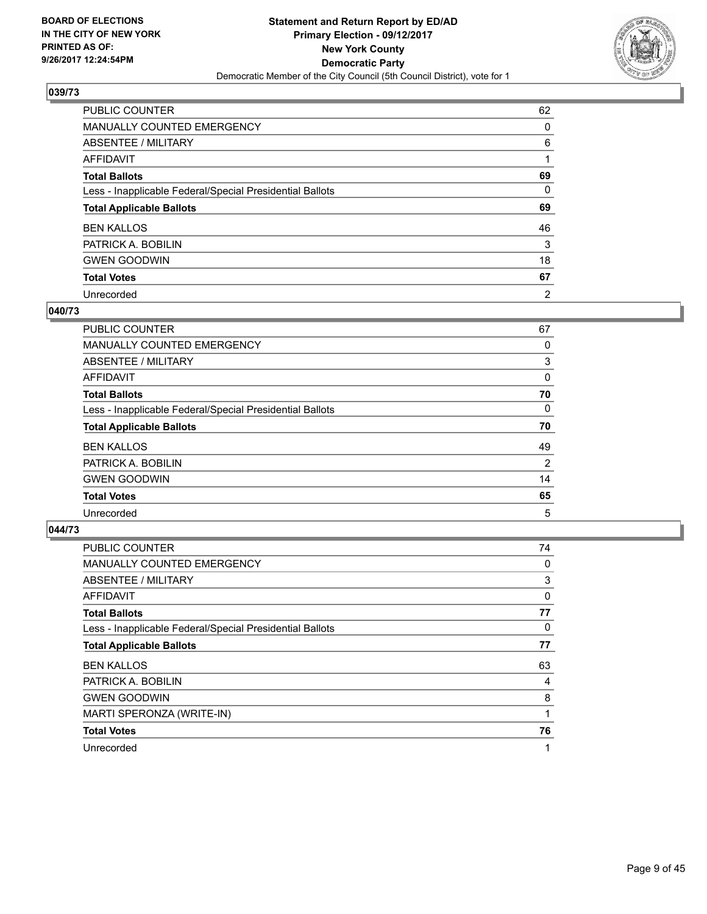BOARD OF ELECTIONS
IN THE CITY OF NEW YORK
PRINTED AS OF:
9/26/2017 12:24:54PM

**Statement and Return Report by ED/AD**
**Primary Election - 09/12/2017**
**New York County**
**Democratic Party**
Democratic Member of the City Council (5th Council District), vote for 1

## 039/73

| | |
|---|---|
| PUBLIC COUNTER | 62 |
| MANUALLY COUNTED EMERGENCY | 0 |
| ABSENTEE / MILITARY | 6 |
| AFFIDAVIT | 1 |
| **Total Ballots** | **69** |
| Less - Inapplicable Federal/Special Presidential Ballots | 0 |
| **Total Applicable Ballots** | **69** |
| BEN KALLOS | 46 |
| PATRICK A. BOBILIN | 3 |
| GWEN GOODWIN | 18 |
| **Total Votes** | **67** |
| Unrecorded | 2 |

## 040/73

| | |
|---|---|
| PUBLIC COUNTER | 67 |
| MANUALLY COUNTED EMERGENCY | 0 |
| ABSENTEE / MILITARY | 3 |
| AFFIDAVIT | 0 |
| **Total Ballots** | **70** |
| Less - Inapplicable Federal/Special Presidential Ballots | 0 |
| **Total Applicable Ballots** | **70** |
| BEN KALLOS | 49 |
| PATRICK A. BOBILIN | 2 |
| GWEN GOODWIN | 14 |
| **Total Votes** | **65** |
| Unrecorded | 5 |

## 044/73

| | |
|---|---|
| PUBLIC COUNTER | 74 |
| MANUALLY COUNTED EMERGENCY | 0 |
| ABSENTEE / MILITARY | 3 |
| AFFIDAVIT | 0 |
| **Total Ballots** | **77** |
| Less - Inapplicable Federal/Special Presidential Ballots | 0 |
| **Total Applicable Ballots** | **77** |
| BEN KALLOS | 63 |
| PATRICK A. BOBILIN | 4 |
| GWEN GOODWIN | 8 |
| MARTI SPERONZA (WRITE-IN) | 1 |
| **Total Votes** | **76** |
| Unrecorded | 1 |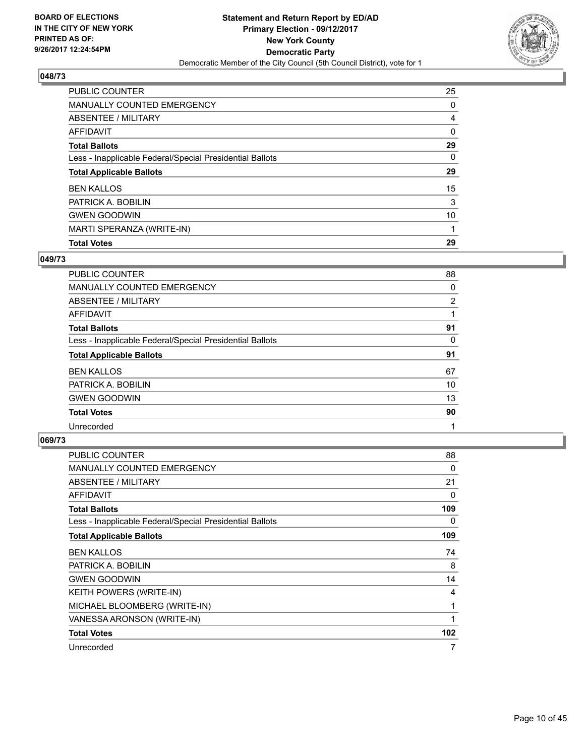BOARD OF ELECTIONS
IN THE CITY OF NEW YORK
PRINTED AS OF:
9/26/2017 12:24:54PM

**Statement and Return Report by ED/AD**
**Primary Election - 09/12/2017**
**New York County**
**Democratic Party**
Democratic Member of the City Council (5th Council District), vote for 1

### 048/73

| | |
|---|---|
| PUBLIC COUNTER | 25 |
| MANUALLY COUNTED EMERGENCY | 0 |
| ABSENTEE / MILITARY | 4 |
| AFFIDAVIT | 0 |
| **Total Ballots** | **29** |
| Less - Inapplicable Federal/Special Presidential Ballots | 0 |
| **Total Applicable Ballots** | **29** |
| BEN KALLOS | 15 |
| PATRICK A. BOBILIN | 3 |
| GWEN GOODWIN | 10 |
| MARTI SPERANZA (WRITE-IN) | 1 |
| **Total Votes** | **29** |

### 049/73

| | |
|---|---|
| PUBLIC COUNTER | 88 |
| MANUALLY COUNTED EMERGENCY | 0 |
| ABSENTEE / MILITARY | 2 |
| AFFIDAVIT | 1 |
| **Total Ballots** | **91** |
| Less - Inapplicable Federal/Special Presidential Ballots | 0 |
| **Total Applicable Ballots** | **91** |
| BEN KALLOS | 67 |
| PATRICK A. BOBILIN | 10 |
| GWEN GOODWIN | 13 |
| **Total Votes** | **90** |
| Unrecorded | 1 |

### 069/73

| | |
|---|---|
| PUBLIC COUNTER | 88 |
| MANUALLY COUNTED EMERGENCY | 0 |
| ABSENTEE / MILITARY | 21 |
| AFFIDAVIT | 0 |
| **Total Ballots** | **109** |
| Less - Inapplicable Federal/Special Presidential Ballots | 0 |
| **Total Applicable Ballots** | **109** |
| BEN KALLOS | 74 |
| PATRICK A. BOBILIN | 8 |
| GWEN GOODWIN | 14 |
| KEITH POWERS (WRITE-IN) | 4 |
| MICHAEL BLOOMBERG (WRITE-IN) | 1 |
| VANESSA ARONSON (WRITE-IN) | 1 |
| **Total Votes** | **102** |
| Unrecorded | 7 |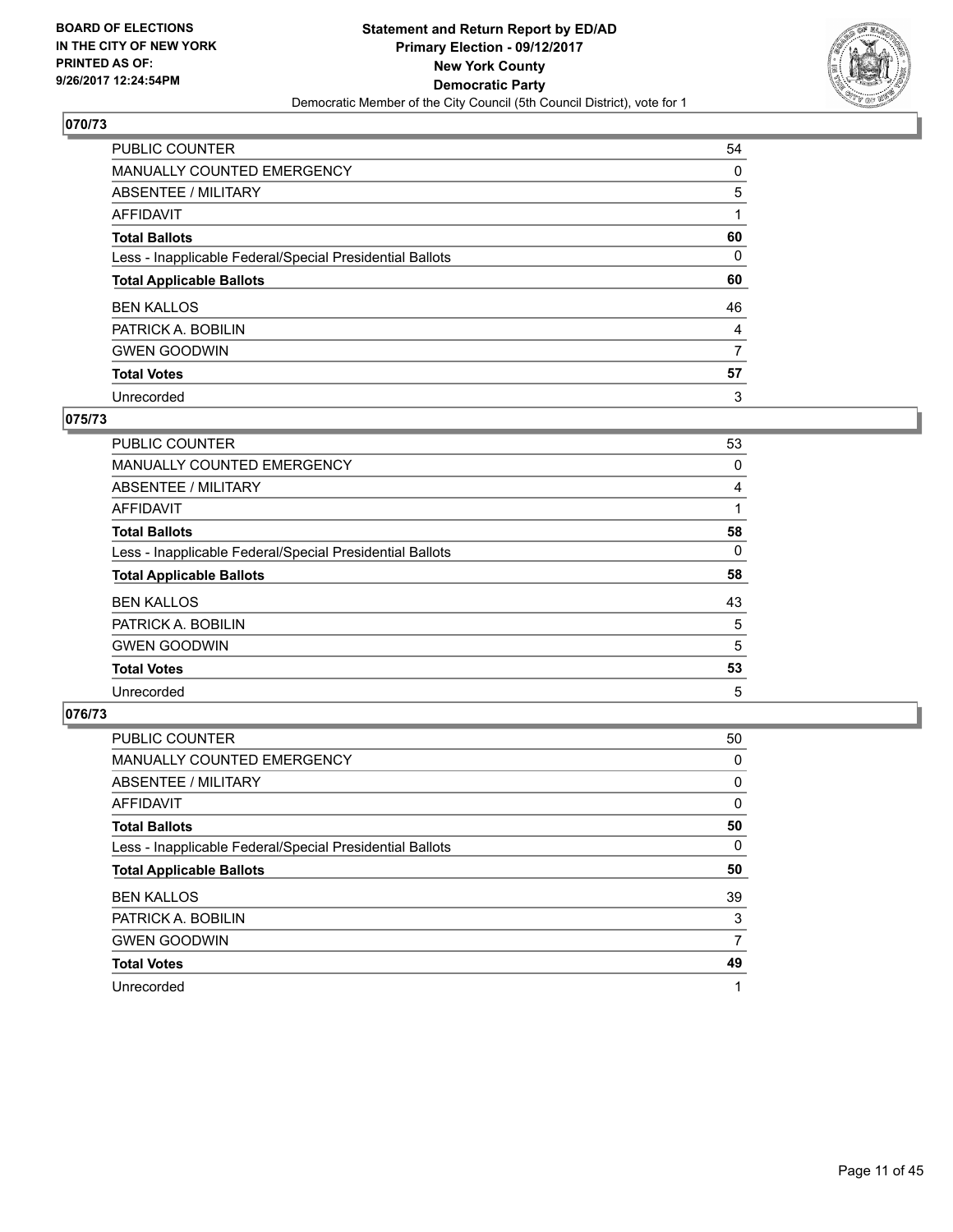**BOARD OF ELECTIONS IN THE CITY OF NEW YORK PRINTED AS OF: 9/26/2017 12:24:54PM**

**Statement and Return Report by ED/AD Primary Election - 09/12/2017 New York County Democratic Party**
Democratic Member of the City Council (5th Council District), vote for 1

## 070/73

| | |
|---|---|
| PUBLIC COUNTER | 54 |
| MANUALLY COUNTED EMERGENCY | 0 |
| ABSENTEE / MILITARY | 5 |
| AFFIDAVIT | 1 |
| **Total Ballots** | **60** |
| Less - Inapplicable Federal/Special Presidential Ballots | 0 |
| **Total Applicable Ballots** | **60** |
| BEN KALLOS | 46 |
| PATRICK A. BOBILIN | 4 |
| GWEN GOODWIN | 7 |
| **Total Votes** | **57** |
| Unrecorded | 3 |

## 075/73

| | |
|---|---|
| PUBLIC COUNTER | 53 |
| MANUALLY COUNTED EMERGENCY | 0 |
| ABSENTEE / MILITARY | 4 |
| AFFIDAVIT | 1 |
| **Total Ballots** | **58** |
| Less - Inapplicable Federal/Special Presidential Ballots | 0 |
| **Total Applicable Ballots** | **58** |
| BEN KALLOS | 43 |
| PATRICK A. BOBILIN | 5 |
| GWEN GOODWIN | 5 |
| **Total Votes** | **53** |
| Unrecorded | 5 |

## 076/73

| | |
|---|---|
| PUBLIC COUNTER | 50 |
| MANUALLY COUNTED EMERGENCY | 0 |
| ABSENTEE / MILITARY | 0 |
| AFFIDAVIT | 0 |
| **Total Ballots** | **50** |
| Less - Inapplicable Federal/Special Presidential Ballots | 0 |
| **Total Applicable Ballots** | **50** |
| BEN KALLOS | 39 |
| PATRICK A. BOBILIN | 3 |
| GWEN GOODWIN | 7 |
| **Total Votes** | **49** |
| Unrecorded | 1 |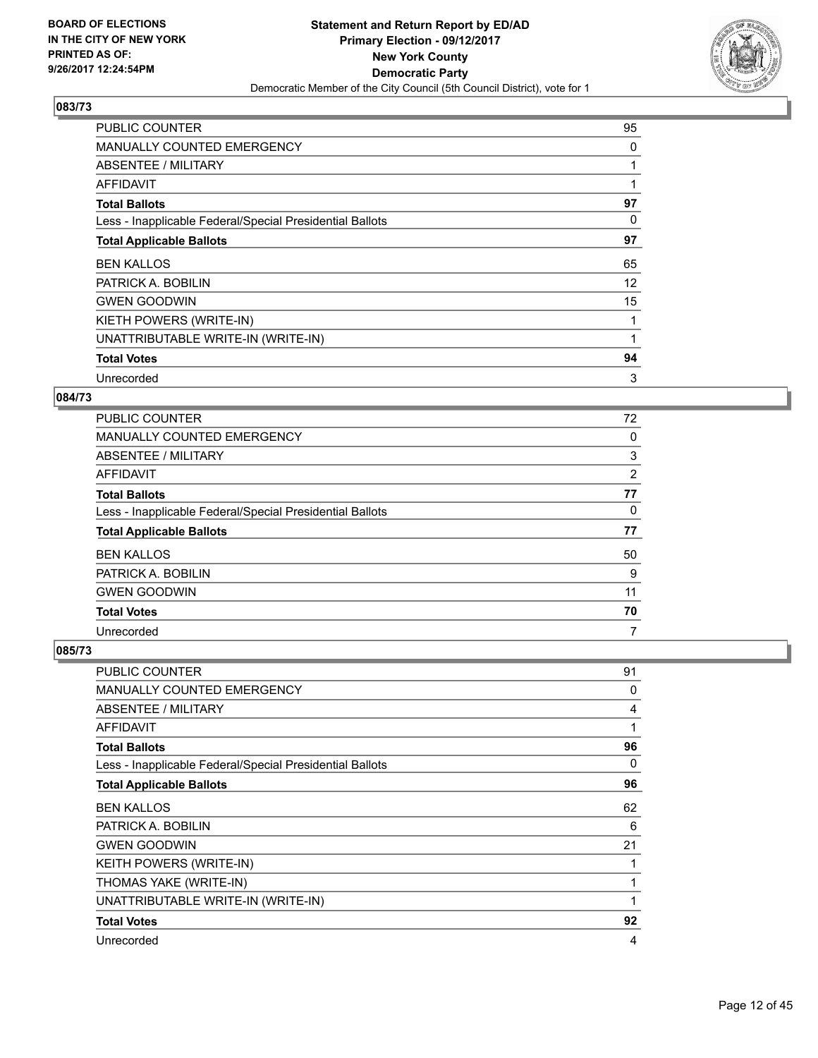BOARD OF ELECTIONS
IN THE CITY OF NEW YORK
PRINTED AS OF:
9/26/2017 12:24:54PM

**Statement and Return Report by ED/AD**
**Primary Election - 09/12/2017**
**New York County**
**Democratic Party**
Democratic Member of the City Council (5th Council District), vote for 1

## 083/73

| | |
|---|---|
| PUBLIC COUNTER | 95 |
| MANUALLY COUNTED EMERGENCY | 0 |
| ABSENTEE / MILITARY | 1 |
| AFFIDAVIT | 1 |
| **Total Ballots** | **97** |
| Less - Inapplicable Federal/Special Presidential Ballots | 0 |
| **Total Applicable Ballots** | **97** |
| BEN KALLOS | 65 |
| PATRICK A. BOBILIN | 12 |
| GWEN GOODWIN | 15 |
| KIETH POWERS (WRITE-IN) | 1 |
| UNATTRIBUTABLE WRITE-IN (WRITE-IN) | 1 |
| **Total Votes** | **94** |
| Unrecorded | 3 |

## 084/73

| | |
|---|---|
| PUBLIC COUNTER | 72 |
| MANUALLY COUNTED EMERGENCY | 0 |
| ABSENTEE / MILITARY | 3 |
| AFFIDAVIT | 2 |
| **Total Ballots** | **77** |
| Less - Inapplicable Federal/Special Presidential Ballots | 0 |
| **Total Applicable Ballots** | **77** |
| BEN KALLOS | 50 |
| PATRICK A. BOBILIN | 9 |
| GWEN GOODWIN | 11 |
| **Total Votes** | **70** |
| Unrecorded | 7 |

## 085/73

| | |
|---|---|
| PUBLIC COUNTER | 91 |
| MANUALLY COUNTED EMERGENCY | 0 |
| ABSENTEE / MILITARY | 4 |
| AFFIDAVIT | 1 |
| **Total Ballots** | **96** |
| Less - Inapplicable Federal/Special Presidential Ballots | 0 |
| **Total Applicable Ballots** | **96** |
| BEN KALLOS | 62 |
| PATRICK A. BOBILIN | 6 |
| GWEN GOODWIN | 21 |
| KEITH POWERS (WRITE-IN) | 1 |
| THOMAS YAKE (WRITE-IN) | 1 |
| UNATTRIBUTABLE WRITE-IN (WRITE-IN) | 1 |
| **Total Votes** | **92** |
| Unrecorded | 4 |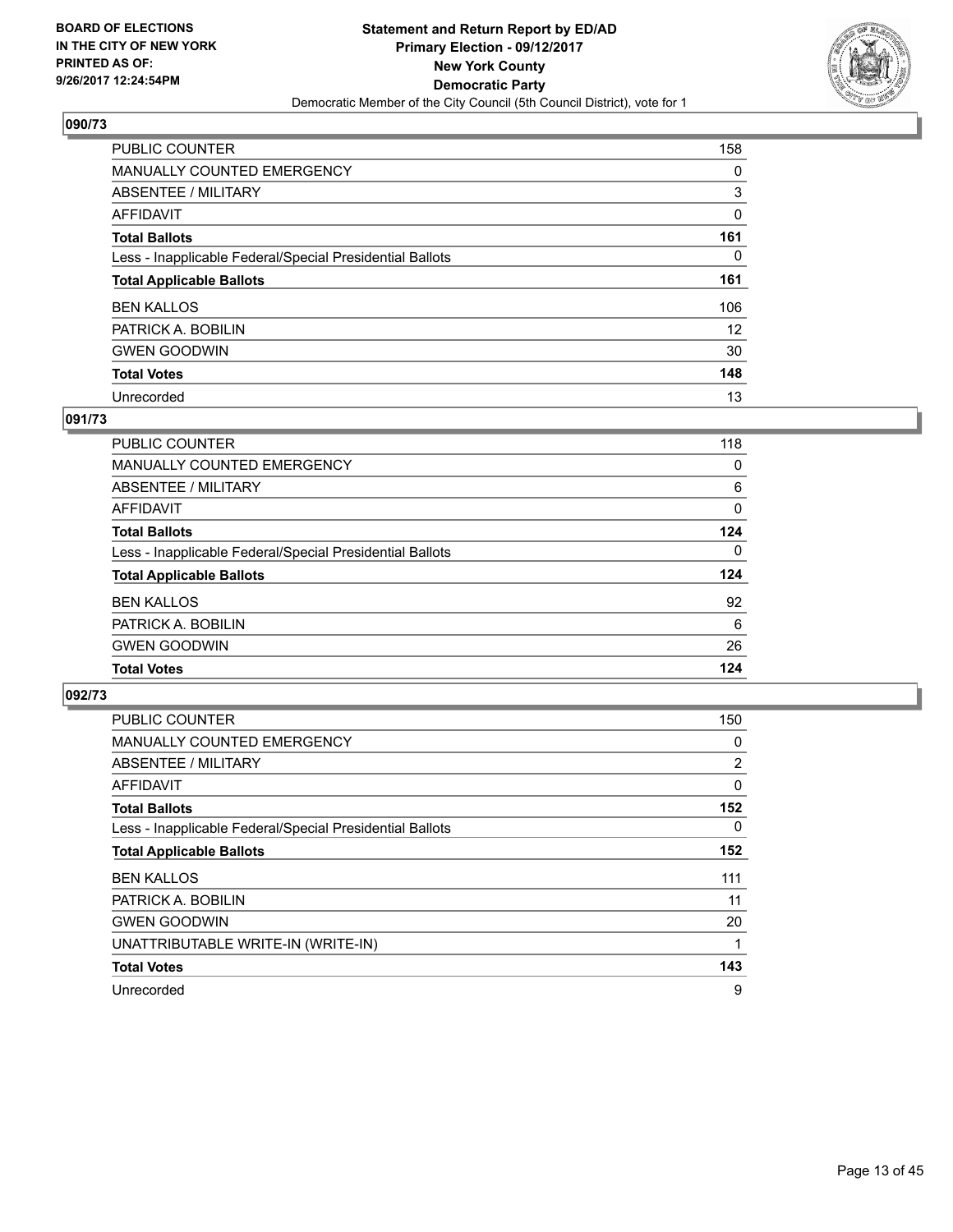**BOARD OF ELECTIONS IN THE CITY OF NEW YORK PRINTED AS OF: 9/26/2017 12:24:54PM**

**Statement and Return Report by ED/AD Primary Election - 09/12/2017 New York County Democratic Party**

Democratic Member of the City Council (5th Council District), vote for 1

## 090/73

| | |
|---|---|
| PUBLIC COUNTER | 158 |
| MANUALLY COUNTED EMERGENCY | 0 |
| ABSENTEE / MILITARY | 3 |
| AFFIDAVIT | 0 |
| **Total Ballots** | **161** |
| Less - Inapplicable Federal/Special Presidential Ballots | 0 |
| **Total Applicable Ballots** | **161** |
| BEN KALLOS | 106 |
| PATRICK A. BOBILIN | 12 |
| GWEN GOODWIN | 30 |
| **Total Votes** | **148** |
| Unrecorded | 13 |

## 091/73

| | |
|---|---|
| PUBLIC COUNTER | 118 |
| MANUALLY COUNTED EMERGENCY | 0 |
| ABSENTEE / MILITARY | 6 |
| AFFIDAVIT | 0 |
| **Total Ballots** | **124** |
| Less - Inapplicable Federal/Special Presidential Ballots | 0 |
| **Total Applicable Ballots** | **124** |
| BEN KALLOS | 92 |
| PATRICK A. BOBILIN | 6 |
| GWEN GOODWIN | 26 |
| **Total Votes** | **124** |

## 092/73

| | |
|---|---|
| PUBLIC COUNTER | 150 |
| MANUALLY COUNTED EMERGENCY | 0 |
| ABSENTEE / MILITARY | 2 |
| AFFIDAVIT | 0 |
| **Total Ballots** | **152** |
| Less - Inapplicable Federal/Special Presidential Ballots | 0 |
| **Total Applicable Ballots** | **152** |
| BEN KALLOS | 111 |
| PATRICK A. BOBILIN | 11 |
| GWEN GOODWIN | 20 |
| UNATTRIBUTABLE WRITE-IN (WRITE-IN) | 1 |
| **Total Votes** | **143** |
| Unrecorded | 9 |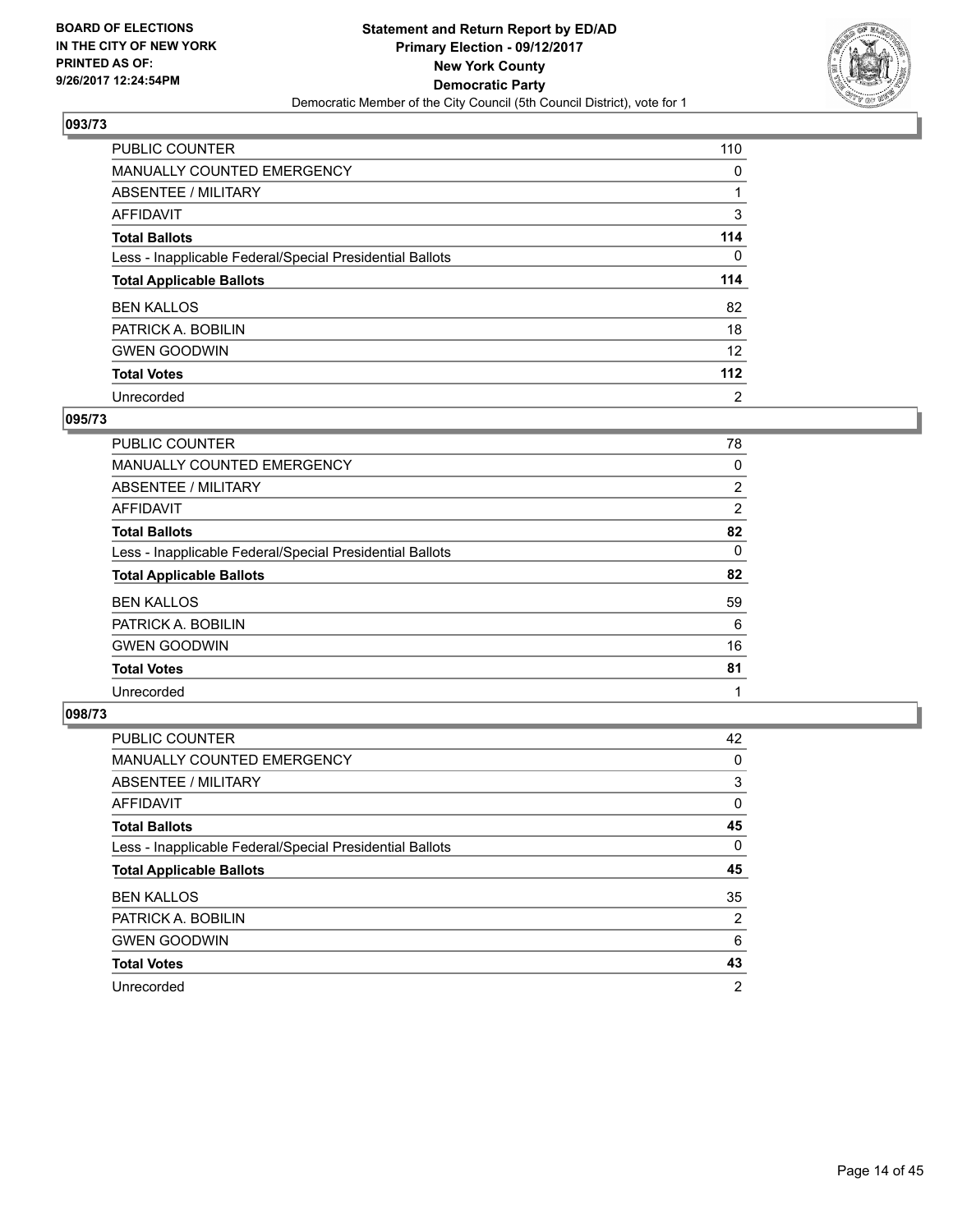BOARD OF ELECTIONS
IN THE CITY OF NEW YORK
PRINTED AS OF:
9/26/2017 12:24:54PM

**Statement and Return Report by ED/AD**
**Primary Election - 09/12/2017**
**New York County**
**Democratic Party**
Democratic Member of the City Council (5th Council District), vote for 1

## 093/73

| | |
|---|---|
| PUBLIC COUNTER | 110 |
| MANUALLY COUNTED EMERGENCY | 0 |
| ABSENTEE / MILITARY | 1 |
| AFFIDAVIT | 3 |
| **Total Ballots** | **114** |
| Less - Inapplicable Federal/Special Presidential Ballots | 0 |
| **Total Applicable Ballots** | **114** |
| BEN KALLOS | 82 |
| PATRICK A. BOBILIN | 18 |
| GWEN GOODWIN | 12 |
| **Total Votes** | **112** |
| Unrecorded | 2 |

## 095/73

| | |
|---|---|
| PUBLIC COUNTER | 78 |
| MANUALLY COUNTED EMERGENCY | 0 |
| ABSENTEE / MILITARY | 2 |
| AFFIDAVIT | 2 |
| **Total Ballots** | **82** |
| Less - Inapplicable Federal/Special Presidential Ballots | 0 |
| **Total Applicable Ballots** | **82** |
| BEN KALLOS | 59 |
| PATRICK A. BOBILIN | 6 |
| GWEN GOODWIN | 16 |
| **Total Votes** | **81** |
| Unrecorded | 1 |

## 098/73

| | |
|---|---|
| PUBLIC COUNTER | 42 |
| MANUALLY COUNTED EMERGENCY | 0 |
| ABSENTEE / MILITARY | 3 |
| AFFIDAVIT | 0 |
| **Total Ballots** | **45** |
| Less - Inapplicable Federal/Special Presidential Ballots | 0 |
| **Total Applicable Ballots** | **45** |
| BEN KALLOS | 35 |
| PATRICK A. BOBILIN | 2 |
| GWEN GOODWIN | 6 |
| **Total Votes** | **43** |
| Unrecorded | 2 |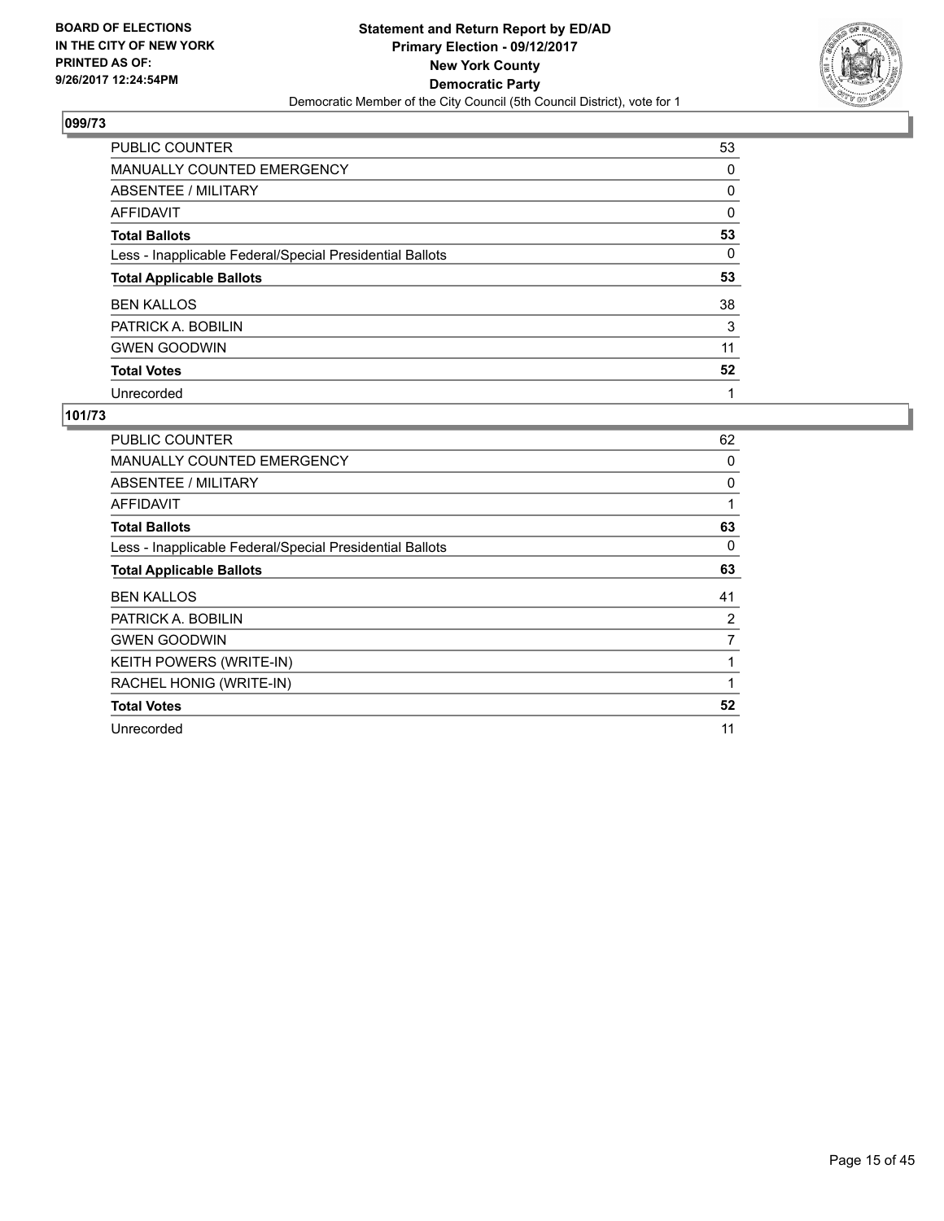BOARD OF ELECTIONS
IN THE CITY OF NEW YORK
PRINTED AS OF:
9/26/2017 12:24:54PM

**Statement and Return Report by ED/AD**
**Primary Election - 09/12/2017**
**New York County**
**Democratic Party**
Democratic Member of the City Council (5th Council District), vote for 1

## 099/73

| | |
|---|---|
| PUBLIC COUNTER | 53 |
| MANUALLY COUNTED EMERGENCY | 0 |
| ABSENTEE / MILITARY | 0 |
| AFFIDAVIT | 0 |
| **Total Ballots** | **53** |
| Less - Inapplicable Federal/Special Presidential Ballots | 0 |
| **Total Applicable Ballots** | **53** |
| BEN KALLOS | 38 |
| PATRICK A. BOBILIN | 3 |
| GWEN GOODWIN | 11 |
| **Total Votes** | **52** |
| Unrecorded | 1 |

## 101/73

| | |
|---|---|
| PUBLIC COUNTER | 62 |
| MANUALLY COUNTED EMERGENCY | 0 |
| ABSENTEE / MILITARY | 0 |
| AFFIDAVIT | 1 |
| **Total Ballots** | **63** |
| Less - Inapplicable Federal/Special Presidential Ballots | 0 |
| **Total Applicable Ballots** | **63** |
| BEN KALLOS | 41 |
| PATRICK A. BOBILIN | 2 |
| GWEN GOODWIN | 7 |
| KEITH POWERS (WRITE-IN) | 1 |
| RACHEL HONIG (WRITE-IN) | 1 |
| **Total Votes** | **52** |
| Unrecorded | 11 |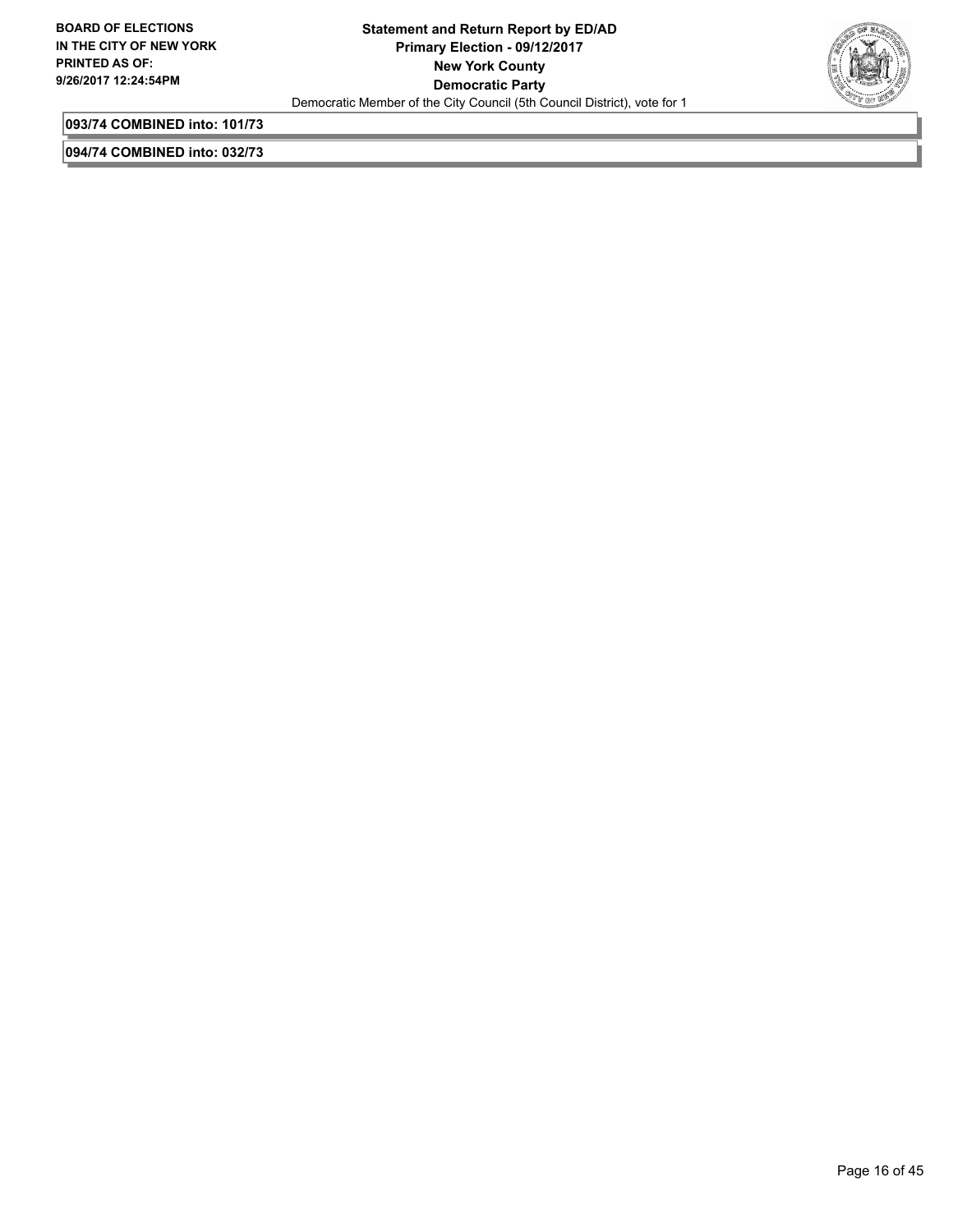**093/74 COMBINED into: 101/73**

**094/74 COMBINED into: 032/73**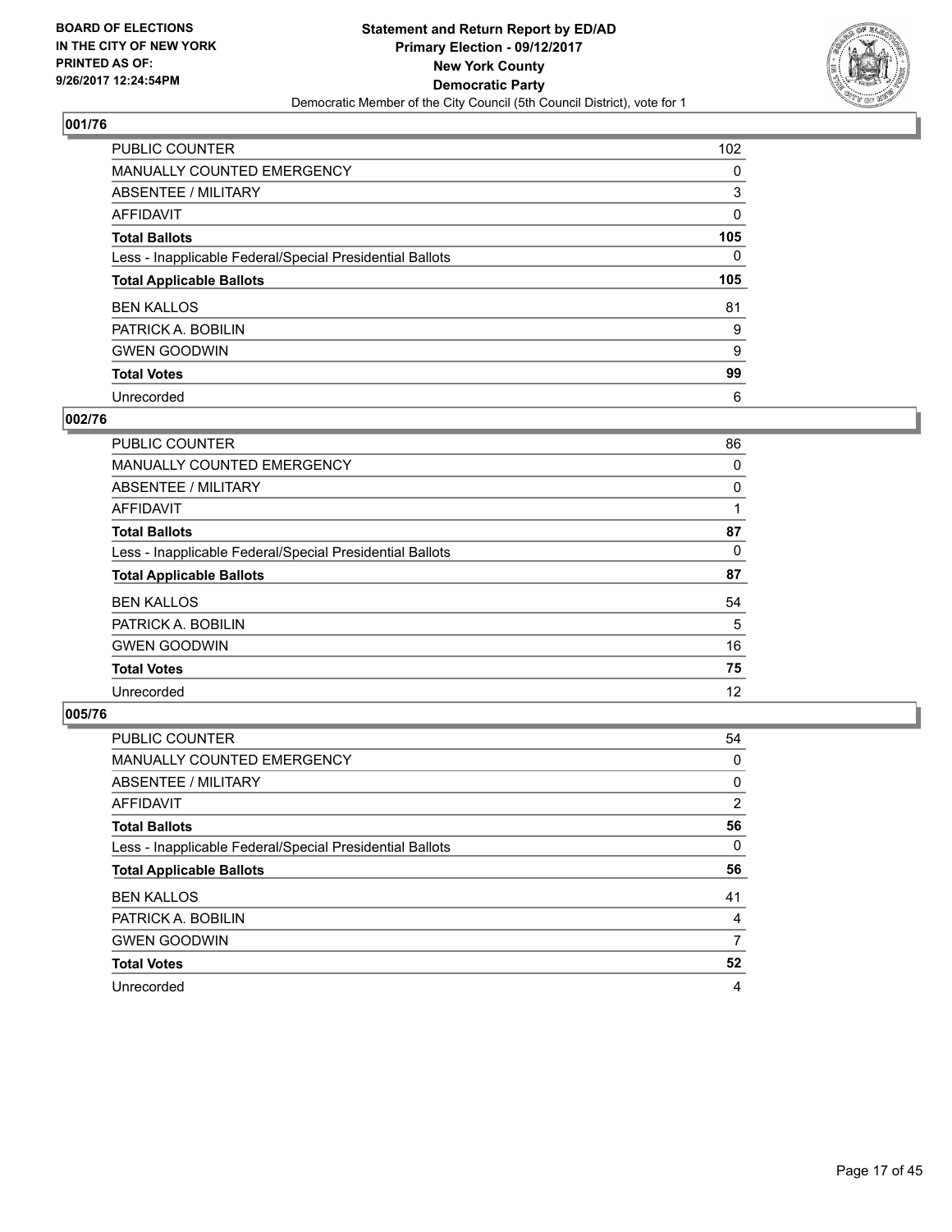BOARD OF ELECTIONS
IN THE CITY OF NEW YORK
PRINTED AS OF:
9/26/2017 12:24:54PM

**Statement and Return Report by ED/AD**
**Primary Election - 09/12/2017**
**New York County**
**Democratic Party**
Democratic Member of the City Council (5th Council District), vote for 1

### 001/76

| | |
|---|---|
| PUBLIC COUNTER | 102 |
| MANUALLY COUNTED EMERGENCY | 0 |
| ABSENTEE / MILITARY | 3 |
| AFFIDAVIT | 0 |
| **Total Ballots** | **105** |
| Less - Inapplicable Federal/Special Presidential Ballots | 0 |
| **Total Applicable Ballots** | **105** |
| BEN KALLOS | 81 |
| PATRICK A. BOBILIN | 9 |
| GWEN GOODWIN | 9 |
| **Total Votes** | **99** |
| Unrecorded | 6 |

### 002/76

| | |
|---|---|
| PUBLIC COUNTER | 86 |
| MANUALLY COUNTED EMERGENCY | 0 |
| ABSENTEE / MILITARY | 0 |
| AFFIDAVIT | 1 |
| **Total Ballots** | **87** |
| Less - Inapplicable Federal/Special Presidential Ballots | 0 |
| **Total Applicable Ballots** | **87** |
| BEN KALLOS | 54 |
| PATRICK A. BOBILIN | 5 |
| GWEN GOODWIN | 16 |
| **Total Votes** | **75** |
| Unrecorded | 12 |

### 005/76

| | |
|---|---|
| PUBLIC COUNTER | 54 |
| MANUALLY COUNTED EMERGENCY | 0 |
| ABSENTEE / MILITARY | 0 |
| AFFIDAVIT | 2 |
| **Total Ballots** | **56** |
| Less - Inapplicable Federal/Special Presidential Ballots | 0 |
| **Total Applicable Ballots** | **56** |
| BEN KALLOS | 41 |
| PATRICK A. BOBILIN | 4 |
| GWEN GOODWIN | 7 |
| **Total Votes** | **52** |
| Unrecorded | 4 |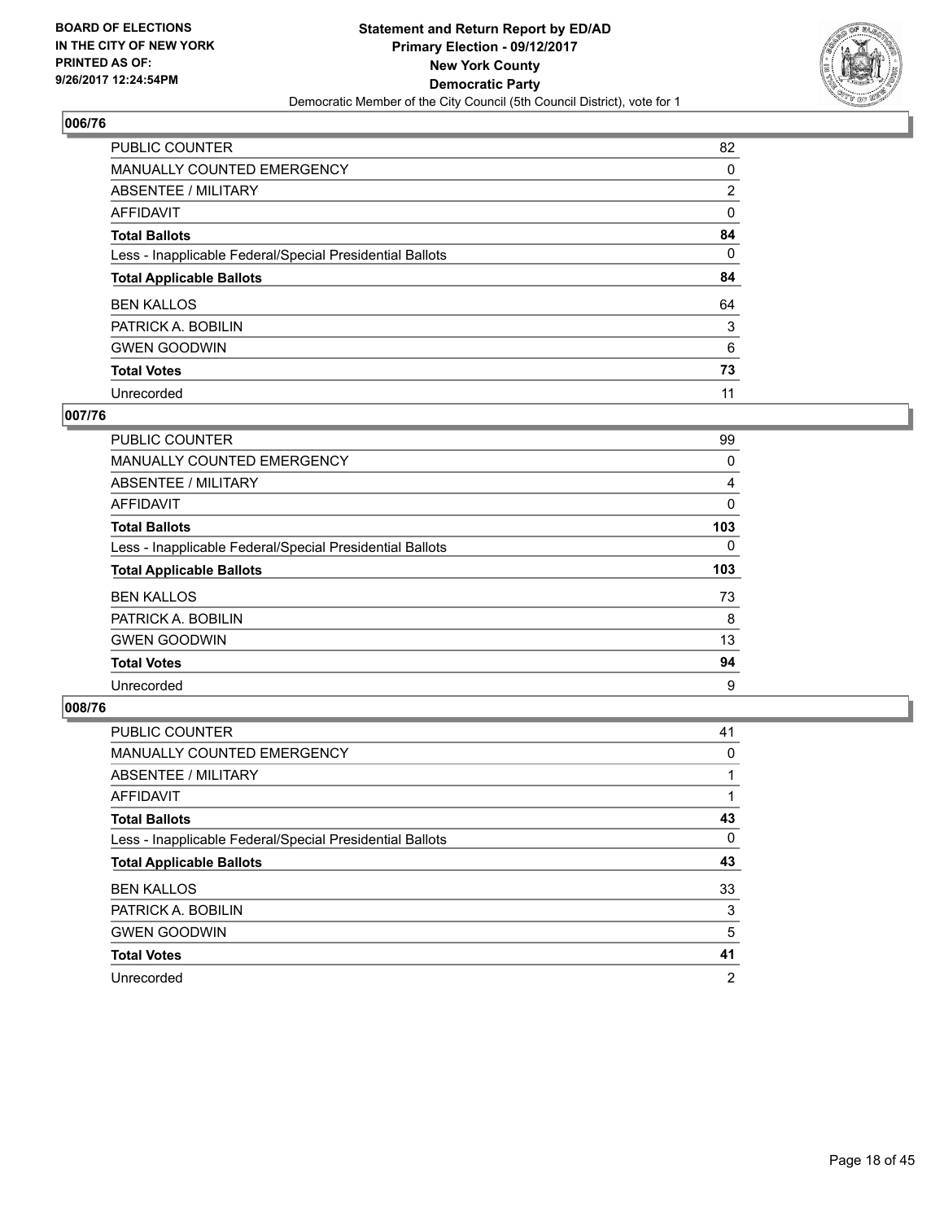**BOARD OF ELECTIONS IN THE CITY OF NEW YORK PRINTED AS OF: 9/26/2017 12:24:54PM**

**Statement and Return Report by ED/AD Primary Election - 09/12/2017 New York County Democratic Party**

Democratic Member of the City Council (5th Council District), vote for 1

## 006/76

| | |
|---|---|
| PUBLIC COUNTER | 82 |
| MANUALLY COUNTED EMERGENCY | 0 |
| ABSENTEE / MILITARY | 2 |
| AFFIDAVIT | 0 |
| **Total Ballots** | **84** |
| Less - Inapplicable Federal/Special Presidential Ballots | 0 |
| **Total Applicable Ballots** | **84** |
| BEN KALLOS | 64 |
| PATRICK A. BOBILIN | 3 |
| GWEN GOODWIN | 6 |
| **Total Votes** | **73** |
| Unrecorded | 11 |

## 007/76

| | |
|---|---|
| PUBLIC COUNTER | 99 |
| MANUALLY COUNTED EMERGENCY | 0 |
| ABSENTEE / MILITARY | 4 |
| AFFIDAVIT | 0 |
| **Total Ballots** | **103** |
| Less - Inapplicable Federal/Special Presidential Ballots | 0 |
| **Total Applicable Ballots** | **103** |
| BEN KALLOS | 73 |
| PATRICK A. BOBILIN | 8 |
| GWEN GOODWIN | 13 |
| **Total Votes** | **94** |
| Unrecorded | 9 |

## 008/76

| | |
|---|---|
| PUBLIC COUNTER | 41 |
| MANUALLY COUNTED EMERGENCY | 0 |
| ABSENTEE / MILITARY | 1 |
| AFFIDAVIT | 1 |
| **Total Ballots** | **43** |
| Less - Inapplicable Federal/Special Presidential Ballots | 0 |
| **Total Applicable Ballots** | **43** |
| BEN KALLOS | 33 |
| PATRICK A. BOBILIN | 3 |
| GWEN GOODWIN | 5 |
| **Total Votes** | **41** |
| Unrecorded | 2 |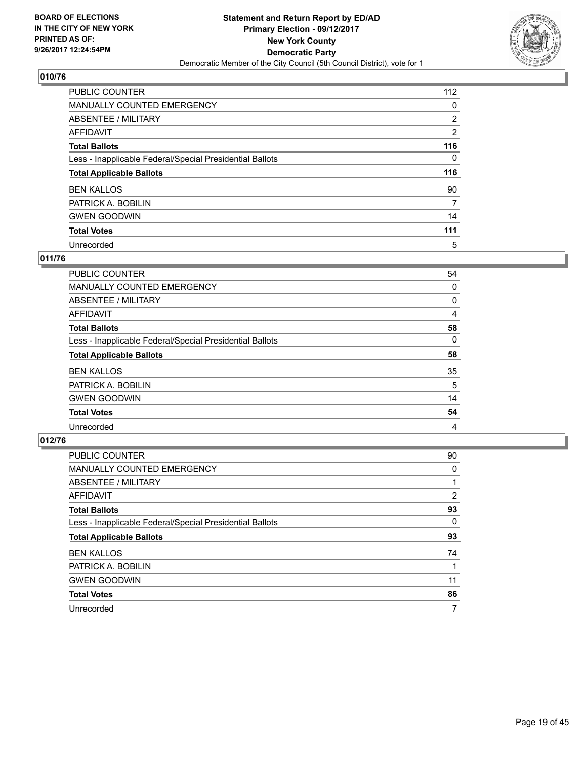BOARD OF ELECTIONS
IN THE CITY OF NEW YORK
PRINTED AS OF:
9/26/2017 12:24:54PM

**Statement and Return Report by ED/AD**
**Primary Election - 09/12/2017**
**New York County**
**Democratic Party**
Democratic Member of the City Council (5th Council District), vote for 1

### 010/76

| | |
|---|---|
| PUBLIC COUNTER | 112 |
| MANUALLY COUNTED EMERGENCY | 0 |
| ABSENTEE / MILITARY | 2 |
| AFFIDAVIT | 2 |
| **Total Ballots** | **116** |
| Less - Inapplicable Federal/Special Presidential Ballots | 0 |
| **Total Applicable Ballots** | **116** |
| BEN KALLOS | 90 |
| PATRICK A. BOBILIN | 7 |
| GWEN GOODWIN | 14 |
| **Total Votes** | **111** |
| Unrecorded | 5 |

### 011/76

| | |
|---|---|
| PUBLIC COUNTER | 54 |
| MANUALLY COUNTED EMERGENCY | 0 |
| ABSENTEE / MILITARY | 0 |
| AFFIDAVIT | 4 |
| **Total Ballots** | **58** |
| Less - Inapplicable Federal/Special Presidential Ballots | 0 |
| **Total Applicable Ballots** | **58** |
| BEN KALLOS | 35 |
| PATRICK A. BOBILIN | 5 |
| GWEN GOODWIN | 14 |
| **Total Votes** | **54** |
| Unrecorded | 4 |

### 012/76

| | |
|---|---|
| PUBLIC COUNTER | 90 |
| MANUALLY COUNTED EMERGENCY | 0 |
| ABSENTEE / MILITARY | 1 |
| AFFIDAVIT | 2 |
| **Total Ballots** | **93** |
| Less - Inapplicable Federal/Special Presidential Ballots | 0 |
| **Total Applicable Ballots** | **93** |
| BEN KALLOS | 74 |
| PATRICK A. BOBILIN | 1 |
| GWEN GOODWIN | 11 |
| **Total Votes** | **86** |
| Unrecorded | 7 |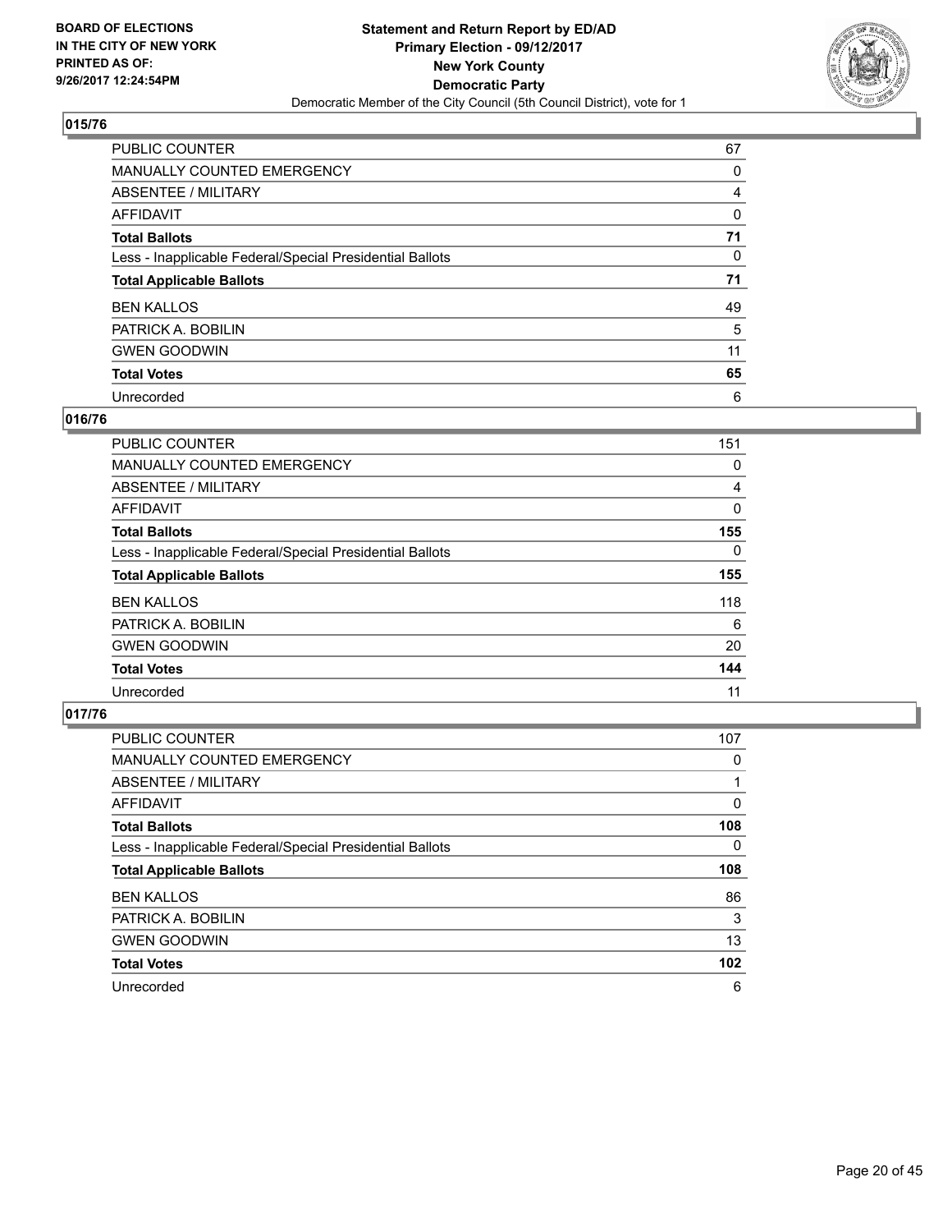**BOARD OF ELECTIONS IN THE CITY OF NEW YORK PRINTED AS OF: 9/26/2017 12:24:54PM**

**Statement and Return Report by ED/AD**
**Primary Election - 09/12/2017**
**New York County**
**Democratic Party**
Democratic Member of the City Council (5th Council District), vote for 1

## 015/76

| | |
|---|---|
| PUBLIC COUNTER | 67 |
| MANUALLY COUNTED EMERGENCY | 0 |
| ABSENTEE / MILITARY | 4 |
| AFFIDAVIT | 0 |
| **Total Ballots** | **71** |
| Less - Inapplicable Federal/Special Presidential Ballots | 0 |
| **Total Applicable Ballots** | **71** |
| BEN KALLOS | 49 |
| PATRICK A. BOBILIN | 5 |
| GWEN GOODWIN | 11 |
| **Total Votes** | **65** |
| Unrecorded | 6 |

## 016/76

| | |
|---|---|
| PUBLIC COUNTER | 151 |
| MANUALLY COUNTED EMERGENCY | 0 |
| ABSENTEE / MILITARY | 4 |
| AFFIDAVIT | 0 |
| **Total Ballots** | **155** |
| Less - Inapplicable Federal/Special Presidential Ballots | 0 |
| **Total Applicable Ballots** | **155** |
| BEN KALLOS | 118 |
| PATRICK A. BOBILIN | 6 |
| GWEN GOODWIN | 20 |
| **Total Votes** | **144** |
| Unrecorded | 11 |

## 017/76

| | |
|---|---|
| PUBLIC COUNTER | 107 |
| MANUALLY COUNTED EMERGENCY | 0 |
| ABSENTEE / MILITARY | 1 |
| AFFIDAVIT | 0 |
| **Total Ballots** | **108** |
| Less - Inapplicable Federal/Special Presidential Ballots | 0 |
| **Total Applicable Ballots** | **108** |
| BEN KALLOS | 86 |
| PATRICK A. BOBILIN | 3 |
| GWEN GOODWIN | 13 |
| **Total Votes** | **102** |
| Unrecorded | 6 |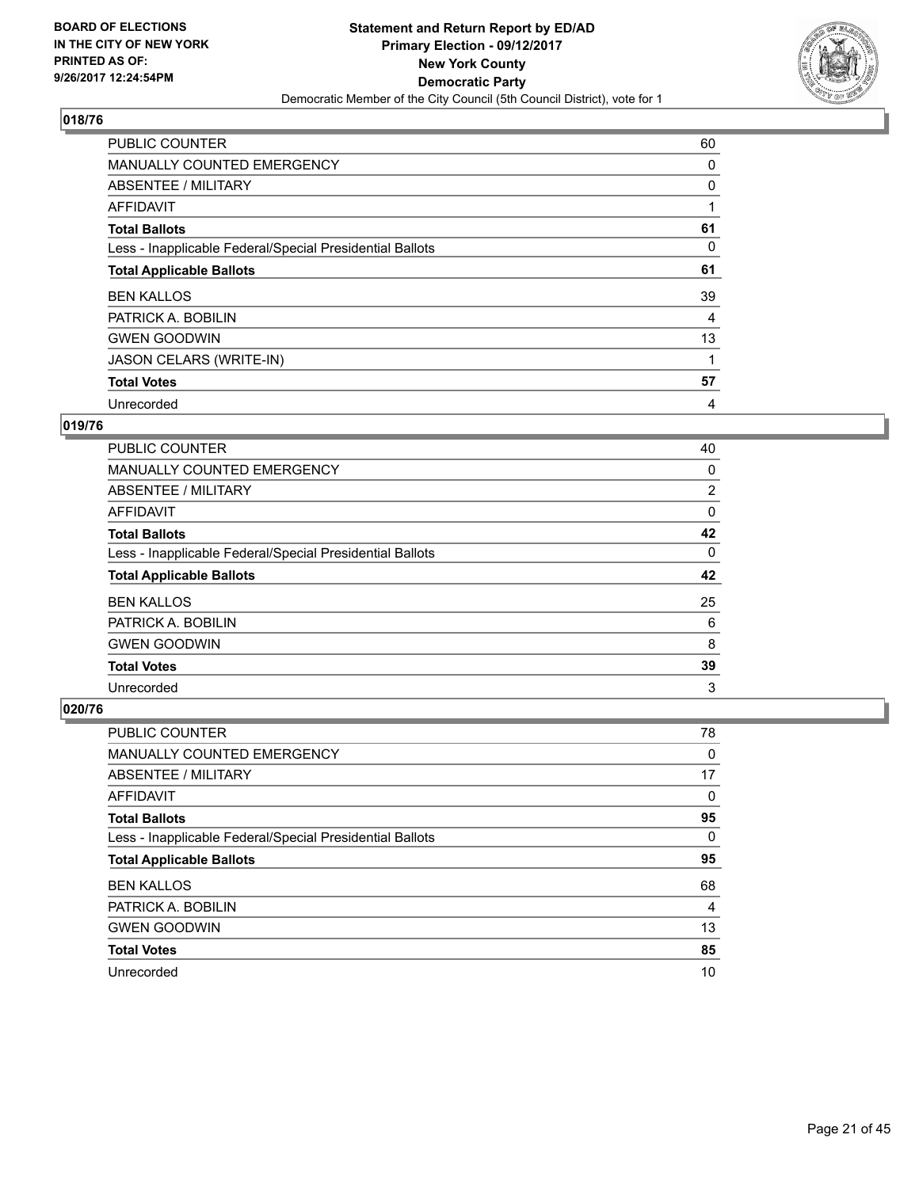**BOARD OF ELECTIONS IN THE CITY OF NEW YORK PRINTED AS OF: 9/26/2017 12:24:54PM**

**Statement and Return Report by ED/AD**
**Primary Election - 09/12/2017**
**New York County**
**Democratic Party**
Democratic Member of the City Council (5th Council District), vote for 1

## 018/76

| | |
|---|---|
| PUBLIC COUNTER | 60 |
| MANUALLY COUNTED EMERGENCY | 0 |
| ABSENTEE / MILITARY | 0 |
| AFFIDAVIT | 1 |
| **Total Ballots** | **61** |
| Less - Inapplicable Federal/Special Presidential Ballots | 0 |
| **Total Applicable Ballots** | **61** |
| BEN KALLOS | 39 |
| PATRICK A. BOBILIN | 4 |
| GWEN GOODWIN | 13 |
| JASON CELARS (WRITE-IN) | 1 |
| **Total Votes** | **57** |
| Unrecorded | 4 |

## 019/76

| | |
|---|---|
| PUBLIC COUNTER | 40 |
| MANUALLY COUNTED EMERGENCY | 0 |
| ABSENTEE / MILITARY | 2 |
| AFFIDAVIT | 0 |
| **Total Ballots** | **42** |
| Less - Inapplicable Federal/Special Presidential Ballots | 0 |
| **Total Applicable Ballots** | **42** |
| BEN KALLOS | 25 |
| PATRICK A. BOBILIN | 6 |
| GWEN GOODWIN | 8 |
| **Total Votes** | **39** |
| Unrecorded | 3 |

## 020/76

| | |
|---|---|
| PUBLIC COUNTER | 78 |
| MANUALLY COUNTED EMERGENCY | 0 |
| ABSENTEE / MILITARY | 17 |
| AFFIDAVIT | 0 |
| **Total Ballots** | **95** |
| Less - Inapplicable Federal/Special Presidential Ballots | 0 |
| **Total Applicable Ballots** | **95** |
| BEN KALLOS | 68 |
| PATRICK A. BOBILIN | 4 |
| GWEN GOODWIN | 13 |
| **Total Votes** | **85** |
| Unrecorded | 10 |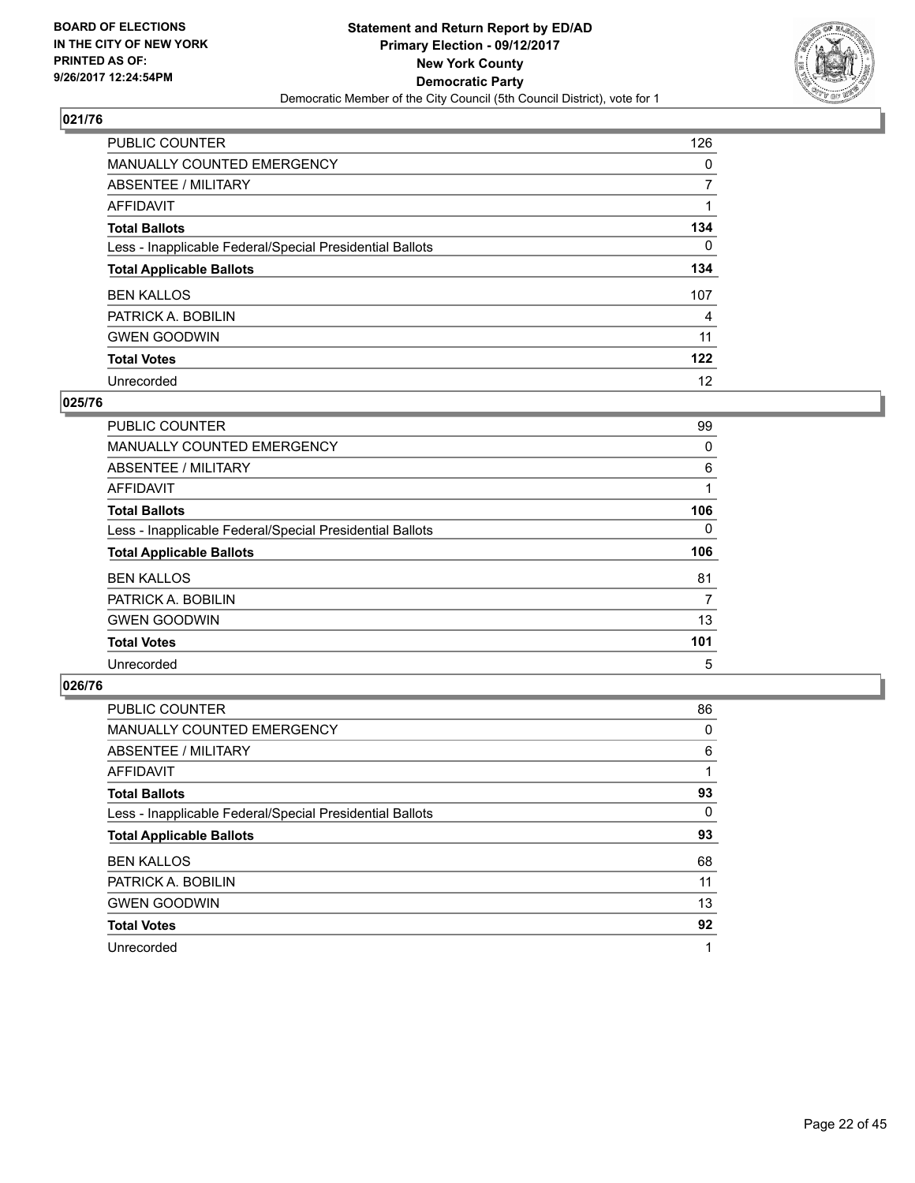BOARD OF ELECTIONS
IN THE CITY OF NEW YORK
PRINTED AS OF:
9/26/2017 12:24:54PM

**Statement and Return Report by ED/AD**
**Primary Election - 09/12/2017**
**New York County**
**Democratic Party**
Democratic Member of the City Council (5th Council District), vote for 1

## 021/76

| | |
|---|---|
| PUBLIC COUNTER | 126 |
| MANUALLY COUNTED EMERGENCY | 0 |
| ABSENTEE / MILITARY | 7 |
| AFFIDAVIT | 1 |
| **Total Ballots** | **134** |
| Less - Inapplicable Federal/Special Presidential Ballots | 0 |
| **Total Applicable Ballots** | **134** |
| BEN KALLOS | 107 |
| PATRICK A. BOBILIN | 4 |
| GWEN GOODWIN | 11 |
| **Total Votes** | **122** |
| Unrecorded | 12 |

## 025/76

| | |
|---|---|
| PUBLIC COUNTER | 99 |
| MANUALLY COUNTED EMERGENCY | 0 |
| ABSENTEE / MILITARY | 6 |
| AFFIDAVIT | 1 |
| **Total Ballots** | **106** |
| Less - Inapplicable Federal/Special Presidential Ballots | 0 |
| **Total Applicable Ballots** | **106** |
| BEN KALLOS | 81 |
| PATRICK A. BOBILIN | 7 |
| GWEN GOODWIN | 13 |
| **Total Votes** | **101** |
| Unrecorded | 5 |

## 026/76

| | |
|---|---|
| PUBLIC COUNTER | 86 |
| MANUALLY COUNTED EMERGENCY | 0 |
| ABSENTEE / MILITARY | 6 |
| AFFIDAVIT | 1 |
| **Total Ballots** | **93** |
| Less - Inapplicable Federal/Special Presidential Ballots | 0 |
| **Total Applicable Ballots** | **93** |
| BEN KALLOS | 68 |
| PATRICK A. BOBILIN | 11 |
| GWEN GOODWIN | 13 |
| **Total Votes** | **92** |
| Unrecorded | 1 |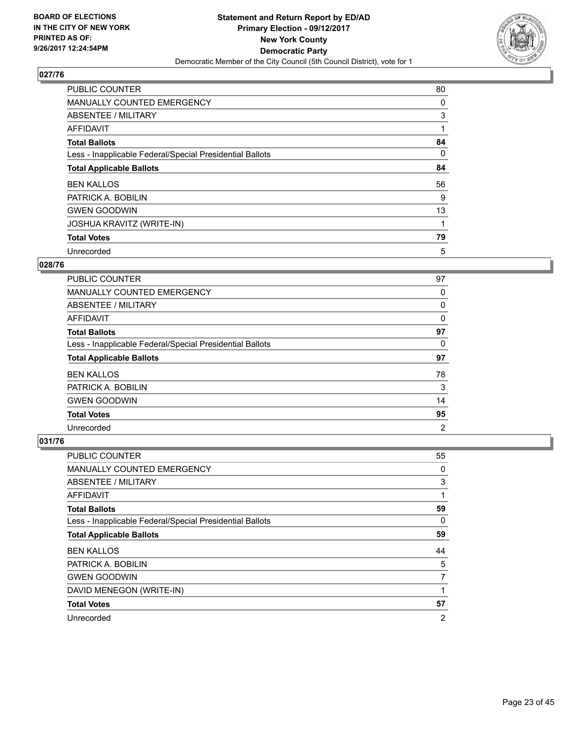**BOARD OF ELECTIONS IN THE CITY OF NEW YORK PRINTED AS OF: 9/26/2017 12:24:54PM**

**Statement and Return Report by ED/AD Primary Election - 09/12/2017 New York County Democratic Party**

Democratic Member of the City Council (5th Council District), vote for 1

### 027/76

| | |
|---|---|
| PUBLIC COUNTER | 80 |
| MANUALLY COUNTED EMERGENCY | 0 |
| ABSENTEE / MILITARY | 3 |
| AFFIDAVIT | 1 |
| **Total Ballots** | **84** |
| Less - Inapplicable Federal/Special Presidential Ballots | 0 |
| **Total Applicable Ballots** | **84** |
| BEN KALLOS | 56 |
| PATRICK A. BOBILIN | 9 |
| GWEN GOODWIN | 13 |
| JOSHUA KRAVITZ (WRITE-IN) | 1 |
| **Total Votes** | **79** |
| Unrecorded | 5 |

### 028/76

| | |
|---|---|
| PUBLIC COUNTER | 97 |
| MANUALLY COUNTED EMERGENCY | 0 |
| ABSENTEE / MILITARY | 0 |
| AFFIDAVIT | 0 |
| **Total Ballots** | **97** |
| Less - Inapplicable Federal/Special Presidential Ballots | 0 |
| **Total Applicable Ballots** | **97** |
| BEN KALLOS | 78 |
| PATRICK A. BOBILIN | 3 |
| GWEN GOODWIN | 14 |
| **Total Votes** | **95** |
| Unrecorded | 2 |

### 031/76

| | |
|---|---|
| PUBLIC COUNTER | 55 |
| MANUALLY COUNTED EMERGENCY | 0 |
| ABSENTEE / MILITARY | 3 |
| AFFIDAVIT | 1 |
| **Total Ballots** | **59** |
| Less - Inapplicable Federal/Special Presidential Ballots | 0 |
| **Total Applicable Ballots** | **59** |
| BEN KALLOS | 44 |
| PATRICK A. BOBILIN | 5 |
| GWEN GOODWIN | 7 |
| DAVID MENEGON (WRITE-IN) | 1 |
| **Total Votes** | **57** |
| Unrecorded | 2 |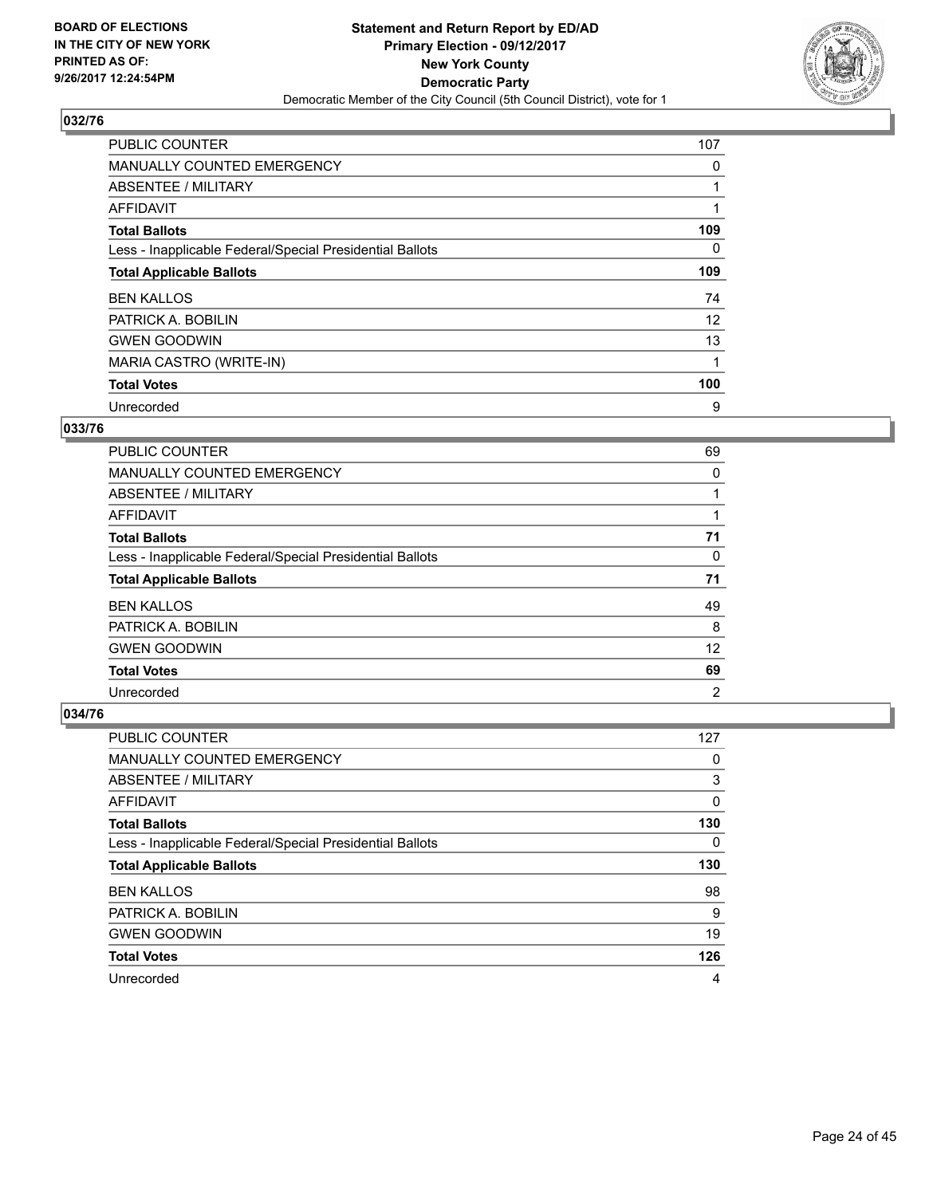BOARD OF ELECTIONS
IN THE CITY OF NEW YORK
PRINTED AS OF:
9/26/2017 12:24:54PM

**Statement and Return Report by ED/AD**
**Primary Election - 09/12/2017**
**New York County**
**Democratic Party**
Democratic Member of the City Council (5th Council District), vote for 1

## 032/76

| | |
|---|---|
| PUBLIC COUNTER | 107 |
| MANUALLY COUNTED EMERGENCY | 0 |
| ABSENTEE / MILITARY | 1 |
| AFFIDAVIT | 1 |
| **Total Ballots** | **109** |
| Less - Inapplicable Federal/Special Presidential Ballots | 0 |
| **Total Applicable Ballots** | **109** |
| BEN KALLOS | 74 |
| PATRICK A. BOBILIN | 12 |
| GWEN GOODWIN | 13 |
| MARIA CASTRO (WRITE-IN) | 1 |
| **Total Votes** | **100** |
| Unrecorded | 9 |

## 033/76

| | |
|---|---|
| PUBLIC COUNTER | 69 |
| MANUALLY COUNTED EMERGENCY | 0 |
| ABSENTEE / MILITARY | 1 |
| AFFIDAVIT | 1 |
| **Total Ballots** | **71** |
| Less - Inapplicable Federal/Special Presidential Ballots | 0 |
| **Total Applicable Ballots** | **71** |
| BEN KALLOS | 49 |
| PATRICK A. BOBILIN | 8 |
| GWEN GOODWIN | 12 |
| **Total Votes** | **69** |
| Unrecorded | 2 |

## 034/76

| | |
|---|---|
| PUBLIC COUNTER | 127 |
| MANUALLY COUNTED EMERGENCY | 0 |
| ABSENTEE / MILITARY | 3 |
| AFFIDAVIT | 0 |
| **Total Ballots** | **130** |
| Less - Inapplicable Federal/Special Presidential Ballots | 0 |
| **Total Applicable Ballots** | **130** |
| BEN KALLOS | 98 |
| PATRICK A. BOBILIN | 9 |
| GWEN GOODWIN | 19 |
| **Total Votes** | **126** |
| Unrecorded | 4 |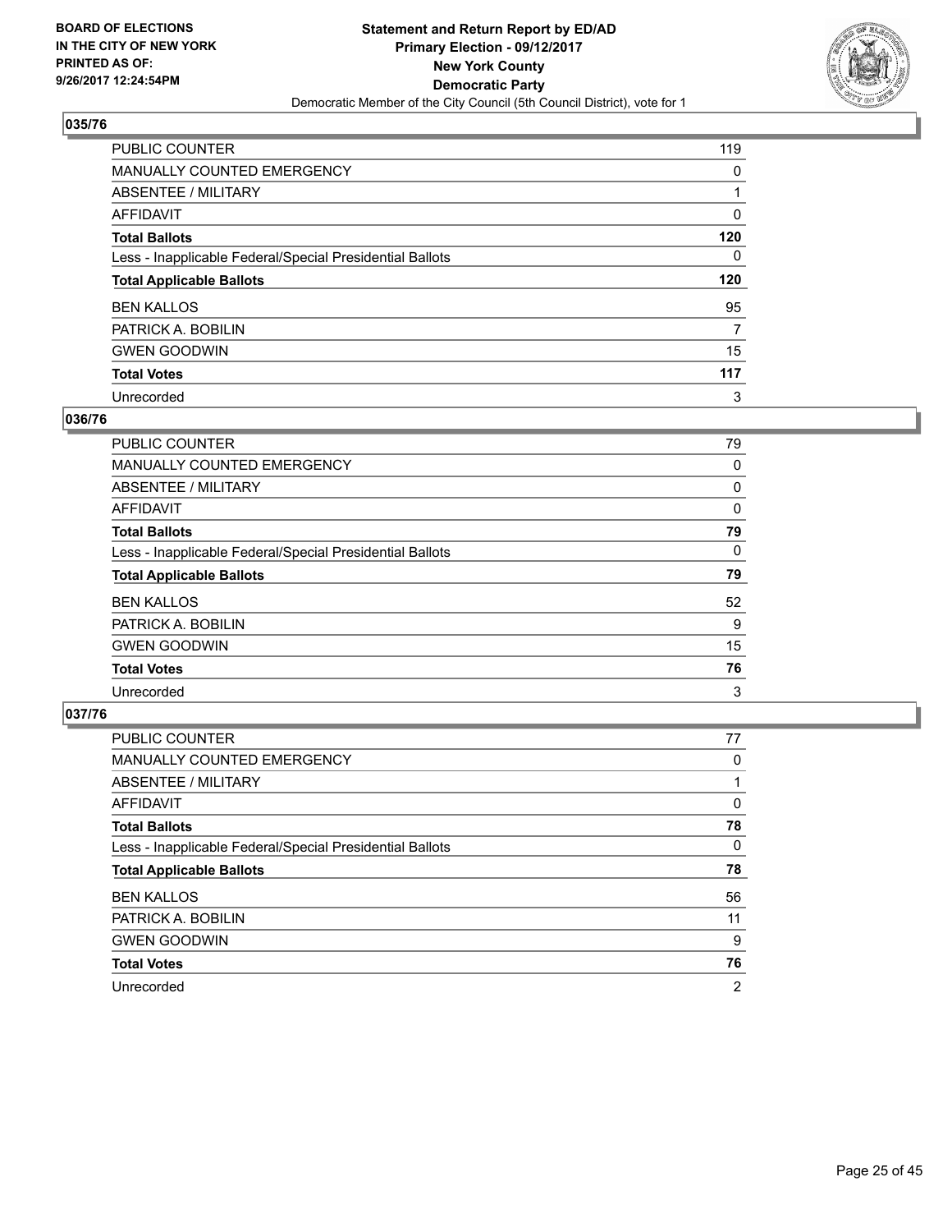BOARD OF ELECTIONS
IN THE CITY OF NEW YORK
PRINTED AS OF:
9/26/2017 12:24:54PM

**Statement and Return Report by ED/AD**
**Primary Election - 09/12/2017**
**New York County**
**Democratic Party**
Democratic Member of the City Council (5th Council District), vote for 1

## 035/76

| | |
|---|---|
| PUBLIC COUNTER | 119 |
| MANUALLY COUNTED EMERGENCY | 0 |
| ABSENTEE / MILITARY | 1 |
| AFFIDAVIT | 0 |
| **Total Ballots** | **120** |
| Less - Inapplicable Federal/Special Presidential Ballots | 0 |
| **Total Applicable Ballots** | **120** |
| BEN KALLOS | 95 |
| PATRICK A. BOBILIN | 7 |
| GWEN GOODWIN | 15 |
| **Total Votes** | **117** |
| Unrecorded | 3 |

## 036/76

| | |
|---|---|
| PUBLIC COUNTER | 79 |
| MANUALLY COUNTED EMERGENCY | 0 |
| ABSENTEE / MILITARY | 0 |
| AFFIDAVIT | 0 |
| **Total Ballots** | **79** |
| Less - Inapplicable Federal/Special Presidential Ballots | 0 |
| **Total Applicable Ballots** | **79** |
| BEN KALLOS | 52 |
| PATRICK A. BOBILIN | 9 |
| GWEN GOODWIN | 15 |
| **Total Votes** | **76** |
| Unrecorded | 3 |

## 037/76

| | |
|---|---|
| PUBLIC COUNTER | 77 |
| MANUALLY COUNTED EMERGENCY | 0 |
| ABSENTEE / MILITARY | 1 |
| AFFIDAVIT | 0 |
| **Total Ballots** | **78** |
| Less - Inapplicable Federal/Special Presidential Ballots | 0 |
| **Total Applicable Ballots** | **78** |
| BEN KALLOS | 56 |
| PATRICK A. BOBILIN | 11 |
| GWEN GOODWIN | 9 |
| **Total Votes** | **76** |
| Unrecorded | 2 |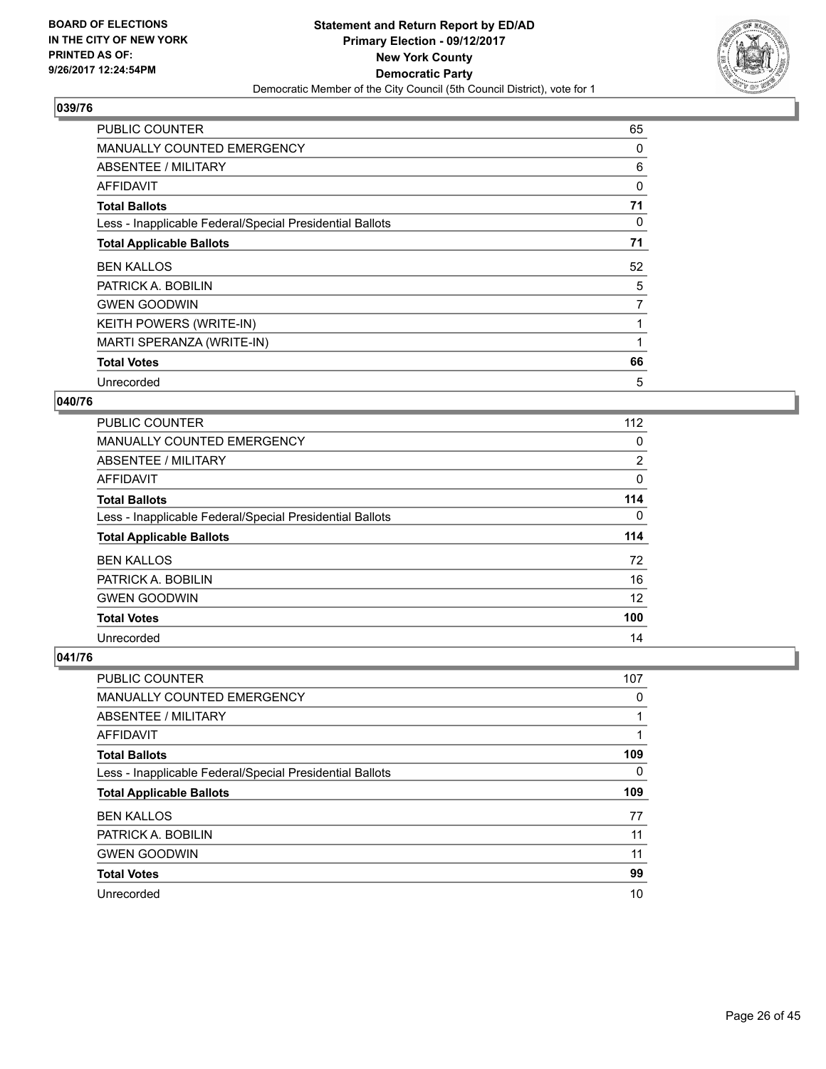**BOARD OF ELECTIONS IN THE CITY OF NEW YORK PRINTED AS OF: 9/26/2017 12:24:54PM**

**Statement and Return Report by ED/AD Primary Election - 09/12/2017 New York County Democratic Party**

Democratic Member of the City Council (5th Council District), vote for 1

## 039/76

| | |
|---|---|
| PUBLIC COUNTER | 65 |
| MANUALLY COUNTED EMERGENCY | 0 |
| ABSENTEE / MILITARY | 6 |
| AFFIDAVIT | 0 |
| **Total Ballots** | **71** |
| Less - Inapplicable Federal/Special Presidential Ballots | 0 |
| **Total Applicable Ballots** | **71** |
| BEN KALLOS | 52 |
| PATRICK A. BOBILIN | 5 |
| GWEN GOODWIN | 7 |
| KEITH POWERS (WRITE-IN) | 1 |
| MARTI SPERANZA (WRITE-IN) | 1 |
| **Total Votes** | **66** |
| Unrecorded | 5 |

## 040/76

| | |
|---|---|
| PUBLIC COUNTER | 112 |
| MANUALLY COUNTED EMERGENCY | 0 |
| ABSENTEE / MILITARY | 2 |
| AFFIDAVIT | 0 |
| **Total Ballots** | **114** |
| Less - Inapplicable Federal/Special Presidential Ballots | 0 |
| **Total Applicable Ballots** | **114** |
| BEN KALLOS | 72 |
| PATRICK A. BOBILIN | 16 |
| GWEN GOODWIN | 12 |
| **Total Votes** | **100** |
| Unrecorded | 14 |

## 041/76

| | |
|---|---|
| PUBLIC COUNTER | 107 |
| MANUALLY COUNTED EMERGENCY | 0 |
| ABSENTEE / MILITARY | 1 |
| AFFIDAVIT | 1 |
| **Total Ballots** | **109** |
| Less - Inapplicable Federal/Special Presidential Ballots | 0 |
| **Total Applicable Ballots** | **109** |
| BEN KALLOS | 77 |
| PATRICK A. BOBILIN | 11 |
| GWEN GOODWIN | 11 |
| **Total Votes** | **99** |
| Unrecorded | 10 |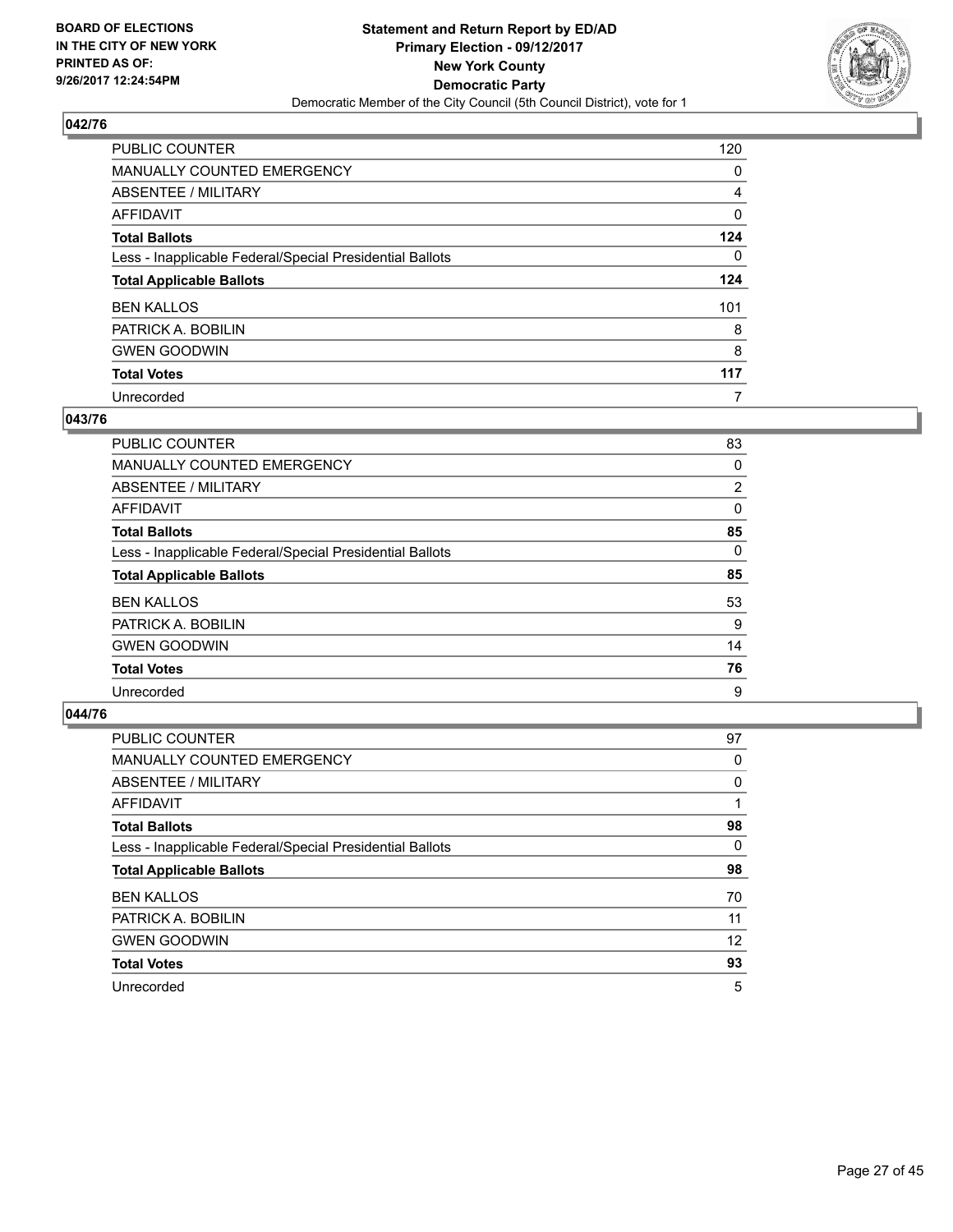### 042/76

| | |
|---|---|
| PUBLIC COUNTER | 120 |
| MANUALLY COUNTED EMERGENCY | 0 |
| ABSENTEE / MILITARY | 4 |
| AFFIDAVIT | 0 |
| **Total Ballots** | **124** |
| Less - Inapplicable Federal/Special Presidential Ballots | 0 |
| **Total Applicable Ballots** | **124** |
| BEN KALLOS | 101 |
| PATRICK A. BOBILIN | 8 |
| GWEN GOODWIN | 8 |
| **Total Votes** | **117** |
| Unrecorded | 7 |

### 043/76

| | |
|---|---|
| PUBLIC COUNTER | 83 |
| MANUALLY COUNTED EMERGENCY | 0 |
| ABSENTEE / MILITARY | 2 |
| AFFIDAVIT | 0 |
| **Total Ballots** | **85** |
| Less - Inapplicable Federal/Special Presidential Ballots | 0 |
| **Total Applicable Ballots** | **85** |
| BEN KALLOS | 53 |
| PATRICK A. BOBILIN | 9 |
| GWEN GOODWIN | 14 |
| **Total Votes** | **76** |
| Unrecorded | 9 |

### 044/76

| | |
|---|---|
| PUBLIC COUNTER | 97 |
| MANUALLY COUNTED EMERGENCY | 0 |
| ABSENTEE / MILITARY | 0 |
| AFFIDAVIT | 1 |
| **Total Ballots** | **98** |
| Less - Inapplicable Federal/Special Presidential Ballots | 0 |
| **Total Applicable Ballots** | **98** |
| BEN KALLOS | 70 |
| PATRICK A. BOBILIN | 11 |
| GWEN GOODWIN | 12 |
| **Total Votes** | **93** |
| Unrecorded | 5 |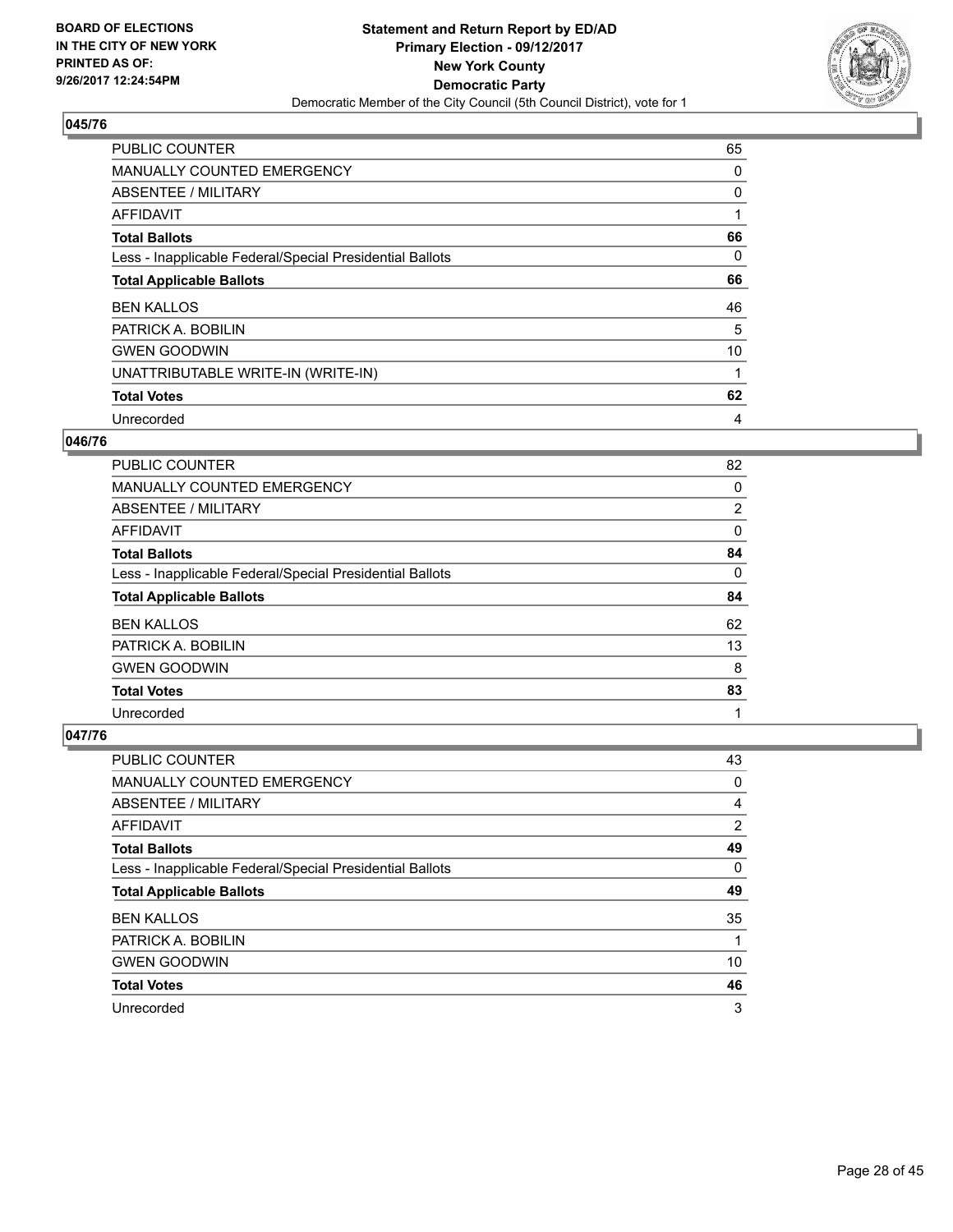BOARD OF ELECTIONS
IN THE CITY OF NEW YORK
PRINTED AS OF:
9/26/2017 12:24:54PM

# Statement and Return Report by ED/AD
## Primary Election - 09/12/2017
## New York County
## Democratic Party
Democratic Member of the City Council (5th Council District), vote for 1

### 045/76

| | |
|---|---|
| PUBLIC COUNTER | 65 |
| MANUALLY COUNTED EMERGENCY | 0 |
| ABSENTEE / MILITARY | 0 |
| AFFIDAVIT | 1 |
| **Total Ballots** | **66** |
| Less - Inapplicable Federal/Special Presidential Ballots | 0 |
| **Total Applicable Ballots** | **66** |
| BEN KALLOS | 46 |
| PATRICK A. BOBILIN | 5 |
| GWEN GOODWIN | 10 |
| UNATTRIBUTABLE WRITE-IN (WRITE-IN) | 1 |
| **Total Votes** | **62** |
| Unrecorded | 4 |

### 046/76

| | |
|---|---|
| PUBLIC COUNTER | 82 |
| MANUALLY COUNTED EMERGENCY | 0 |
| ABSENTEE / MILITARY | 2 |
| AFFIDAVIT | 0 |
| **Total Ballots** | **84** |
| Less - Inapplicable Federal/Special Presidential Ballots | 0 |
| **Total Applicable Ballots** | **84** |
| BEN KALLOS | 62 |
| PATRICK A. BOBILIN | 13 |
| GWEN GOODWIN | 8 |
| **Total Votes** | **83** |
| Unrecorded | 1 |

### 047/76

| | |
|---|---|
| PUBLIC COUNTER | 43 |
| MANUALLY COUNTED EMERGENCY | 0 |
| ABSENTEE / MILITARY | 4 |
| AFFIDAVIT | 2 |
| **Total Ballots** | **49** |
| Less - Inapplicable Federal/Special Presidential Ballots | 0 |
| **Total Applicable Ballots** | **49** |
| BEN KALLOS | 35 |
| PATRICK A. BOBILIN | 1 |
| GWEN GOODWIN | 10 |
| **Total Votes** | **46** |
| Unrecorded | 3 |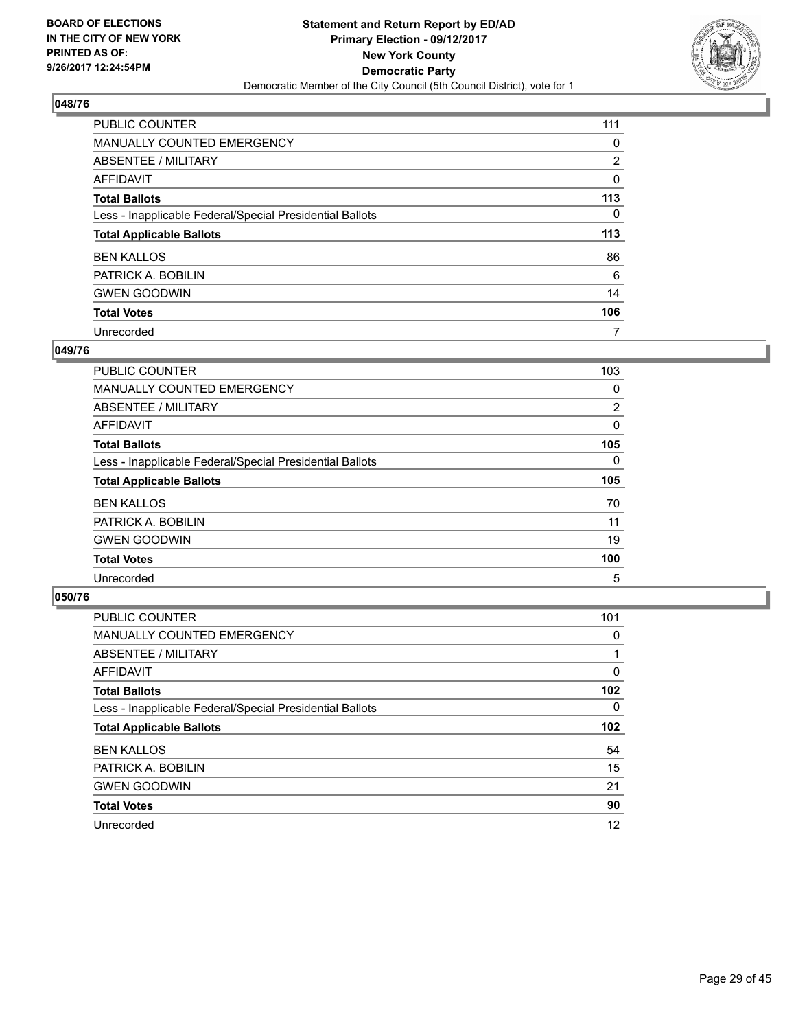**BOARD OF ELECTIONS IN THE CITY OF NEW YORK PRINTED AS OF: 9/26/2017 12:24:54PM**

**Statement and Return Report by ED/AD Primary Election - 09/12/2017 New York County Democratic Party**

Democratic Member of the City Council (5th Council District), vote for 1

## 048/76

| | |
|---|---|
| PUBLIC COUNTER | 111 |
| MANUALLY COUNTED EMERGENCY | 0 |
| ABSENTEE / MILITARY | 2 |
| AFFIDAVIT | 0 |
| **Total Ballots** | **113** |
| Less - Inapplicable Federal/Special Presidential Ballots | 0 |
| **Total Applicable Ballots** | **113** |
| BEN KALLOS | 86 |
| PATRICK A. BOBILIN | 6 |
| GWEN GOODWIN | 14 |
| **Total Votes** | **106** |
| Unrecorded | 7 |

## 049/76

| | |
|---|---|
| PUBLIC COUNTER | 103 |
| MANUALLY COUNTED EMERGENCY | 0 |
| ABSENTEE / MILITARY | 2 |
| AFFIDAVIT | 0 |
| **Total Ballots** | **105** |
| Less - Inapplicable Federal/Special Presidential Ballots | 0 |
| **Total Applicable Ballots** | **105** |
| BEN KALLOS | 70 |
| PATRICK A. BOBILIN | 11 |
| GWEN GOODWIN | 19 |
| **Total Votes** | **100** |
| Unrecorded | 5 |

## 050/76

| | |
|---|---|
| PUBLIC COUNTER | 101 |
| MANUALLY COUNTED EMERGENCY | 0 |
| ABSENTEE / MILITARY | 1 |
| AFFIDAVIT | 0 |
| **Total Ballots** | **102** |
| Less - Inapplicable Federal/Special Presidential Ballots | 0 |
| **Total Applicable Ballots** | **102** |
| BEN KALLOS | 54 |
| PATRICK A. BOBILIN | 15 |
| GWEN GOODWIN | 21 |
| **Total Votes** | **90** |
| Unrecorded | 12 |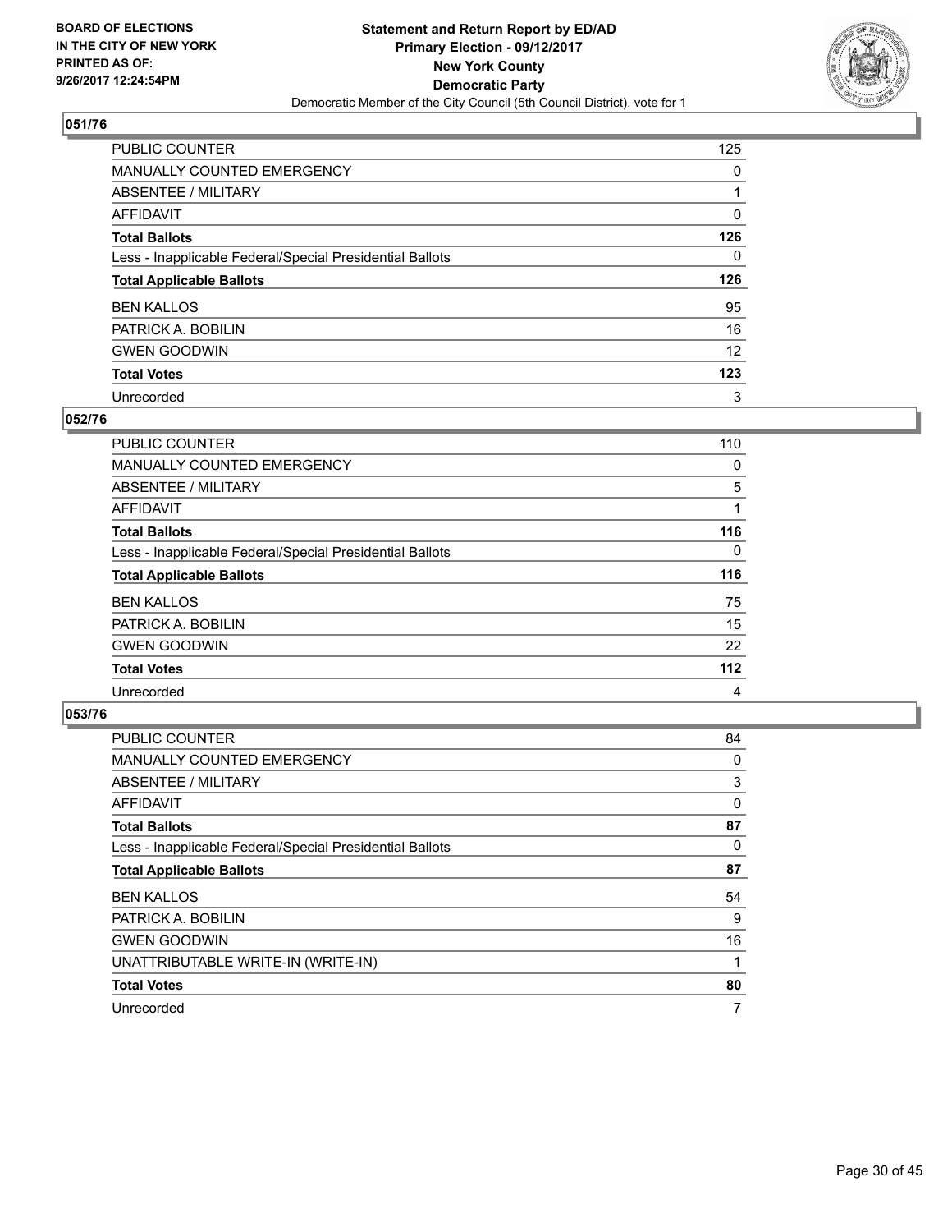BOARD OF ELECTIONS
IN THE CITY OF NEW YORK
PRINTED AS OF:
9/26/2017 12:24:54PM

**Statement and Return Report by ED/AD**
**Primary Election - 09/12/2017**
**New York County**
**Democratic Party**
Democratic Member of the City Council (5th Council District), vote for 1

### 051/76

| | |
|---|---|
| PUBLIC COUNTER | 125 |
| MANUALLY COUNTED EMERGENCY | 0 |
| ABSENTEE / MILITARY | 1 |
| AFFIDAVIT | 0 |
| **Total Ballots** | **126** |
| Less - Inapplicable Federal/Special Presidential Ballots | 0 |
| **Total Applicable Ballots** | **126** |
| BEN KALLOS | 95 |
| PATRICK A. BOBILIN | 16 |
| GWEN GOODWIN | 12 |
| **Total Votes** | **123** |
| Unrecorded | 3 |

### 052/76

| | |
|---|---|
| PUBLIC COUNTER | 110 |
| MANUALLY COUNTED EMERGENCY | 0 |
| ABSENTEE / MILITARY | 5 |
| AFFIDAVIT | 1 |
| **Total Ballots** | **116** |
| Less - Inapplicable Federal/Special Presidential Ballots | 0 |
| **Total Applicable Ballots** | **116** |
| BEN KALLOS | 75 |
| PATRICK A. BOBILIN | 15 |
| GWEN GOODWIN | 22 |
| **Total Votes** | **112** |
| Unrecorded | 4 |

### 053/76

| | |
|---|---|
| PUBLIC COUNTER | 84 |
| MANUALLY COUNTED EMERGENCY | 0 |
| ABSENTEE / MILITARY | 3 |
| AFFIDAVIT | 0 |
| **Total Ballots** | **87** |
| Less - Inapplicable Federal/Special Presidential Ballots | 0 |
| **Total Applicable Ballots** | **87** |
| BEN KALLOS | 54 |
| PATRICK A. BOBILIN | 9 |
| GWEN GOODWIN | 16 |
| UNATTRIBUTABLE WRITE-IN (WRITE-IN) | 1 |
| **Total Votes** | **80** |
| Unrecorded | 7 |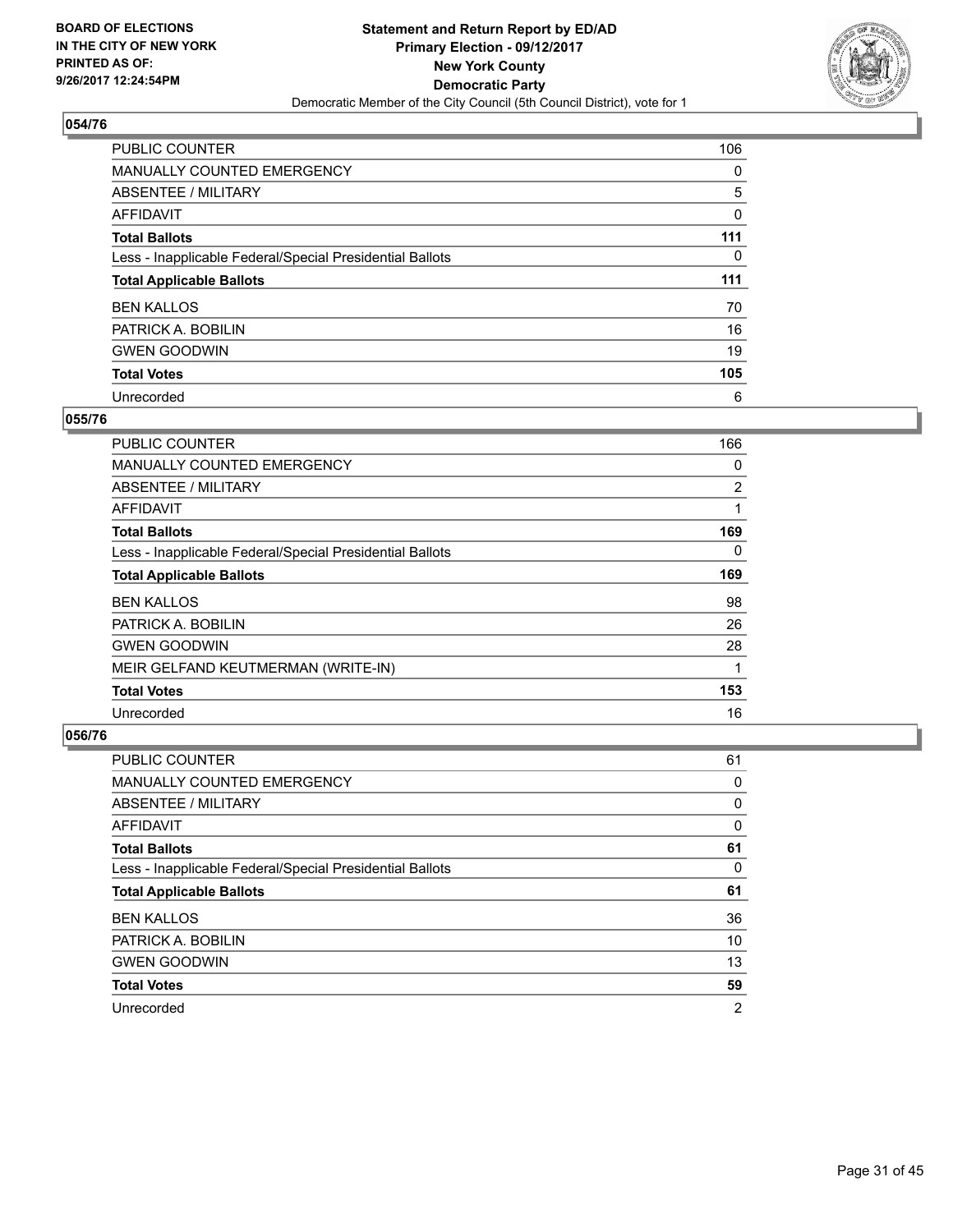BOARD OF ELECTIONS
IN THE CITY OF NEW YORK
PRINTED AS OF:
9/26/2017 12:24:54PM

**Statement and Return Report by ED/AD**
**Primary Election - 09/12/2017**
**New York County**
**Democratic Party**
Democratic Member of the City Council (5th Council District), vote for 1

### 054/76

| | |
|---|---|
| PUBLIC COUNTER | 106 |
| MANUALLY COUNTED EMERGENCY | 0 |
| ABSENTEE / MILITARY | 5 |
| AFFIDAVIT | 0 |
| **Total Ballots** | **111** |
| Less - Inapplicable Federal/Special Presidential Ballots | 0 |
| **Total Applicable Ballots** | **111** |
| BEN KALLOS | 70 |
| PATRICK A. BOBILIN | 16 |
| GWEN GOODWIN | 19 |
| **Total Votes** | **105** |
| Unrecorded | 6 |

### 055/76

| | |
|---|---|
| PUBLIC COUNTER | 166 |
| MANUALLY COUNTED EMERGENCY | 0 |
| ABSENTEE / MILITARY | 2 |
| AFFIDAVIT | 1 |
| **Total Ballots** | **169** |
| Less - Inapplicable Federal/Special Presidential Ballots | 0 |
| **Total Applicable Ballots** | **169** |
| BEN KALLOS | 98 |
| PATRICK A. BOBILIN | 26 |
| GWEN GOODWIN | 28 |
| MEIR GELFAND KEUTMERMAN (WRITE-IN) | 1 |
| **Total Votes** | **153** |
| Unrecorded | 16 |

### 056/76

| | |
|---|---|
| PUBLIC COUNTER | 61 |
| MANUALLY COUNTED EMERGENCY | 0 |
| ABSENTEE / MILITARY | 0 |
| AFFIDAVIT | 0 |
| **Total Ballots** | **61** |
| Less - Inapplicable Federal/Special Presidential Ballots | 0 |
| **Total Applicable Ballots** | **61** |
| BEN KALLOS | 36 |
| PATRICK A. BOBILIN | 10 |
| GWEN GOODWIN | 13 |
| **Total Votes** | **59** |
| Unrecorded | 2 |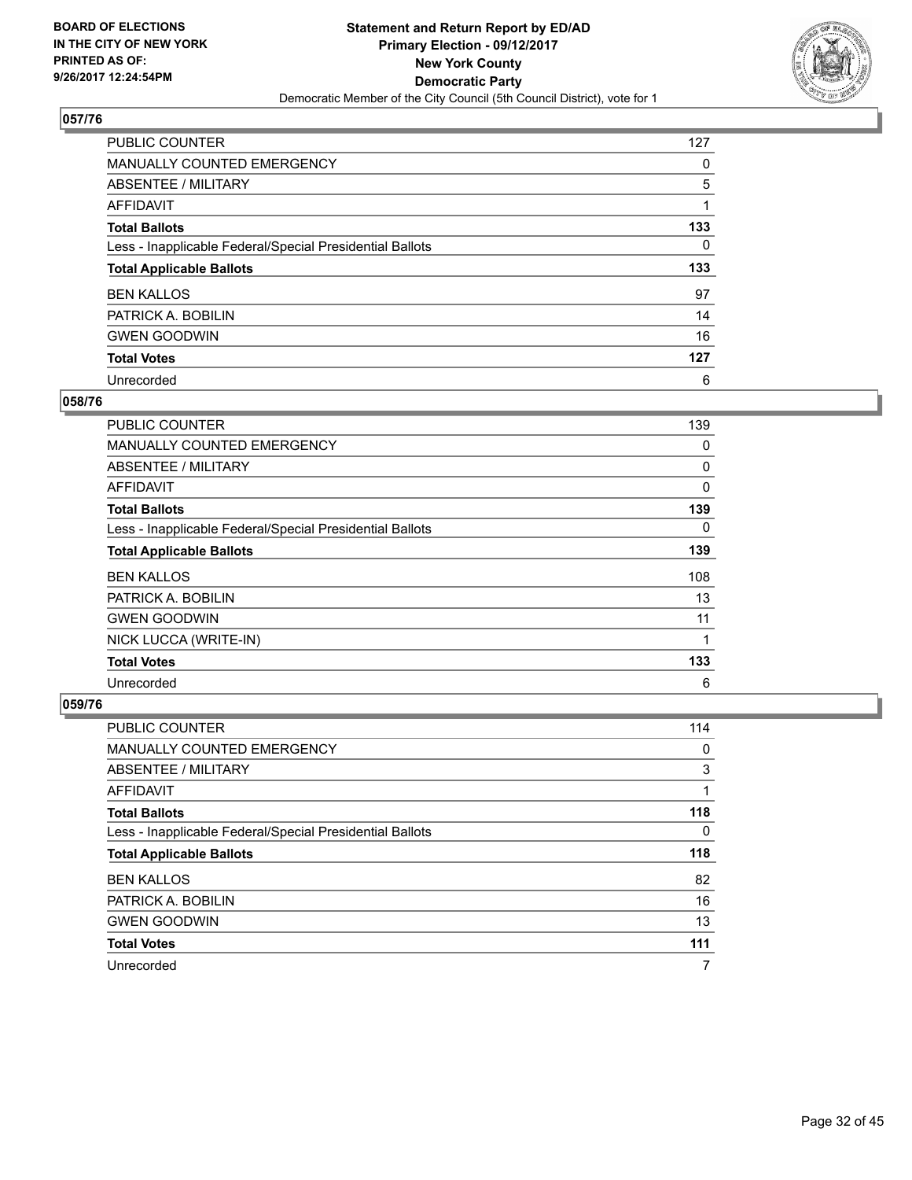BOARD OF ELECTIONS
IN THE CITY OF NEW YORK
PRINTED AS OF:
9/26/2017 12:24:54PM

**Statement and Return Report by ED/AD**
**Primary Election - 09/12/2017**
**New York County**
**Democratic Party**
Democratic Member of the City Council (5th Council District), vote for 1

## 057/76

| | |
|---|---|
| PUBLIC COUNTER | 127 |
| MANUALLY COUNTED EMERGENCY | 0 |
| ABSENTEE / MILITARY | 5 |
| AFFIDAVIT | 1 |
| **Total Ballots** | **133** |
| Less - Inapplicable Federal/Special Presidential Ballots | 0 |
| **Total Applicable Ballots** | **133** |
| BEN KALLOS | 97 |
| PATRICK A. BOBILIN | 14 |
| GWEN GOODWIN | 16 |
| **Total Votes** | **127** |
| Unrecorded | 6 |

## 058/76

| | |
|---|---|
| PUBLIC COUNTER | 139 |
| MANUALLY COUNTED EMERGENCY | 0 |
| ABSENTEE / MILITARY | 0 |
| AFFIDAVIT | 0 |
| **Total Ballots** | **139** |
| Less - Inapplicable Federal/Special Presidential Ballots | 0 |
| **Total Applicable Ballots** | **139** |
| BEN KALLOS | 108 |
| PATRICK A. BOBILIN | 13 |
| GWEN GOODWIN | 11 |
| NICK LUCCA (WRITE-IN) | 1 |
| **Total Votes** | **133** |
| Unrecorded | 6 |

## 059/76

| | |
|---|---|
| PUBLIC COUNTER | 114 |
| MANUALLY COUNTED EMERGENCY | 0 |
| ABSENTEE / MILITARY | 3 |
| AFFIDAVIT | 1 |
| **Total Ballots** | **118** |
| Less - Inapplicable Federal/Special Presidential Ballots | 0 |
| **Total Applicable Ballots** | **118** |
| BEN KALLOS | 82 |
| PATRICK A. BOBILIN | 16 |
| GWEN GOODWIN | 13 |
| **Total Votes** | **111** |
| Unrecorded | 7 |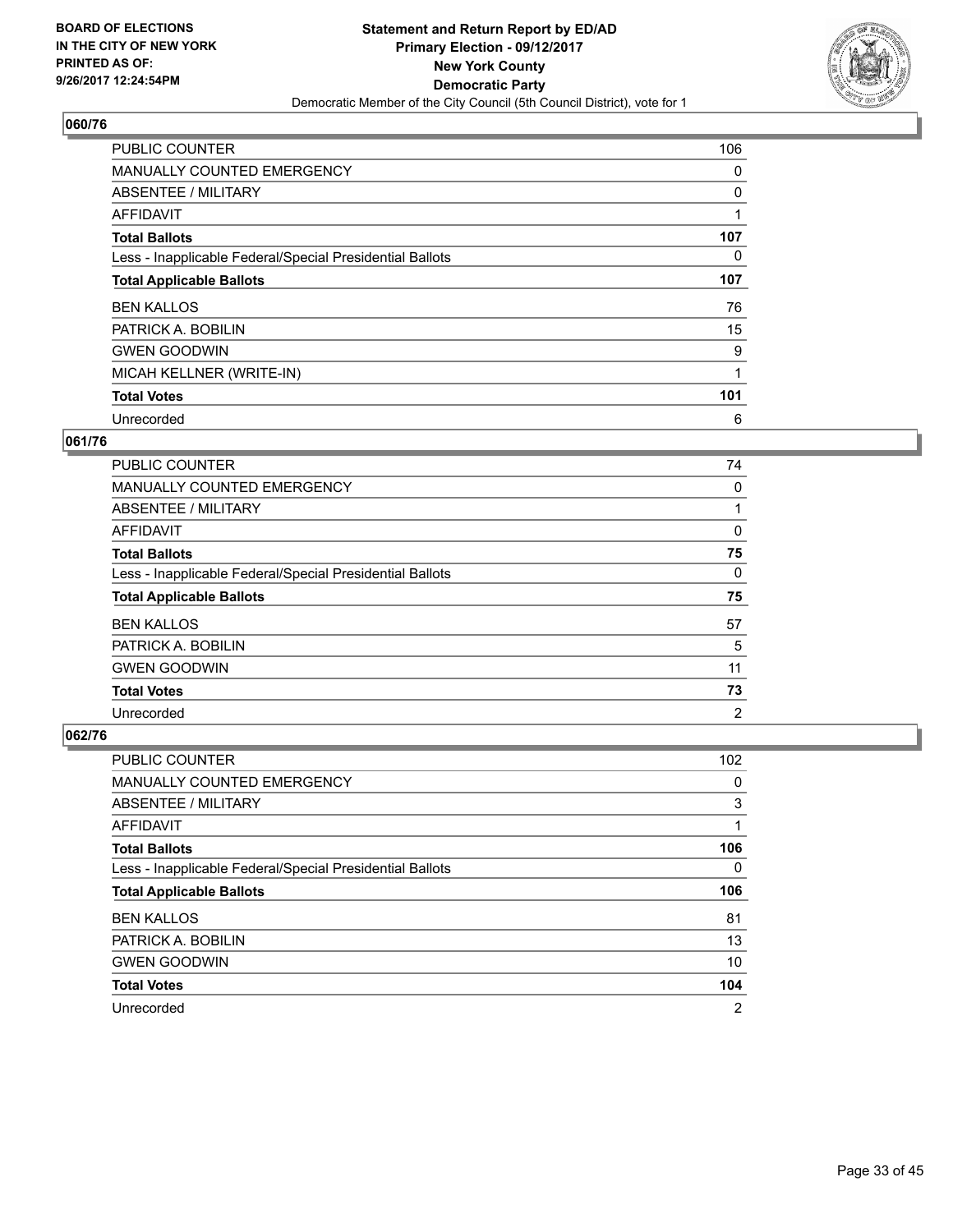BOARD OF ELECTIONS
IN THE CITY OF NEW YORK
PRINTED AS OF:
9/26/2017 12:24:54PM

**Statement and Return Report by ED/AD**
**Primary Election - 09/12/2017**
**New York County**
**Democratic Party**
Democratic Member of the City Council (5th Council District), vote for 1

### 060/76

| | |
|---|---|
| PUBLIC COUNTER | 106 |
| MANUALLY COUNTED EMERGENCY | 0 |
| ABSENTEE / MILITARY | 0 |
| AFFIDAVIT | 1 |
| **Total Ballots** | **107** |
| Less - Inapplicable Federal/Special Presidential Ballots | 0 |
| **Total Applicable Ballots** | **107** |
| BEN KALLOS | 76 |
| PATRICK A. BOBILIN | 15 |
| GWEN GOODWIN | 9 |
| MICAH KELLNER (WRITE-IN) | 1 |
| **Total Votes** | **101** |
| Unrecorded | 6 |

### 061/76

| | |
|---|---|
| PUBLIC COUNTER | 74 |
| MANUALLY COUNTED EMERGENCY | 0 |
| ABSENTEE / MILITARY | 1 |
| AFFIDAVIT | 0 |
| **Total Ballots** | **75** |
| Less - Inapplicable Federal/Special Presidential Ballots | 0 |
| **Total Applicable Ballots** | **75** |
| BEN KALLOS | 57 |
| PATRICK A. BOBILIN | 5 |
| GWEN GOODWIN | 11 |
| **Total Votes** | **73** |
| Unrecorded | 2 |

### 062/76

| | |
|---|---|
| PUBLIC COUNTER | 102 |
| MANUALLY COUNTED EMERGENCY | 0 |
| ABSENTEE / MILITARY | 3 |
| AFFIDAVIT | 1 |
| **Total Ballots** | **106** |
| Less - Inapplicable Federal/Special Presidential Ballots | 0 |
| **Total Applicable Ballots** | **106** |
| BEN KALLOS | 81 |
| PATRICK A. BOBILIN | 13 |
| GWEN GOODWIN | 10 |
| **Total Votes** | **104** |
| Unrecorded | 2 |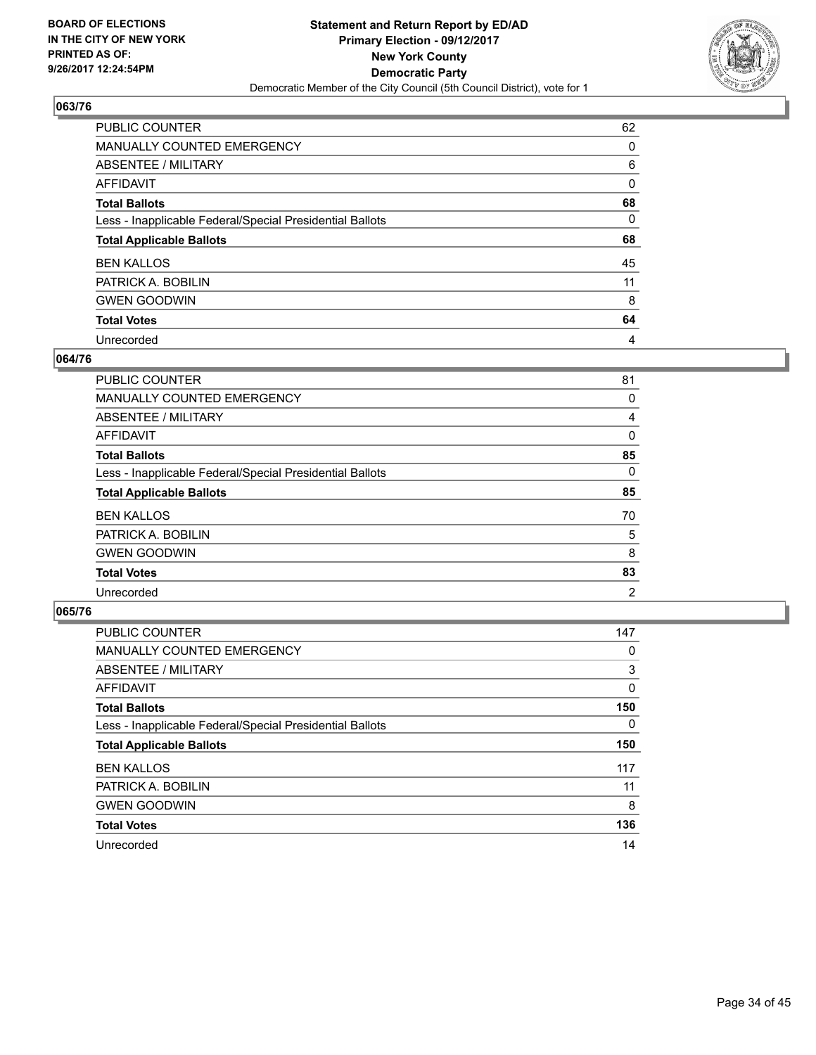**BOARD OF ELECTIONS IN THE CITY OF NEW YORK PRINTED AS OF: 9/26/2017 12:24:54PM**

**Statement and Return Report by ED/AD**
**Primary Election - 09/12/2017**
**New York County**
**Democratic Party**
Democratic Member of the City Council (5th Council District), vote for 1

## 063/76

| | |
|---|---|
| PUBLIC COUNTER | 62 |
| MANUALLY COUNTED EMERGENCY | 0 |
| ABSENTEE / MILITARY | 6 |
| AFFIDAVIT | 0 |
| **Total Ballots** | **68** |
| Less - Inapplicable Federal/Special Presidential Ballots | 0 |
| **Total Applicable Ballots** | **68** |
| BEN KALLOS | 45 |
| PATRICK A. BOBILIN | 11 |
| GWEN GOODWIN | 8 |
| **Total Votes** | **64** |
| Unrecorded | 4 |

## 064/76

| | |
|---|---|
| PUBLIC COUNTER | 81 |
| MANUALLY COUNTED EMERGENCY | 0 |
| ABSENTEE / MILITARY | 4 |
| AFFIDAVIT | 0 |
| **Total Ballots** | **85** |
| Less - Inapplicable Federal/Special Presidential Ballots | 0 |
| **Total Applicable Ballots** | **85** |
| BEN KALLOS | 70 |
| PATRICK A. BOBILIN | 5 |
| GWEN GOODWIN | 8 |
| **Total Votes** | **83** |
| Unrecorded | 2 |

## 065/76

| | |
|---|---|
| PUBLIC COUNTER | 147 |
| MANUALLY COUNTED EMERGENCY | 0 |
| ABSENTEE / MILITARY | 3 |
| AFFIDAVIT | 0 |
| **Total Ballots** | **150** |
| Less - Inapplicable Federal/Special Presidential Ballots | 0 |
| **Total Applicable Ballots** | **150** |
| BEN KALLOS | 117 |
| PATRICK A. BOBILIN | 11 |
| GWEN GOODWIN | 8 |
| **Total Votes** | **136** |
| Unrecorded | 14 |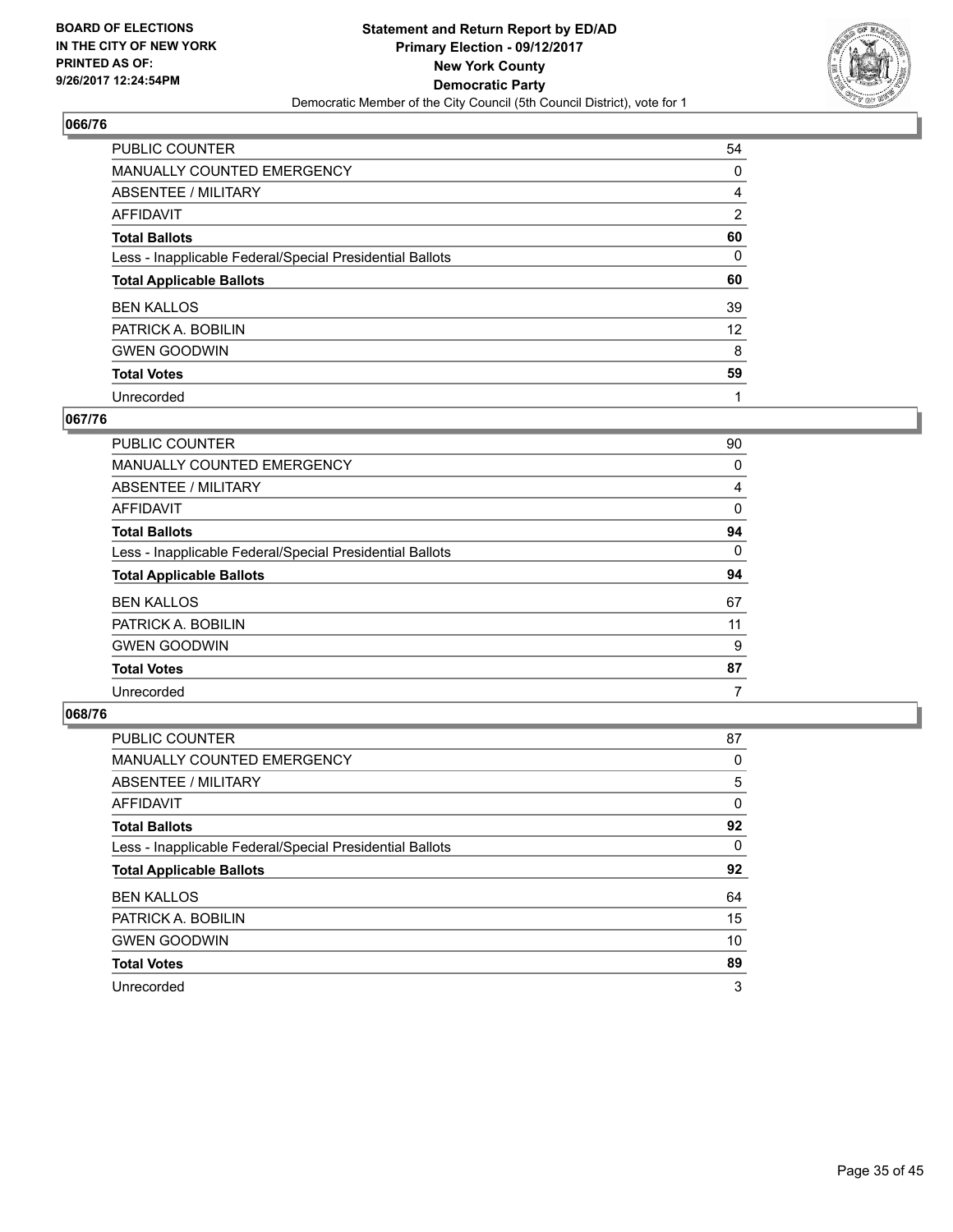BOARD OF ELECTIONS
IN THE CITY OF NEW YORK
PRINTED AS OF:
9/26/2017 12:24:54PM

**Statement and Return Report by ED/AD**
**Primary Election - 09/12/2017**
**New York County**
**Democratic Party**
Democratic Member of the City Council (5th Council District), vote for 1

## 066/76

| | |
|---|---|
| PUBLIC COUNTER | 54 |
| MANUALLY COUNTED EMERGENCY | 0 |
| ABSENTEE / MILITARY | 4 |
| AFFIDAVIT | 2 |
| **Total Ballots** | **60** |
| Less - Inapplicable Federal/Special Presidential Ballots | 0 |
| **Total Applicable Ballots** | **60** |
| BEN KALLOS | 39 |
| PATRICK A. BOBILIN | 12 |
| GWEN GOODWIN | 8 |
| **Total Votes** | **59** |
| Unrecorded | 1 |

## 067/76

| | |
|---|---|
| PUBLIC COUNTER | 90 |
| MANUALLY COUNTED EMERGENCY | 0 |
| ABSENTEE / MILITARY | 4 |
| AFFIDAVIT | 0 |
| **Total Ballots** | **94** |
| Less - Inapplicable Federal/Special Presidential Ballots | 0 |
| **Total Applicable Ballots** | **94** |
| BEN KALLOS | 67 |
| PATRICK A. BOBILIN | 11 |
| GWEN GOODWIN | 9 |
| **Total Votes** | **87** |
| Unrecorded | 7 |

## 068/76

| | |
|---|---|
| PUBLIC COUNTER | 87 |
| MANUALLY COUNTED EMERGENCY | 0 |
| ABSENTEE / MILITARY | 5 |
| AFFIDAVIT | 0 |
| **Total Ballots** | **92** |
| Less - Inapplicable Federal/Special Presidential Ballots | 0 |
| **Total Applicable Ballots** | **92** |
| BEN KALLOS | 64 |
| PATRICK A. BOBILIN | 15 |
| GWEN GOODWIN | 10 |
| **Total Votes** | **89** |
| Unrecorded | 3 |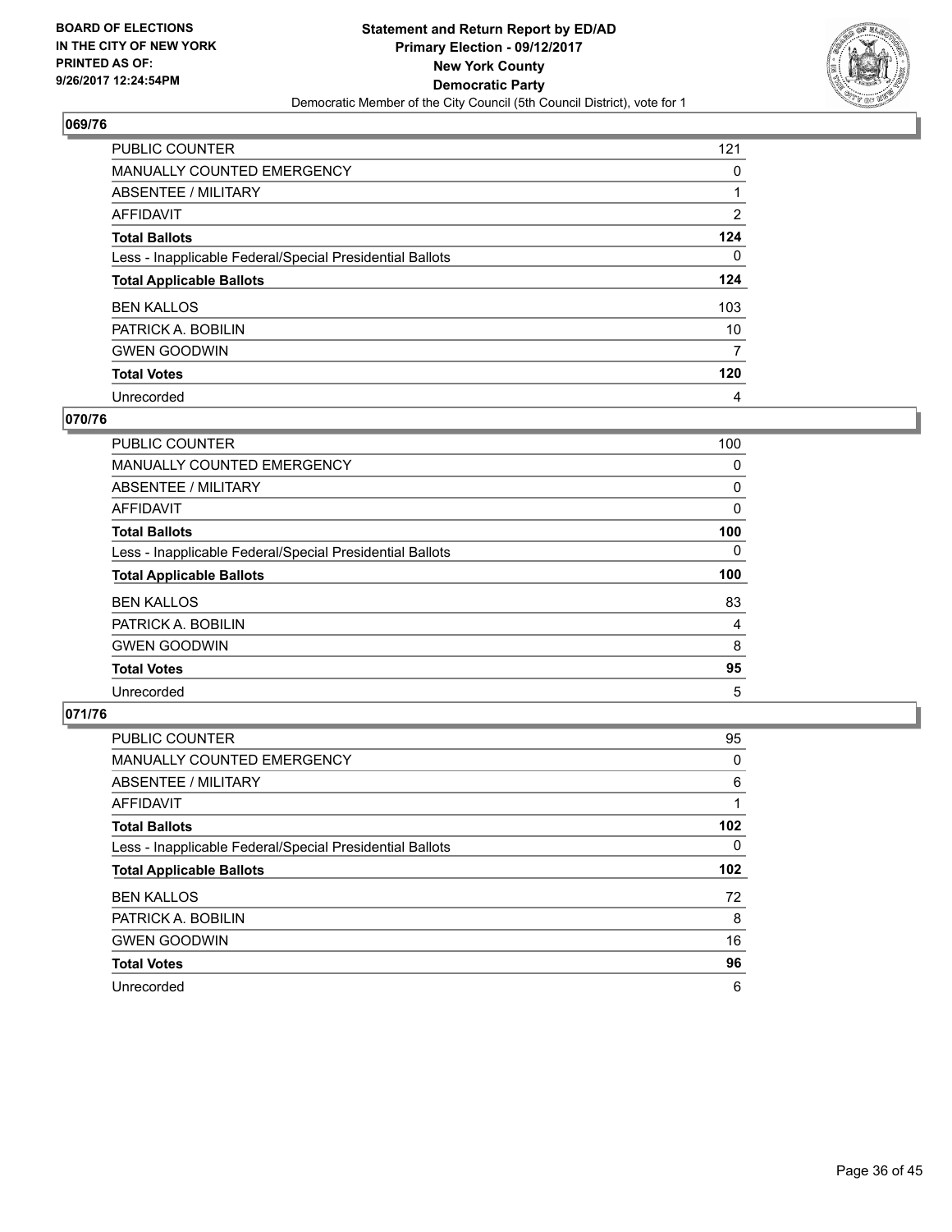**BOARD OF ELECTIONS IN THE CITY OF NEW YORK PRINTED AS OF: 9/26/2017 12:24:54PM**

**Statement and Return Report by ED/AD**
**Primary Election - 09/12/2017**
**New York County**
**Democratic Party**
Democratic Member of the City Council (5th Council District), vote for 1

## 069/76

| | |
|---|---|
| PUBLIC COUNTER | 121 |
| MANUALLY COUNTED EMERGENCY | 0 |
| ABSENTEE / MILITARY | 1 |
| AFFIDAVIT | 2 |
| **Total Ballots** | **124** |
| Less - Inapplicable Federal/Special Presidential Ballots | 0 |
| **Total Applicable Ballots** | **124** |
| BEN KALLOS | 103 |
| PATRICK A. BOBILIN | 10 |
| GWEN GOODWIN | 7 |
| **Total Votes** | **120** |
| Unrecorded | 4 |

## 070/76

| | |
|---|---|
| PUBLIC COUNTER | 100 |
| MANUALLY COUNTED EMERGENCY | 0 |
| ABSENTEE / MILITARY | 0 |
| AFFIDAVIT | 0 |
| **Total Ballots** | **100** |
| Less - Inapplicable Federal/Special Presidential Ballots | 0 |
| **Total Applicable Ballots** | **100** |
| BEN KALLOS | 83 |
| PATRICK A. BOBILIN | 4 |
| GWEN GOODWIN | 8 |
| **Total Votes** | **95** |
| Unrecorded | 5 |

## 071/76

| | |
|---|---|
| PUBLIC COUNTER | 95 |
| MANUALLY COUNTED EMERGENCY | 0 |
| ABSENTEE / MILITARY | 6 |
| AFFIDAVIT | 1 |
| **Total Ballots** | **102** |
| Less - Inapplicable Federal/Special Presidential Ballots | 0 |
| **Total Applicable Ballots** | **102** |
| BEN KALLOS | 72 |
| PATRICK A. BOBILIN | 8 |
| GWEN GOODWIN | 16 |
| **Total Votes** | **96** |
| Unrecorded | 6 |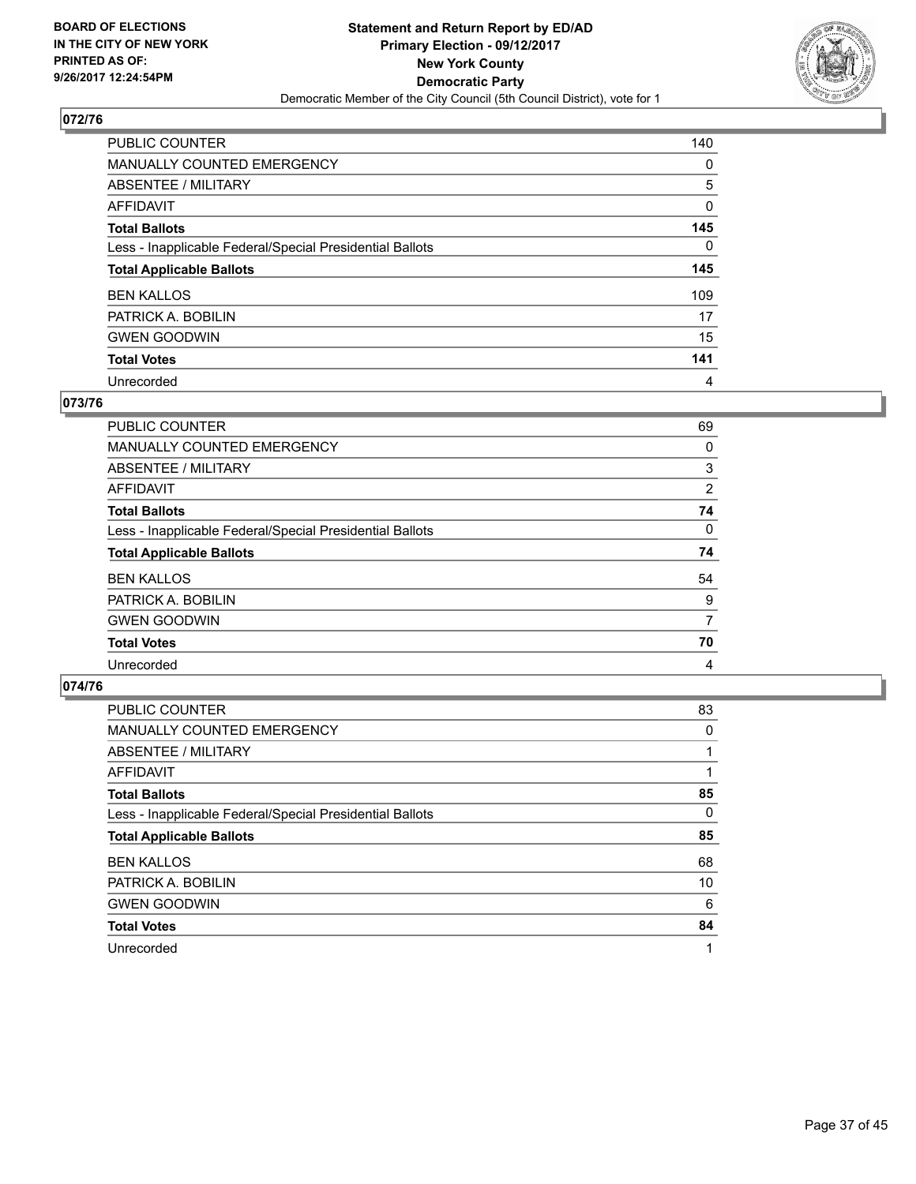BOARD OF ELECTIONS
IN THE CITY OF NEW YORK
PRINTED AS OF:
9/26/2017 12:24:54PM

**Statement and Return Report by ED/AD**
**Primary Election - 09/12/2017**
**New York County**
**Democratic Party**
Democratic Member of the City Council (5th Council District), vote for 1

### 072/76

| | |
|---|---|
| PUBLIC COUNTER | 140 |
| MANUALLY COUNTED EMERGENCY | 0 |
| ABSENTEE / MILITARY | 5 |
| AFFIDAVIT | 0 |
| **Total Ballots** | **145** |
| Less - Inapplicable Federal/Special Presidential Ballots | 0 |
| **Total Applicable Ballots** | **145** |
| BEN KALLOS | 109 |
| PATRICK A. BOBILIN | 17 |
| GWEN GOODWIN | 15 |
| **Total Votes** | **141** |
| Unrecorded | 4 |

### 073/76

| | |
|---|---|
| PUBLIC COUNTER | 69 |
| MANUALLY COUNTED EMERGENCY | 0 |
| ABSENTEE / MILITARY | 3 |
| AFFIDAVIT | 2 |
| **Total Ballots** | **74** |
| Less - Inapplicable Federal/Special Presidential Ballots | 0 |
| **Total Applicable Ballots** | **74** |
| BEN KALLOS | 54 |
| PATRICK A. BOBILIN | 9 |
| GWEN GOODWIN | 7 |
| **Total Votes** | **70** |
| Unrecorded | 4 |

### 074/76

| | |
|---|---|
| PUBLIC COUNTER | 83 |
| MANUALLY COUNTED EMERGENCY | 0 |
| ABSENTEE / MILITARY | 1 |
| AFFIDAVIT | 1 |
| **Total Ballots** | **85** |
| Less - Inapplicable Federal/Special Presidential Ballots | 0 |
| **Total Applicable Ballots** | **85** |
| BEN KALLOS | 68 |
| PATRICK A. BOBILIN | 10 |
| GWEN GOODWIN | 6 |
| **Total Votes** | **84** |
| Unrecorded | 1 |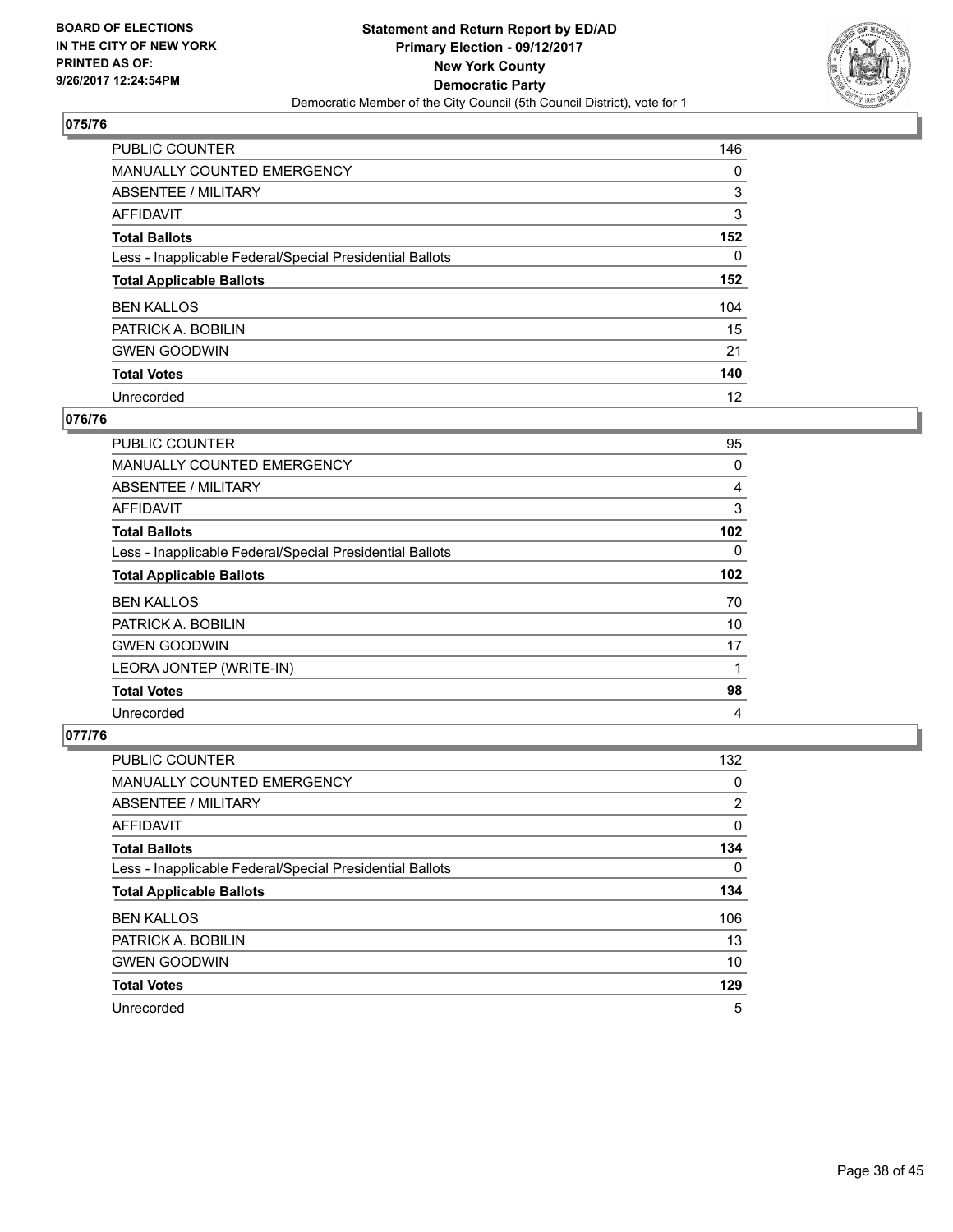**BOARD OF ELECTIONS IN THE CITY OF NEW YORK PRINTED AS OF: 9/26/2017 12:24:54PM**

**Statement and Return Report by ED/AD Primary Election - 09/12/2017 New York County Democratic Party**

Democratic Member of the City Council (5th Council District), vote for 1

## 075/76

| | |
|---|---|
| PUBLIC COUNTER | 146 |
| MANUALLY COUNTED EMERGENCY | 0 |
| ABSENTEE / MILITARY | 3 |
| AFFIDAVIT | 3 |
| **Total Ballots** | **152** |
| Less - Inapplicable Federal/Special Presidential Ballots | 0 |
| **Total Applicable Ballots** | **152** |
| BEN KALLOS | 104 |
| PATRICK A. BOBILIN | 15 |
| GWEN GOODWIN | 21 |
| **Total Votes** | **140** |
| Unrecorded | 12 |

## 076/76

| | |
|---|---|
| PUBLIC COUNTER | 95 |
| MANUALLY COUNTED EMERGENCY | 0 |
| ABSENTEE / MILITARY | 4 |
| AFFIDAVIT | 3 |
| **Total Ballots** | **102** |
| Less - Inapplicable Federal/Special Presidential Ballots | 0 |
| **Total Applicable Ballots** | **102** |
| BEN KALLOS | 70 |
| PATRICK A. BOBILIN | 10 |
| GWEN GOODWIN | 17 |
| LEORA JONTEP (WRITE-IN) | 1 |
| **Total Votes** | **98** |
| Unrecorded | 4 |

## 077/76

| | |
|---|---|
| PUBLIC COUNTER | 132 |
| MANUALLY COUNTED EMERGENCY | 0 |
| ABSENTEE / MILITARY | 2 |
| AFFIDAVIT | 0 |
| **Total Ballots** | **134** |
| Less - Inapplicable Federal/Special Presidential Ballots | 0 |
| **Total Applicable Ballots** | **134** |
| BEN KALLOS | 106 |
| PATRICK A. BOBILIN | 13 |
| GWEN GOODWIN | 10 |
| **Total Votes** | **129** |
| Unrecorded | 5 |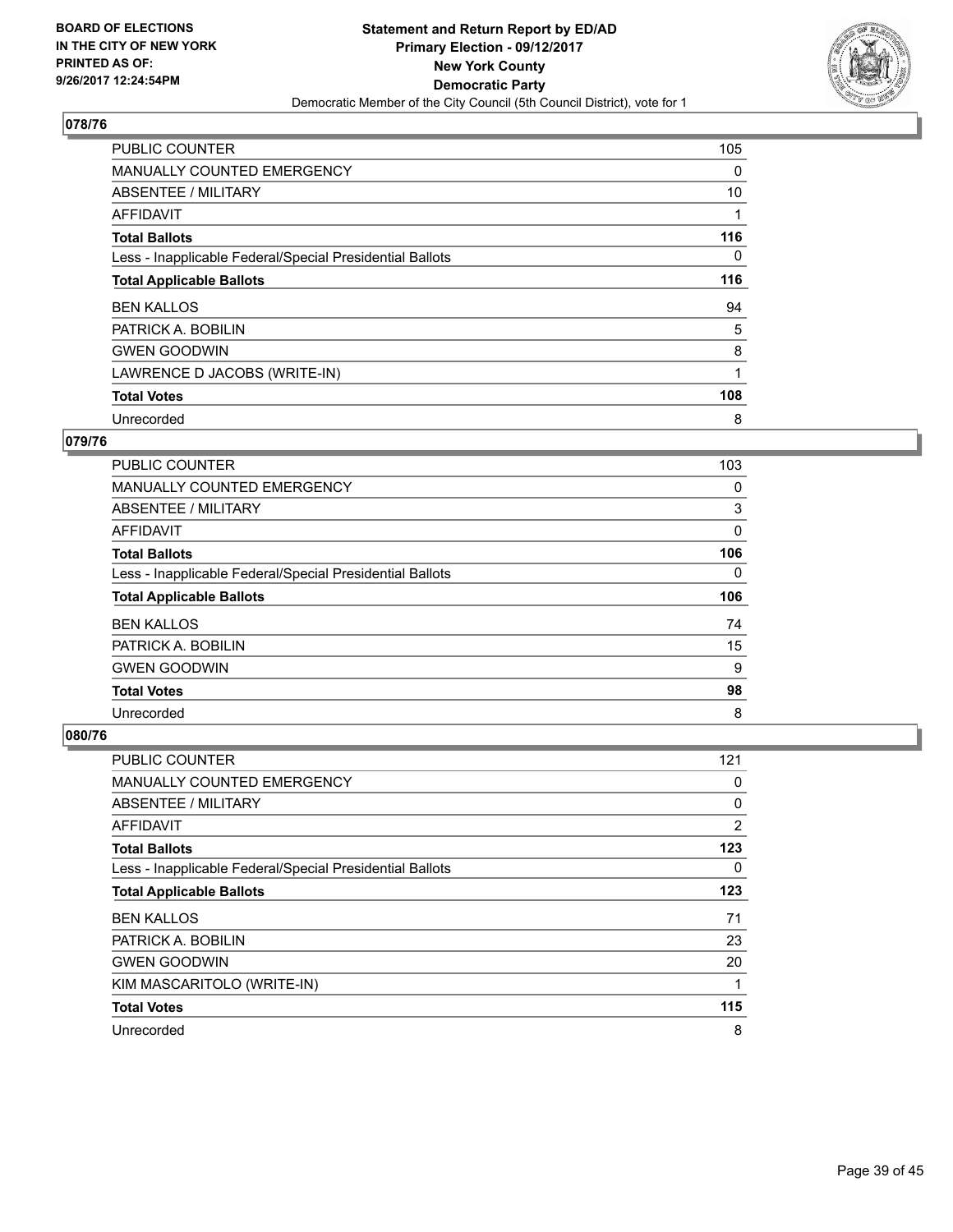BOARD OF ELECTIONS
IN THE CITY OF NEW YORK
PRINTED AS OF:
9/26/2017 12:24:54PM

**Statement and Return Report by ED/AD**
**Primary Election - 09/12/2017**
**New York County**
**Democratic Party**
Democratic Member of the City Council (5th Council District), vote for 1

## 078/76

| | |
|---|---|
| PUBLIC COUNTER | 105 |
| MANUALLY COUNTED EMERGENCY | 0 |
| ABSENTEE / MILITARY | 10 |
| AFFIDAVIT | 1 |
| **Total Ballots** | **116** |
| Less - Inapplicable Federal/Special Presidential Ballots | 0 |
| **Total Applicable Ballots** | **116** |
| BEN KALLOS | 94 |
| PATRICK A. BOBILIN | 5 |
| GWEN GOODWIN | 8 |
| LAWRENCE D JACOBS (WRITE-IN) | 1 |
| **Total Votes** | **108** |
| Unrecorded | 8 |

## 079/76

| | |
|---|---|
| PUBLIC COUNTER | 103 |
| MANUALLY COUNTED EMERGENCY | 0 |
| ABSENTEE / MILITARY | 3 |
| AFFIDAVIT | 0 |
| **Total Ballots** | **106** |
| Less - Inapplicable Federal/Special Presidential Ballots | 0 |
| **Total Applicable Ballots** | **106** |
| BEN KALLOS | 74 |
| PATRICK A. BOBILIN | 15 |
| GWEN GOODWIN | 9 |
| **Total Votes** | **98** |
| Unrecorded | 8 |

## 080/76

| | |
|---|---|
| PUBLIC COUNTER | 121 |
| MANUALLY COUNTED EMERGENCY | 0 |
| ABSENTEE / MILITARY | 0 |
| AFFIDAVIT | 2 |
| **Total Ballots** | **123** |
| Less - Inapplicable Federal/Special Presidential Ballots | 0 |
| **Total Applicable Ballots** | **123** |
| BEN KALLOS | 71 |
| PATRICK A. BOBILIN | 23 |
| GWEN GOODWIN | 20 |
| KIM MASCARITOLO (WRITE-IN) | 1 |
| **Total Votes** | **115** |
| Unrecorded | 8 |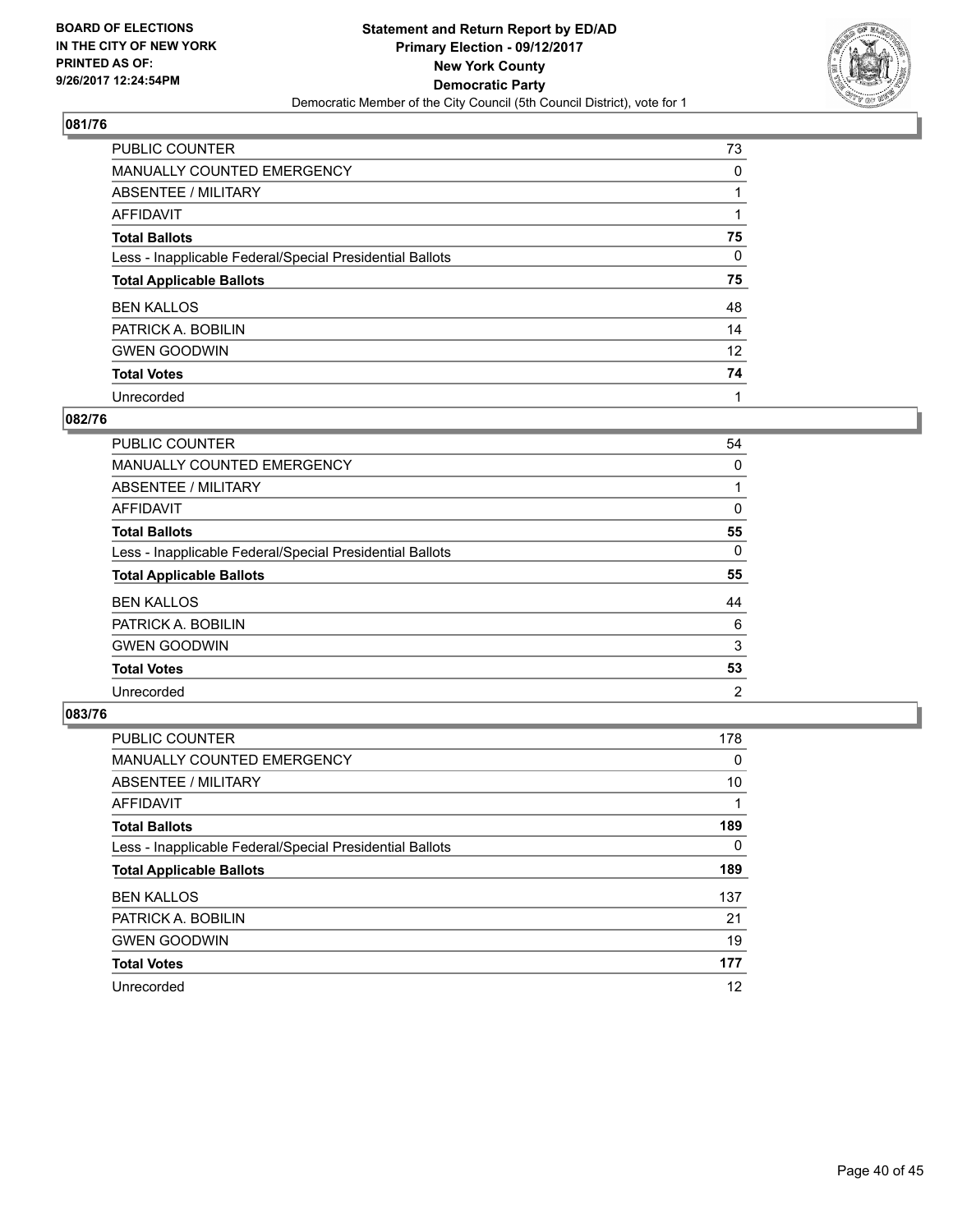**BOARD OF ELECTIONS IN THE CITY OF NEW YORK PRINTED AS OF: 9/26/2017 12:24:54PM**

**Statement and Return Report by ED/AD Primary Election - 09/12/2017 New York County Democratic Party**
Democratic Member of the City Council (5th Council District), vote for 1

### 081/76

| | |
|---|---|
| PUBLIC COUNTER | 73 |
| MANUALLY COUNTED EMERGENCY | 0 |
| ABSENTEE / MILITARY | 1 |
| AFFIDAVIT | 1 |
| **Total Ballots** | **75** |
| Less - Inapplicable Federal/Special Presidential Ballots | 0 |
| **Total Applicable Ballots** | **75** |
| BEN KALLOS | 48 |
| PATRICK A. BOBILIN | 14 |
| GWEN GOODWIN | 12 |
| **Total Votes** | **74** |
| Unrecorded | 1 |

### 082/76

| | |
|---|---|
| PUBLIC COUNTER | 54 |
| MANUALLY COUNTED EMERGENCY | 0 |
| ABSENTEE / MILITARY | 1 |
| AFFIDAVIT | 0 |
| **Total Ballots** | **55** |
| Less - Inapplicable Federal/Special Presidential Ballots | 0 |
| **Total Applicable Ballots** | **55** |
| BEN KALLOS | 44 |
| PATRICK A. BOBILIN | 6 |
| GWEN GOODWIN | 3 |
| **Total Votes** | **53** |
| Unrecorded | 2 |

### 083/76

| | |
|---|---|
| PUBLIC COUNTER | 178 |
| MANUALLY COUNTED EMERGENCY | 0 |
| ABSENTEE / MILITARY | 10 |
| AFFIDAVIT | 1 |
| **Total Ballots** | **189** |
| Less - Inapplicable Federal/Special Presidential Ballots | 0 |
| **Total Applicable Ballots** | **189** |
| BEN KALLOS | 137 |
| PATRICK A. BOBILIN | 21 |
| GWEN GOODWIN | 19 |
| **Total Votes** | **177** |
| Unrecorded | 12 |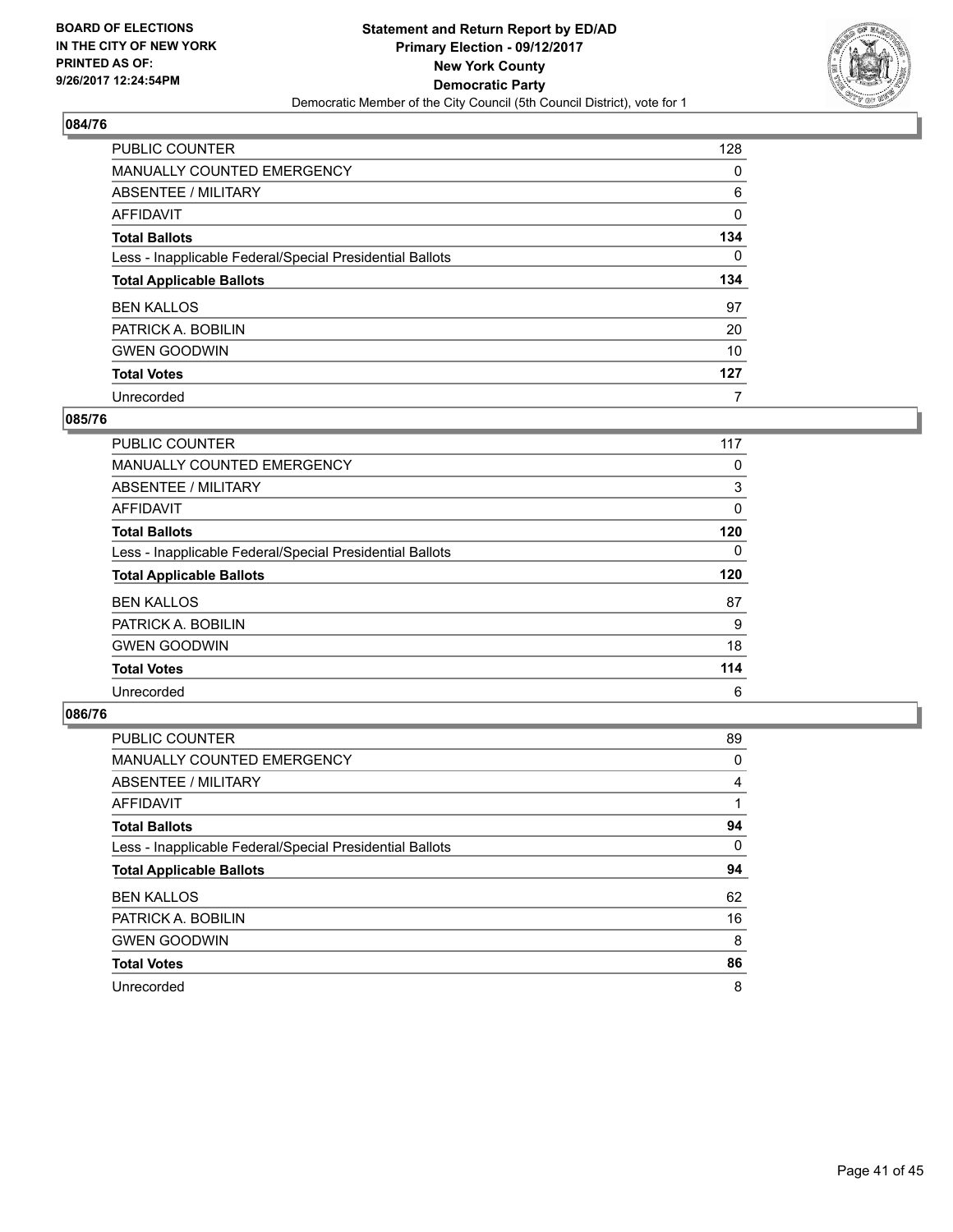**BOARD OF ELECTIONS IN THE CITY OF NEW YORK PRINTED AS OF: 9/26/2017 12:24:54PM**

**Statement and Return Report by ED/AD**
**Primary Election - 09/12/2017**
**New York County**
**Democratic Party**
Democratic Member of the City Council (5th Council District), vote for 1

## 084/76

| | |
|---|---|
| PUBLIC COUNTER | 128 |
| MANUALLY COUNTED EMERGENCY | 0 |
| ABSENTEE / MILITARY | 6 |
| AFFIDAVIT | 0 |
| **Total Ballots** | **134** |
| Less - Inapplicable Federal/Special Presidential Ballots | 0 |
| **Total Applicable Ballots** | **134** |
| BEN KALLOS | 97 |
| PATRICK A. BOBILIN | 20 |
| GWEN GOODWIN | 10 |
| **Total Votes** | **127** |
| Unrecorded | 7 |

## 085/76

| | |
|---|---|
| PUBLIC COUNTER | 117 |
| MANUALLY COUNTED EMERGENCY | 0 |
| ABSENTEE / MILITARY | 3 |
| AFFIDAVIT | 0 |
| **Total Ballots** | **120** |
| Less - Inapplicable Federal/Special Presidential Ballots | 0 |
| **Total Applicable Ballots** | **120** |
| BEN KALLOS | 87 |
| PATRICK A. BOBILIN | 9 |
| GWEN GOODWIN | 18 |
| **Total Votes** | **114** |
| Unrecorded | 6 |

## 086/76

| | |
|---|---|
| PUBLIC COUNTER | 89 |
| MANUALLY COUNTED EMERGENCY | 0 |
| ABSENTEE / MILITARY | 4 |
| AFFIDAVIT | 1 |
| **Total Ballots** | **94** |
| Less - Inapplicable Federal/Special Presidential Ballots | 0 |
| **Total Applicable Ballots** | **94** |
| BEN KALLOS | 62 |
| PATRICK A. BOBILIN | 16 |
| GWEN GOODWIN | 8 |
| **Total Votes** | **86** |
| Unrecorded | 8 |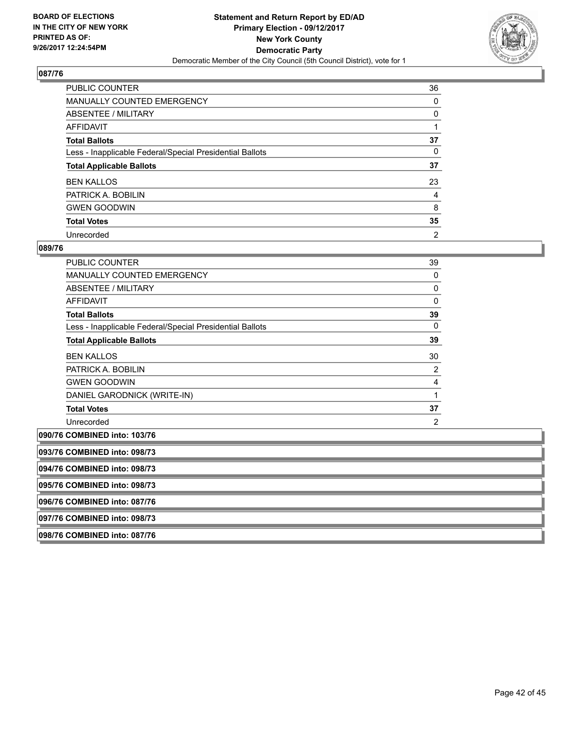**BOARD OF ELECTIONS IN THE CITY OF NEW YORK PRINTED AS OF: 9/26/2017 12:24:54PM**

**Statement and Return Report by ED/AD Primary Election - 09/12/2017 New York County Democratic Party**

Democratic Member of the City Council (5th Council District), vote for 1

## 087/76

| | |
|---|---|
| PUBLIC COUNTER | 36 |
| MANUALLY COUNTED EMERGENCY | 0 |
| ABSENTEE / MILITARY | 0 |
| AFFIDAVIT | 1 |
| **Total Ballots** | **37** |
| Less - Inapplicable Federal/Special Presidential Ballots | 0 |
| **Total Applicable Ballots** | **37** |
| BEN KALLOS | 23 |
| PATRICK A. BOBILIN | 4 |
| GWEN GOODWIN | 8 |
| **Total Votes** | **35** |
| Unrecorded | 2 |

## 089/76

| | |
|---|---|
| PUBLIC COUNTER | 39 |
| MANUALLY COUNTED EMERGENCY | 0 |
| ABSENTEE / MILITARY | 0 |
| AFFIDAVIT | 0 |
| **Total Ballots** | **39** |
| Less - Inapplicable Federal/Special Presidential Ballots | 0 |
| **Total Applicable Ballots** | **39** |
| BEN KALLOS | 30 |
| PATRICK A. BOBILIN | 2 |
| GWEN GOODWIN | 4 |
| DANIEL GARODNICK (WRITE-IN) | 1 |
| **Total Votes** | **37** |
| Unrecorded | 2 |

**090/76 COMBINED into: 103/76**

**093/76 COMBINED into: 098/73**

**094/76 COMBINED into: 098/73**

**095/76 COMBINED into: 098/73**

**096/76 COMBINED into: 087/76**

**097/76 COMBINED into: 098/73**

**098/76 COMBINED into: 087/76**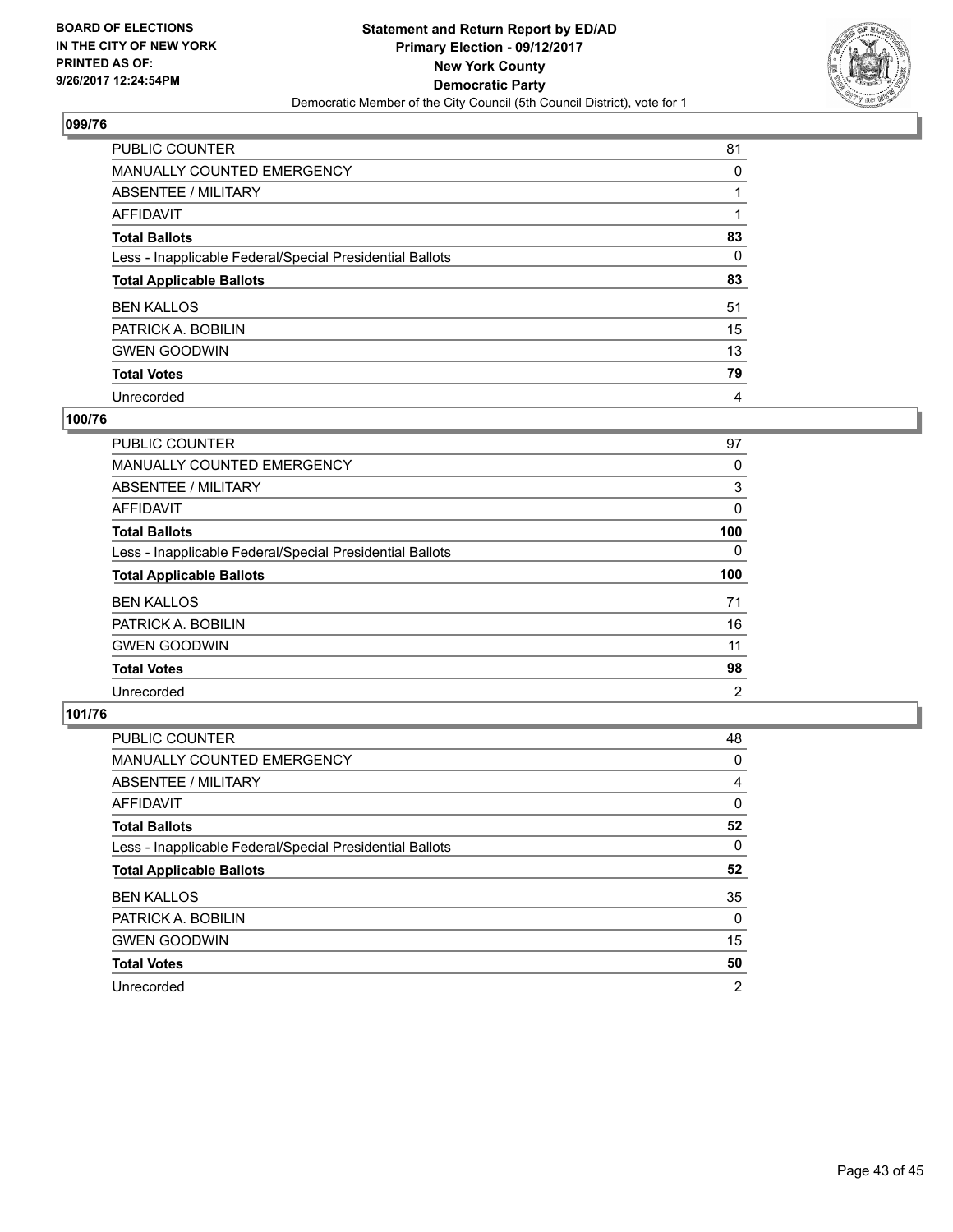BOARD OF ELECTIONS
IN THE CITY OF NEW YORK
PRINTED AS OF:
9/26/2017 12:24:54PM

**Statement and Return Report by ED/AD**
**Primary Election - 09/12/2017**
**New York County**
**Democratic Party**
Democratic Member of the City Council (5th Council District), vote for 1

## 099/76

| | |
|---|---|
| PUBLIC COUNTER | 81 |
| MANUALLY COUNTED EMERGENCY | 0 |
| ABSENTEE / MILITARY | 1 |
| AFFIDAVIT | 1 |
| **Total Ballots** | **83** |
| Less - Inapplicable Federal/Special Presidential Ballots | 0 |
| **Total Applicable Ballots** | **83** |
| BEN KALLOS | 51 |
| PATRICK A. BOBILIN | 15 |
| GWEN GOODWIN | 13 |
| **Total Votes** | **79** |
| Unrecorded | 4 |

## 100/76

| | |
|---|---|
| PUBLIC COUNTER | 97 |
| MANUALLY COUNTED EMERGENCY | 0 |
| ABSENTEE / MILITARY | 3 |
| AFFIDAVIT | 0 |
| **Total Ballots** | **100** |
| Less - Inapplicable Federal/Special Presidential Ballots | 0 |
| **Total Applicable Ballots** | **100** |
| BEN KALLOS | 71 |
| PATRICK A. BOBILIN | 16 |
| GWEN GOODWIN | 11 |
| **Total Votes** | **98** |
| Unrecorded | 2 |

## 101/76

| | |
|---|---|
| PUBLIC COUNTER | 48 |
| MANUALLY COUNTED EMERGENCY | 0 |
| ABSENTEE / MILITARY | 4 |
| AFFIDAVIT | 0 |
| **Total Ballots** | **52** |
| Less - Inapplicable Federal/Special Presidential Ballots | 0 |
| **Total Applicable Ballots** | **52** |
| BEN KALLOS | 35 |
| PATRICK A. BOBILIN | 0 |
| GWEN GOODWIN | 15 |
| **Total Votes** | **50** |
| Unrecorded | 2 |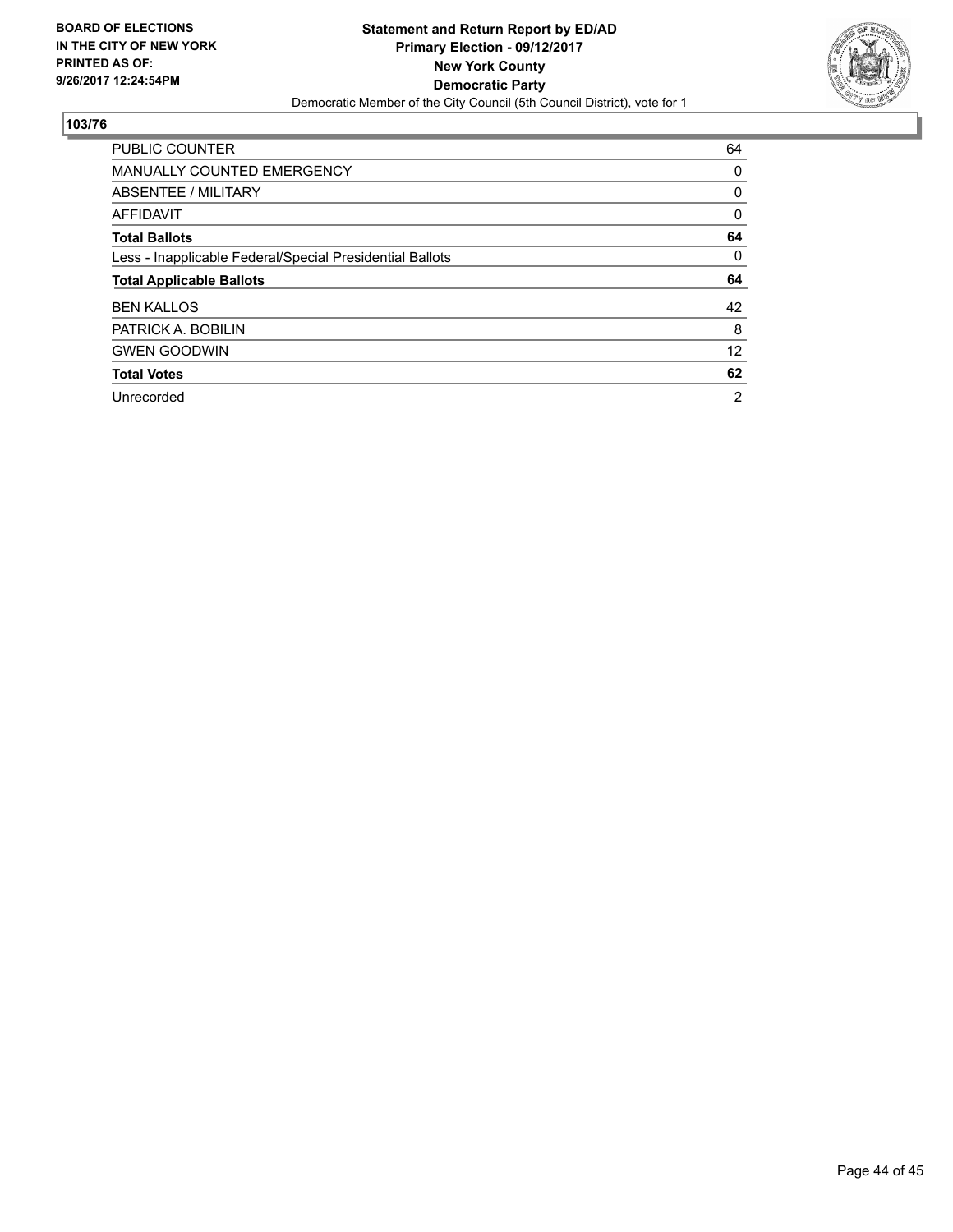**BOARD OF ELECTIONS IN THE CITY OF NEW YORK PRINTED AS OF: 9/26/2017 12:24:54PM**

**Statement and Return Report by ED/AD**
**Primary Election - 09/12/2017**
**New York County**
**Democratic Party**
Democratic Member of the City Council (5th Council District), vote for 1

## 103/76

| | |
|---|---|
| PUBLIC COUNTER | 64 |
| MANUALLY COUNTED EMERGENCY | 0 |
| ABSENTEE / MILITARY | 0 |
| AFFIDAVIT | 0 |
| **Total Ballots** | **64** |
| Less - Inapplicable Federal/Special Presidential Ballots | 0 |
| **Total Applicable Ballots** | **64** |
| BEN KALLOS | 42 |
| PATRICK A. BOBILIN | 8 |
| GWEN GOODWIN | 12 |
| **Total Votes** | **62** |
| Unrecorded | 2 |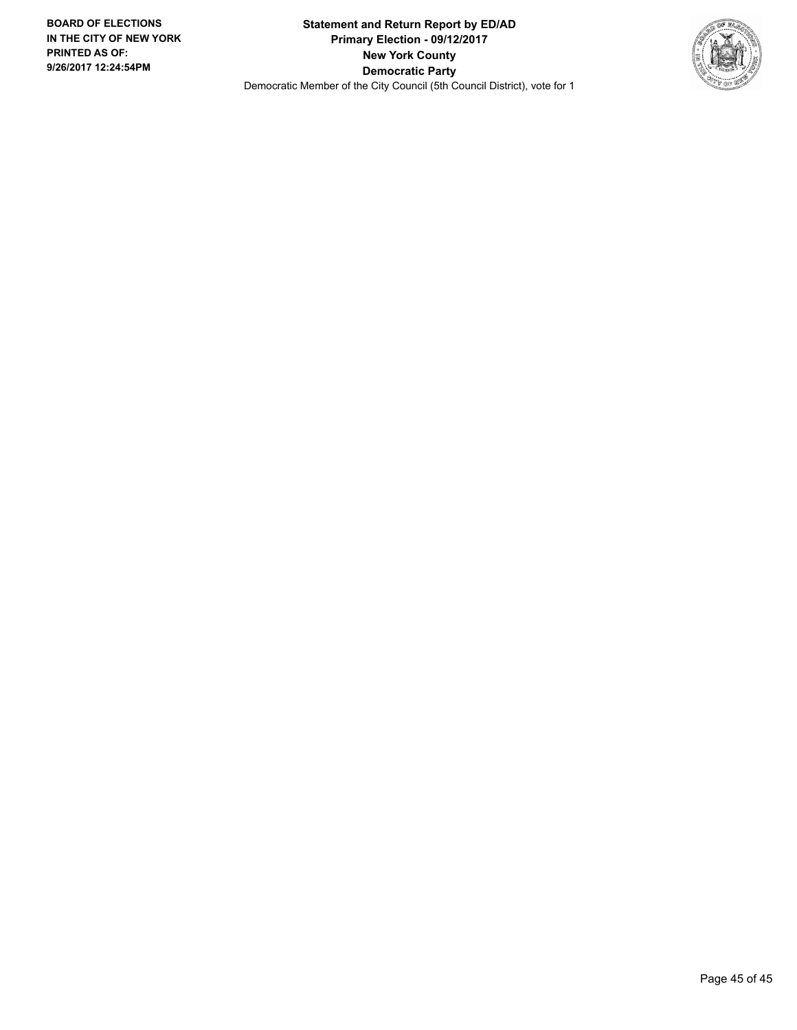**BOARD OF ELECTIONS IN THE CITY OF NEW YORK PRINTED AS OF: 9/26/2017 12:24:54PM**

**Statement and Return Report by ED/AD**
**Primary Election - 09/12/2017**
**New York County**
**Democratic Party**
Democratic Member of the City Council (5th Council District), vote for 1